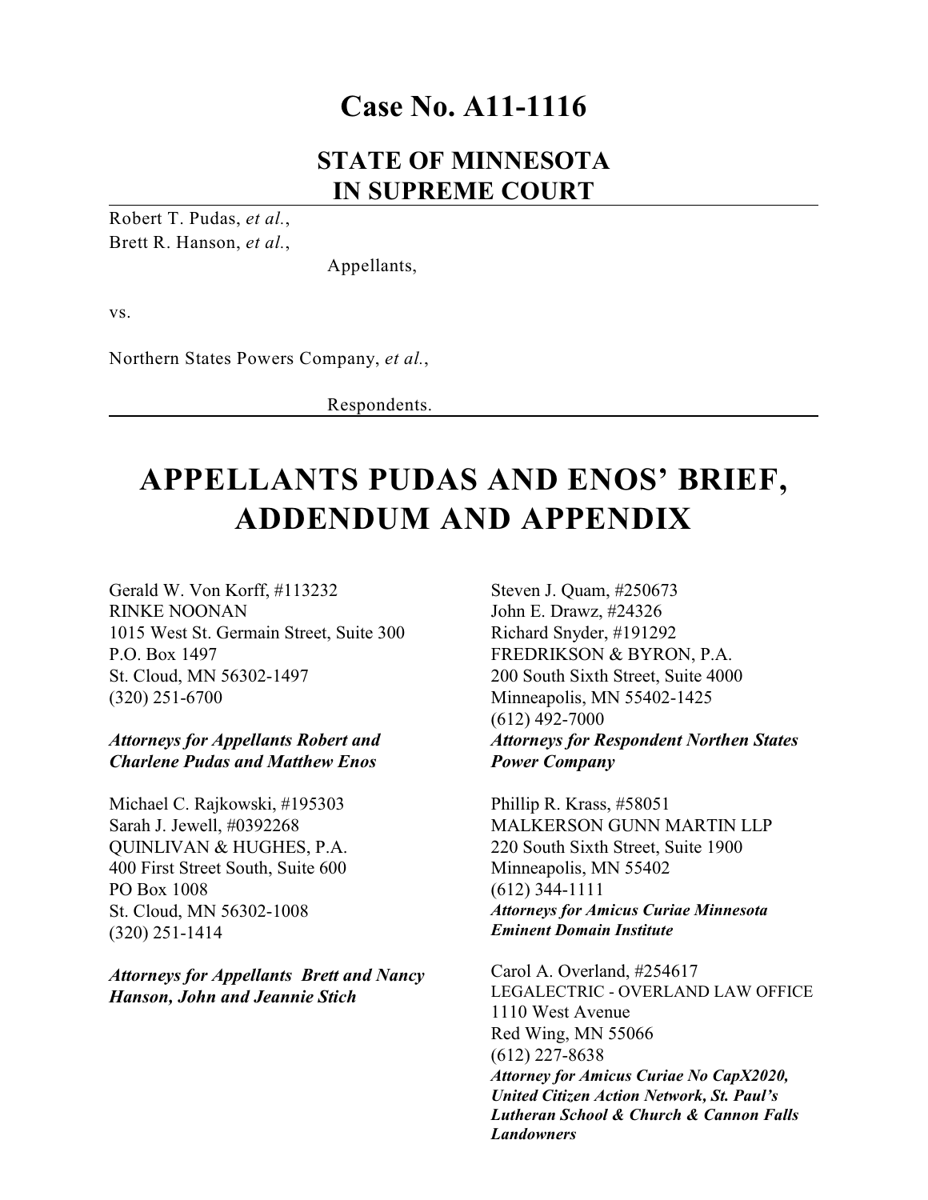# Case No. A11-1116

## STATE OF MINNESOTA
## IN SUPREME COURT

Robert T. Pudas, *et al.*,
Brett R. Hanson, *et al.*,

Appellants,

vs.

Northern States Powers Company, *et al.*,

Respondents.

# APPELLANTS PUDAS AND ENOS' BRIEF, ADDENDUM AND APPENDIX

Gerald W. Von Korff, #113232
RINKE NOONAN
1015 West St. Germain Street, Suite 300
P.O. Box 1497
St. Cloud, MN 56302-1497
(320) 251-6700

***Attorneys for Appellants Robert and Charlene Pudas and Matthew Enos***

Michael C. Rajkowski, #195303
Sarah J. Jewell, #0392268
QUINLIVAN & HUGHES, P.A.
400 First Street South, Suite 600
PO Box 1008
St. Cloud, MN 56302-1008
(320) 251-1414

***Attorneys for Appellants Brett and Nancy Hanson, John and Jeannie Stich***

Steven J. Quam, #250673
John E. Drawz, #24326
Richard Snyder, #191292
FREDRIKSON & BYRON, P.A.
200 South Sixth Street, Suite 4000
Minneapolis, MN 55402-1425
(612) 492-7000

***Attorneys for Respondent Northen States Power Company***

Phillip R. Krass, #58051
MALKERSON GUNN MARTIN LLP
220 South Sixth Street, Suite 1900
Minneapolis, MN 55402
(612) 344-1111

***Attorneys for Amicus Curiae Minnesota Eminent Domain Institute***

Carol A. Overland, #254617
LEGALECTRIC - OVERLAND LAW OFFICE
1110 West Avenue
Red Wing, MN 55066
(612) 227-8638

***Attorney for Amicus Curiae No CapX2020, United Citizen Action Network, St. Paul's Lutheran School & Church & Cannon Falls Landowners***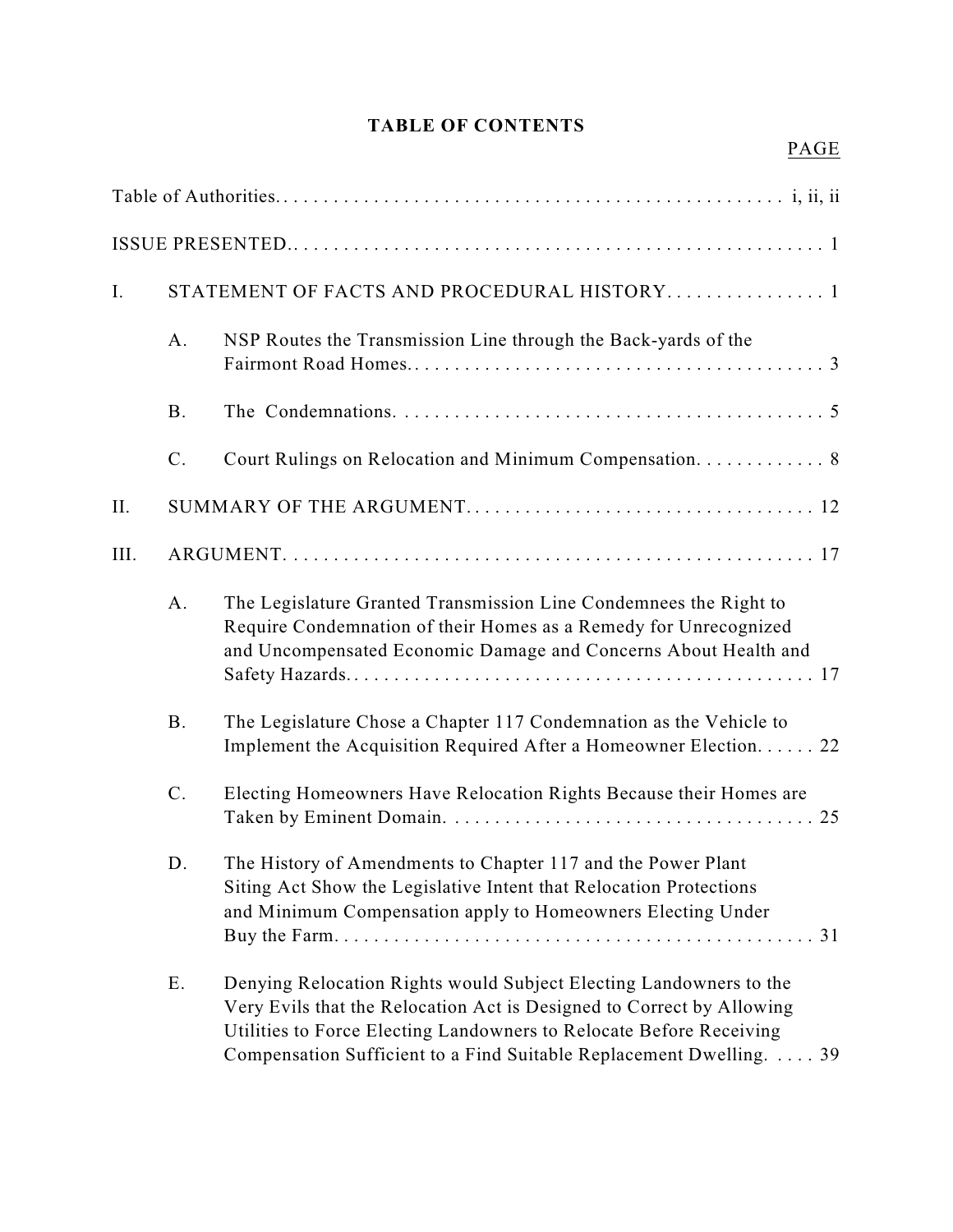**TABLE OF CONTENTS**

| | | | PAGE |
|---|---|---|---|
| Table of Authorities | | | i, ii, ii |
| ISSUE PRESENTED. | | | 1 |
| I. | STATEMENT OF FACTS AND PROCEDURAL HISTORY | | 1 |
| | A. | NSP Routes the Transmission Line through the Back-yards of the Fairmont Road Homes. | 3 |
| | B. | The Condemnations. | 5 |
| | C. | Court Rulings on Relocation and Minimum Compensation. | 8 |
| II. | SUMMARY OF THE ARGUMENT | | 12 |
| III. | ARGUMENT | | 17 |
| | A. | The Legislature Granted Transmission Line Condemnees the Right to Require Condemnation of their Homes as a Remedy for Unrecognized and Uncompensated Economic Damage and Concerns About Health and Safety Hazards. | 17 |
| | B. | The Legislature Chose a Chapter 117 Condemnation as the Vehicle to Implement the Acquisition Required After a Homeowner Election. | 22 |
| | C. | Electing Homeowners Have Relocation Rights Because their Homes are Taken by Eminent Domain. | 25 |
| | D. | The History of Amendments to Chapter 117 and the Power Plant Siting Act Show the Legislative Intent that Relocation Protections and Minimum Compensation apply to Homeowners Electing Under Buy the Farm. | 31 |
| | E. | Denying Relocation Rights would Subject Electing Landowners to the Very Evils that the Relocation Act is Designed to Correct by Allowing Utilities to Force Electing Landowners to Relocate Before Receiving Compensation Sufficient to a Find Suitable Replacement Dwelling. | 39 |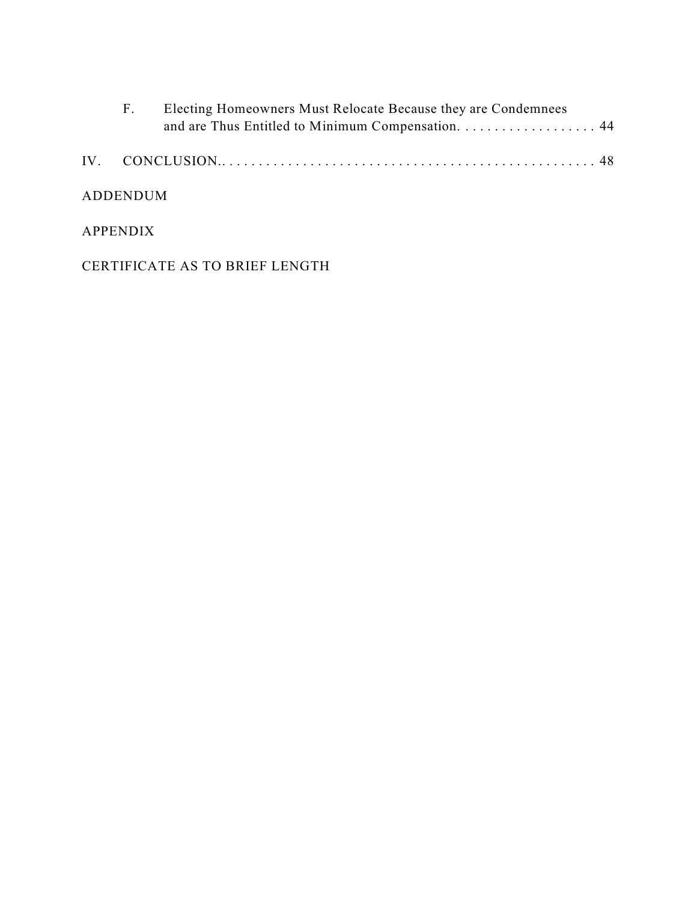F. Electing Homeowners Must Relocate Because they are Condemnees and are Thus Entitled to Minimum Compensation. . . . . . . . . . . . . . . . . . . 44

IV. CONCLUSION.. . . . . . . . . . . . . . . . . . . . . . . . . . . . . . . . . . . . . . . . . . . . . . . . . . . 48

ADDENDUM

APPENDIX

CERTIFICATE AS TO BRIEF LENGTH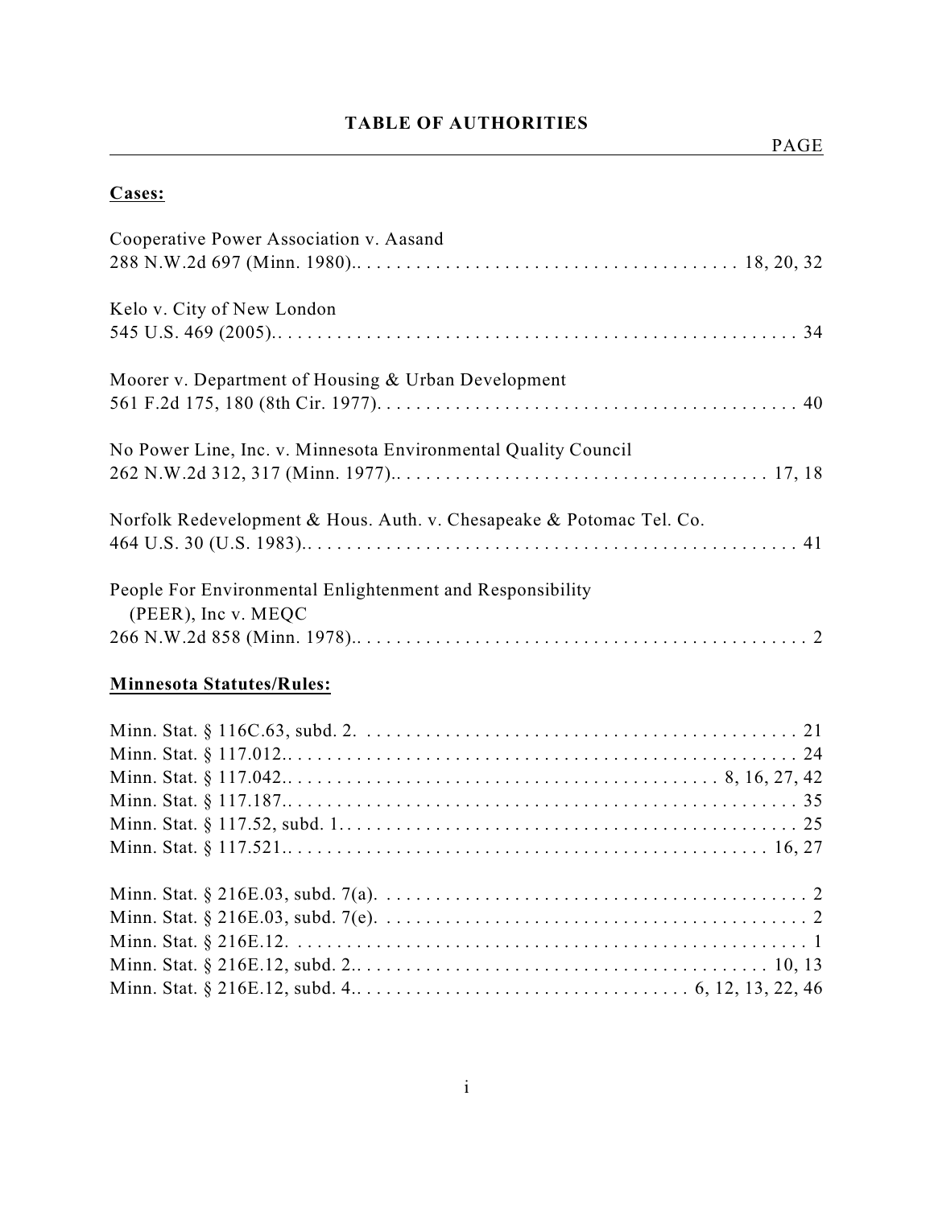# TABLE OF AUTHORITIES

PAGE

**Cases:**

Cooperative Power Association v. Aasand
288 N.W.2d 697 (Minn. 1980).. . . . . . . . . . . . . . . . . . . . . . . . . . . . . . . . . . . . . . . 18, 20, 32

Kelo v. City of New London
545 U.S. 469 (2005).. . . . . . . . . . . . . . . . . . . . . . . . . . . . . . . . . . . . . . . . . . . . . . . . . . . . 34

Moorer v. Department of Housing & Urban Development
561 F.2d 175, 180 (8th Cir. 1977). . . . . . . . . . . . . . . . . . . . . . . . . . . . . . . . . . . . . . . . . . . 40

No Power Line, Inc. v. Minnesota Environmental Quality Council
262 N.W.2d 312, 317 (Minn. 1977).. . . . . . . . . . . . . . . . . . . . . . . . . . . . . . . . . . . . . . . 17, 18

Norfolk Redevelopment & Hous. Auth. v. Chesapeake & Potomac Tel. Co.
464 U.S. 30 (U.S. 1983).. . . . . . . . . . . . . . . . . . . . . . . . . . . . . . . . . . . . . . . . . . . . . . . . . . 41

People For Environmental Enlightenment and Responsibility (PEER), Inc v. MEQC
266 N.W.2d 858 (Minn. 1978).. . . . . . . . . . . . . . . . . . . . . . . . . . . . . . . . . . . . . . . . . . . . . . 2

**Minnesota Statutes/Rules:**

Minn. Stat. § 116C.63, subd. 2. . . . . . . . . . . . . . . . . . . . . . . . . . . . . . . . . . . . . . . . . . . . . 21
Minn. Stat. § 117.012.. . . . . . . . . . . . . . . . . . . . . . . . . . . . . . . . . . . . . . . . . . . . . . . . . . . 24
Minn. Stat. § 117.042.. . . . . . . . . . . . . . . . . . . . . . . . . . . . . . . . . . . . . . . . . . 8, 16, 27, 42
Minn. Stat. § 117.187.. . . . . . . . . . . . . . . . . . . . . . . . . . . . . . . . . . . . . . . . . . . . . . . . . . . 35
Minn. Stat. § 117.52, subd. 1. . . . . . . . . . . . . . . . . . . . . . . . . . . . . . . . . . . . . . . . . . . . . . 25
Minn. Stat. § 117.521.. . . . . . . . . . . . . . . . . . . . . . . . . . . . . . . . . . . . . . . . . . . . . . . . 16, 27

Minn. Stat. § 216E.03, subd. 7(a). . . . . . . . . . . . . . . . . . . . . . . . . . . . . . . . . . . . . . . . . . . . 2
Minn. Stat. § 216E.03, subd. 7(e). . . . . . . . . . . . . . . . . . . . . . . . . . . . . . . . . . . . . . . . . . . . 2
Minn. Stat. § 216E.12. . . . . . . . . . . . . . . . . . . . . . . . . . . . . . . . . . . . . . . . . . . . . . . . . . . . . 1
Minn. Stat. § 216E.12, subd. 2.. . . . . . . . . . . . . . . . . . . . . . . . . . . . . . . . . . . . . . . . . . 10, 13
Minn. Stat. § 216E.12, subd. 4.. . . . . . . . . . . . . . . . . . . . . . . . . . . . . . . . 6, 12, 13, 22, 46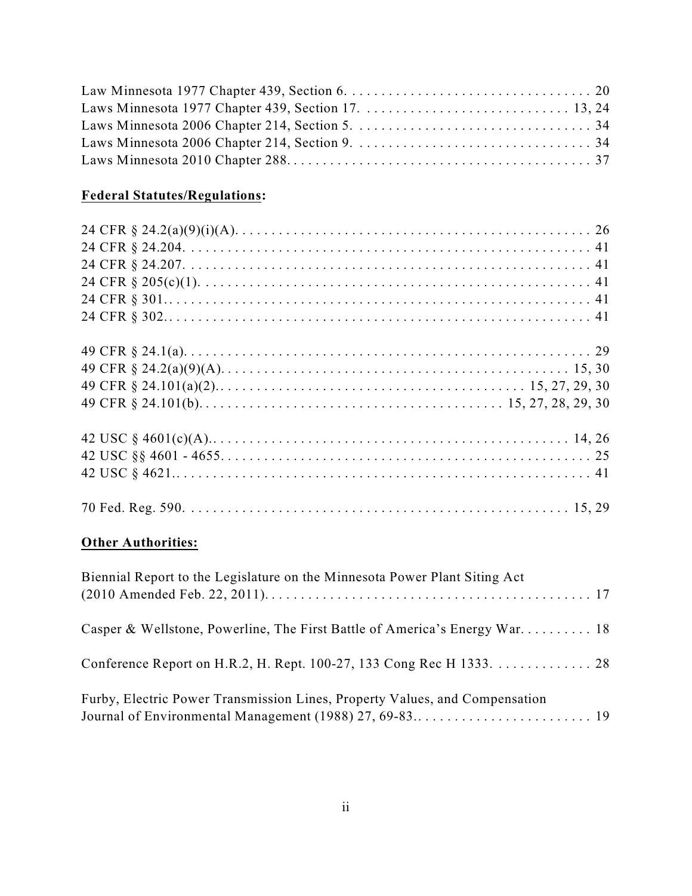Law Minnesota 1977 Chapter 439, Section 6. . . . . . . . . . . . . . . . . . . . . . . . . . . . . . . . . . 20
Laws Minnesota 1977 Chapter 439, Section 17. . . . . . . . . . . . . . . . . . . . . . . . . . . . . 13, 24
Laws Minnesota 2006 Chapter 214, Section 5. . . . . . . . . . . . . . . . . . . . . . . . . . . . . . . . . 34
Laws Minnesota 2006 Chapter 214, Section 9. . . . . . . . . . . . . . . . . . . . . . . . . . . . . . . . . 34
Laws Minnesota 2010 Chapter 288. . . . . . . . . . . . . . . . . . . . . . . . . . . . . . . . . . . . . . . . . . 37

**Federal Statutes/Regulations:**

24 CFR § 24.2(a)(9)(i)(A). . . . . . . . . . . . . . . . . . . . . . . . . . . . . . . . . . . . . . . . . . . . . . . . . . 26
24 CFR § 24.204. . . . . . . . . . . . . . . . . . . . . . . . . . . . . . . . . . . . . . . . . . . . . . . . . . . . . . . . . 41
24 CFR § 24.207. . . . . . . . . . . . . . . . . . . . . . . . . . . . . . . . . . . . . . . . . . . . . . . . . . . . . . . . . 41
24 CFR § 205(c)(1). . . . . . . . . . . . . . . . . . . . . . . . . . . . . . . . . . . . . . . . . . . . . . . . . . . . . . . 41
24 CFR § 301. . . . . . . . . . . . . . . . . . . . . . . . . . . . . . . . . . . . . . . . . . . . . . . . . . . . . . . . . . . . 41
24 CFR § 302. . . . . . . . . . . . . . . . . . . . . . . . . . . . . . . . . . . . . . . . . . . . . . . . . . . . . . . . . . . . 41

49 CFR § 24.1(a). . . . . . . . . . . . . . . . . . . . . . . . . . . . . . . . . . . . . . . . . . . . . . . . . . . . . . . . . 29
49 CFR § 24.2(a)(9)(A). . . . . . . . . . . . . . . . . . . . . . . . . . . . . . . . . . . . . . . . . . . . . . . . . 15, 30
49 CFR § 24.101(a)(2). . . . . . . . . . . . . . . . . . . . . . . . . . . . . . . . . . . . . . . . . . . 15, 27, 29, 30
49 CFR § 24.101(b). . . . . . . . . . . . . . . . . . . . . . . . . . . . . . . . . . . . . . . . . . 15, 27, 28, 29, 30

42 USC § 4601(c)(A). . . . . . . . . . . . . . . . . . . . . . . . . . . . . . . . . . . . . . . . . . . . . . . . . . . 14, 26
42 USC §§ 4601 - 4655. . . . . . . . . . . . . . . . . . . . . . . . . . . . . . . . . . . . . . . . . . . . . . . . . . . . 25
42 USC § 4621. . . . . . . . . . . . . . . . . . . . . . . . . . . . . . . . . . . . . . . . . . . . . . . . . . . . . . . . . . . 41

70 Fed. Reg. 590. . . . . . . . . . . . . . . . . . . . . . . . . . . . . . . . . . . . . . . . . . . . . . . . . . . . . . . 15, 29

**Other Authorities:**

Biennial Report to the Legislature on the Minnesota Power Plant Siting Act (2010 Amended Feb. 22, 2011). . . . . . . . . . . . . . . . . . . . . . . . . . . . . . . . . . . . . . . . . . . . . 17

Casper & Wellstone, Powerline, The First Battle of America's Energy War. . . . . . . . . . 18

Conference Report on H.R.2, H. Rept. 100-27, 133 Cong Rec H 1333. . . . . . . . . . . . . . 28

Furby, Electric Power Transmission Lines, Property Values, and Compensation Journal of Environmental Management (1988) 27, 69-83. . . . . . . . . . . . . . . . . . . . . . . . . 19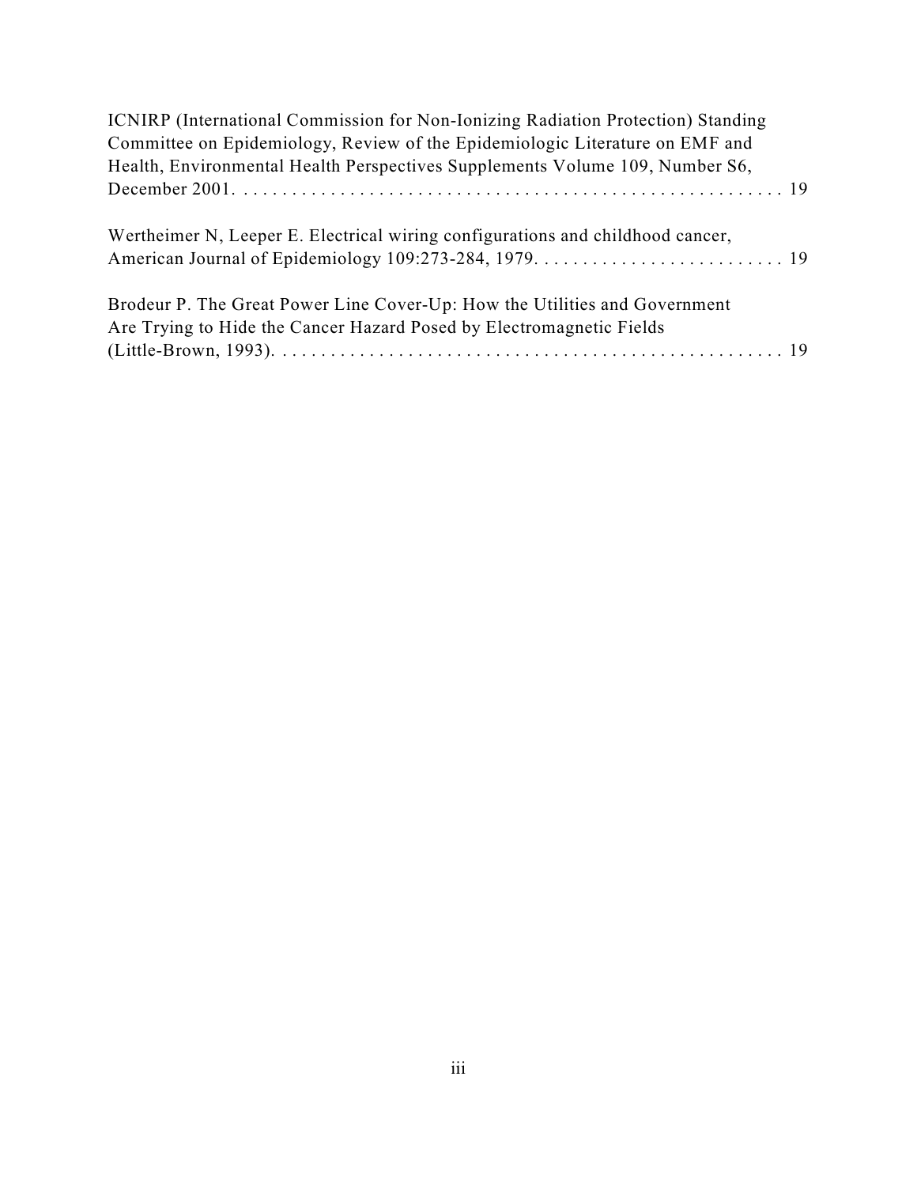ICNIRP (International Commission for Non-Ionizing Radiation Protection) Standing Committee on Epidemiology, Review of the Epidemiologic Literature on EMF and Health, Environmental Health Perspectives Supplements Volume 109, Number S6, December 2001. . . . . . . . . . . . . . . . . . . . . . . . . . . . . . . . . . . . . . . . . . . . . . . . . . . . . . 19

Wertheimer N, Leeper E. Electrical wiring configurations and childhood cancer, American Journal of Epidemiology 109:273-284, 1979. . . . . . . . . . . . . . . . . . . . . . . . . . . 19

Brodeur P. The Great Power Line Cover-Up: How the Utilities and Government Are Trying to Hide the Cancer Hazard Posed by Electromagnetic Fields (Little-Brown, 1993). . . . . . . . . . . . . . . . . . . . . . . . . . . . . . . . . . . . . . . . . . . . . . . . . . . . 19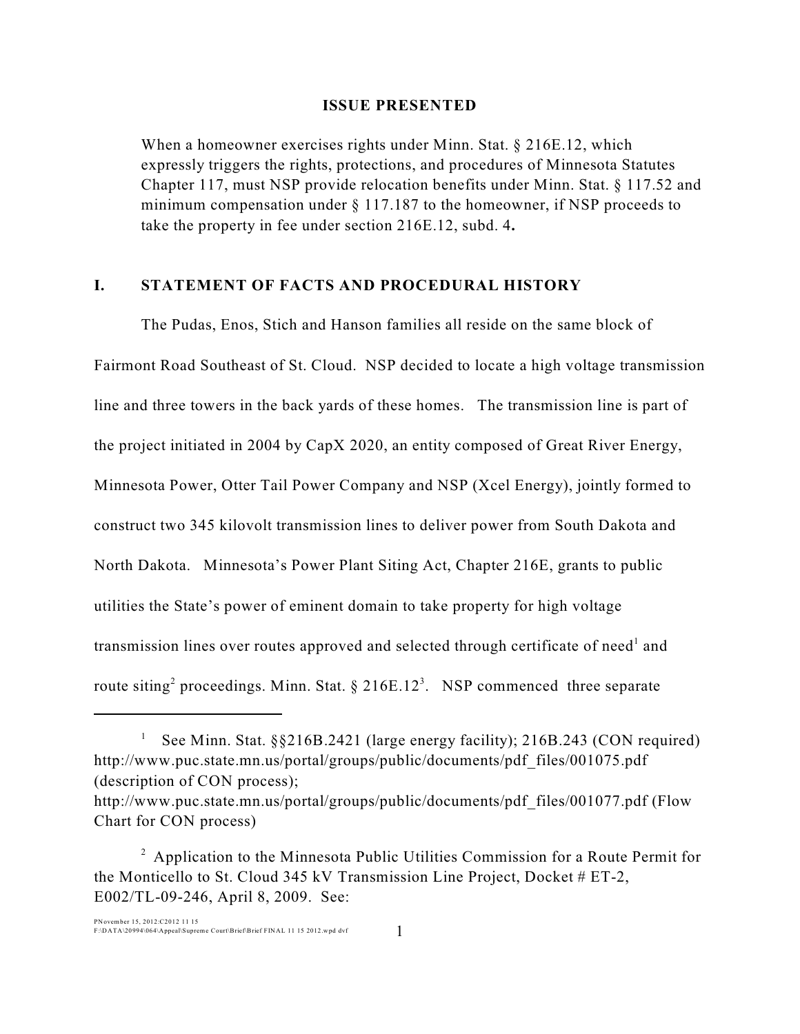## ISSUE PRESENTED

When a homeowner exercises rights under Minn. Stat. § 216E.12, which expressly triggers the rights, protections, and procedures of Minnesota Statutes Chapter 117, must NSP provide relocation benefits under Minn. Stat. § 117.52 and minimum compensation under § 117.187 to the homeowner, if NSP proceeds to take the property in fee under section 216E.12, subd. 4**.**

## I. STATEMENT OF FACTS AND PROCEDURAL HISTORY

The Pudas, Enos, Stich and Hanson families all reside on the same block of Fairmont Road Southeast of St. Cloud. NSP decided to locate a high voltage transmission line and three towers in the back yards of these homes. The transmission line is part of the project initiated in 2004 by CapX 2020, an entity composed of Great River Energy, Minnesota Power, Otter Tail Power Company and NSP (Xcel Energy), jointly formed to construct two 345 kilovolt transmission lines to deliver power from South Dakota and North Dakota. Minnesota's Power Plant Siting Act, Chapter 216E, grants to public utilities the State's power of eminent domain to take property for high voltage transmission lines over routes approved and selected through certificate of need[1] and route siting[2] proceedings. Minn. Stat. § 216E.12[3]. NSP commenced three separate

---

[1] See Minn. Stat. §§216B.2421 (large energy facility); 216B.243 (CON required) http://www.puc.state.mn.us/portal/groups/public/documents/pdf_files/001075.pdf (description of CON process); http://www.puc.state.mn.us/portal/groups/public/documents/pdf_files/001077.pdf (Flow Chart for CON process)

[2] Application to the Minnesota Public Utilities Commission for a Route Permit for the Monticello to St. Cloud 345 kV Transmission Line Project, Docket # ET-2, E002/TL-09-246, April 8, 2009. See: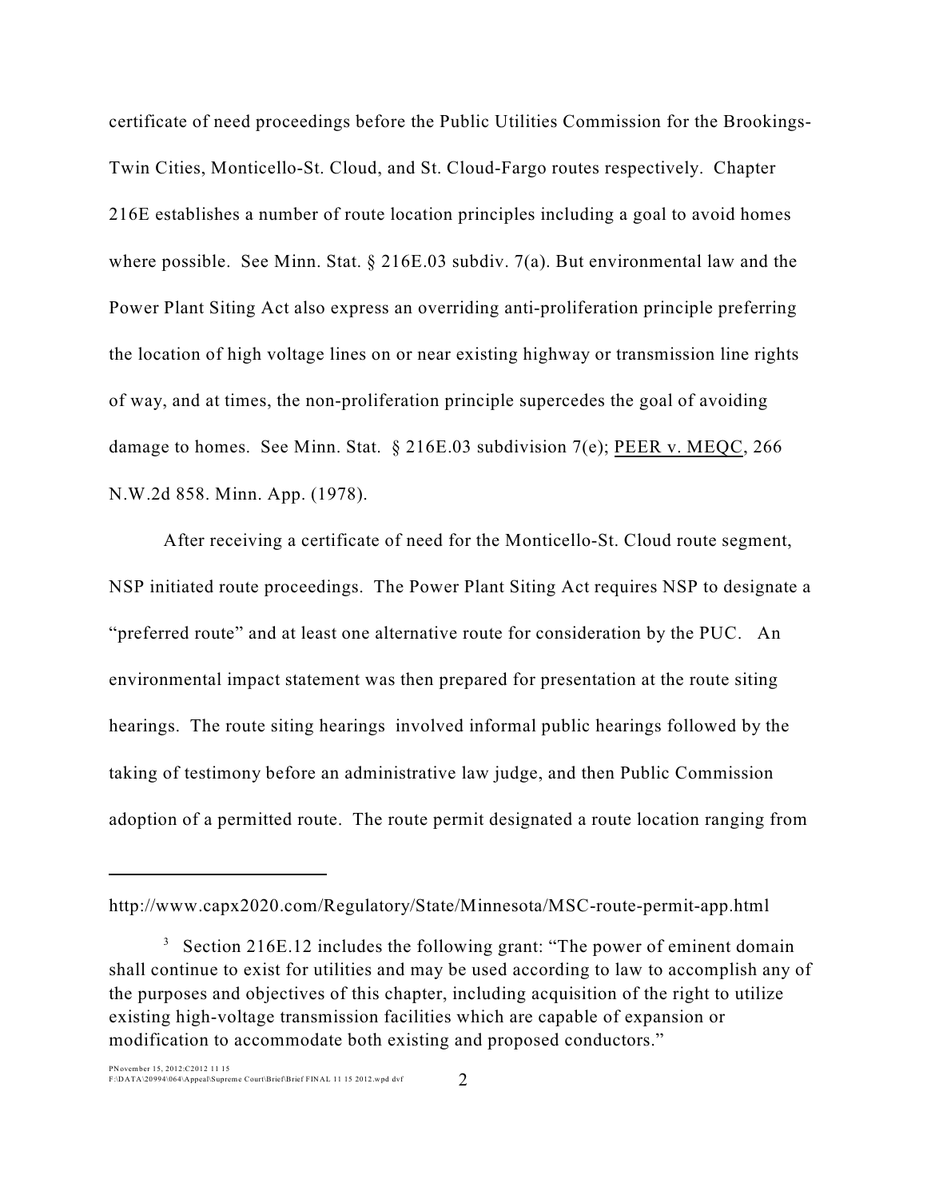certificate of need proceedings before the Public Utilities Commission for the Brookings-Twin Cities, Monticello-St. Cloud, and St. Cloud-Fargo routes respectively. Chapter 216E establishes a number of route location principles including a goal to avoid homes where possible. See Minn. Stat. § 216E.03 subdiv. 7(a). But environmental law and the Power Plant Siting Act also express an overriding anti-proliferation principle preferring the location of high voltage lines on or near existing highway or transmission line rights of way, and at times, the non-proliferation principle supercedes the goal of avoiding damage to homes. See Minn. Stat. § 216E.03 subdivision 7(e); PEER v. MEQC, 266 N.W.2d 858. Minn. App. (1978).

After receiving a certificate of need for the Monticello-St. Cloud route segment, NSP initiated route proceedings. The Power Plant Siting Act requires NSP to designate a "preferred route" and at least one alternative route for consideration by the PUC. An environmental impact statement was then prepared for presentation at the route siting hearings. The route siting hearings involved informal public hearings followed by the taking of testimony before an administrative law judge, and then Public Commission adoption of a permitted route. The route permit designated a route location ranging from

---

http://www.capx2020.com/Regulatory/State/Minnesota/MSC-route-permit-app.html

[3] Section 216E.12 includes the following grant: "The power of eminent domain shall continue to exist for utilities and may be used according to law to accomplish any of the purposes and objectives of this chapter, including acquisition of the right to utilize existing high-voltage transmission facilities which are capable of expansion or modification to accommodate both existing and proposed conductors."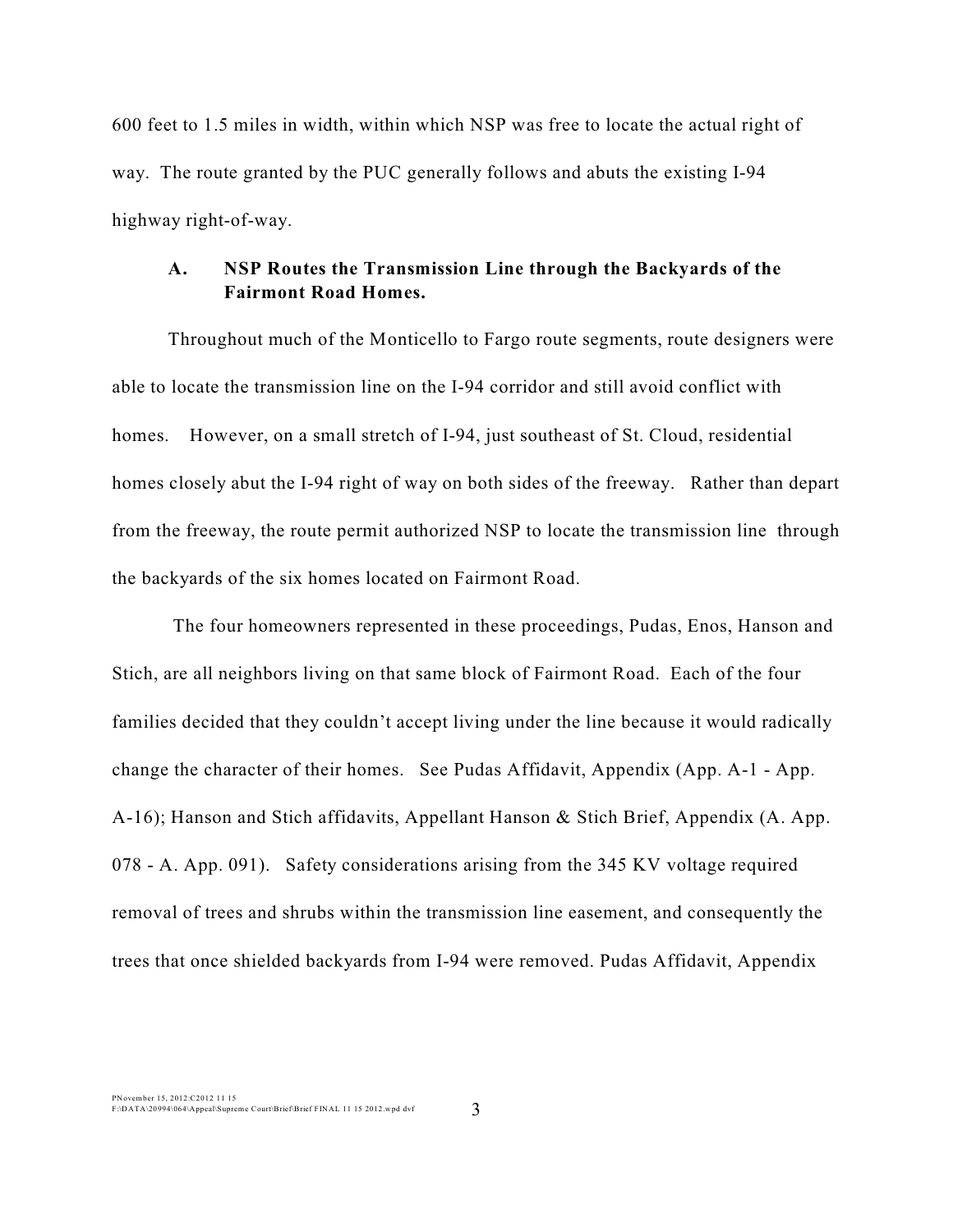600 feet to 1.5 miles in width, within which NSP was free to locate the actual right of way. The route granted by the PUC generally follows and abuts the existing I-94 highway right-of-way.

### A. NSP Routes the Transmission Line through the Backyards of the Fairmont Road Homes.

Throughout much of the Monticello to Fargo route segments, route designers were able to locate the transmission line on the I-94 corridor and still avoid conflict with homes. However, on a small stretch of I-94, just southeast of St. Cloud, residential homes closely abut the I-94 right of way on both sides of the freeway. Rather than depart from the freeway, the route permit authorized NSP to locate the transmission line through the backyards of the six homes located on Fairmont Road.

The four homeowners represented in these proceedings, Pudas, Enos, Hanson and Stich, are all neighbors living on that same block of Fairmont Road. Each of the four families decided that they couldn't accept living under the line because it would radically change the character of their homes. See Pudas Affidavit, Appendix (App. A-1 - App. A-16); Hanson and Stich affidavits, Appellant Hanson & Stich Brief, Appendix (A. App. 078 - A. App. 091). Safety considerations arising from the 345 KV voltage required removal of trees and shrubs within the transmission line easement, and consequently the trees that once shielded backyards from I-94 were removed. Pudas Affidavit, Appendix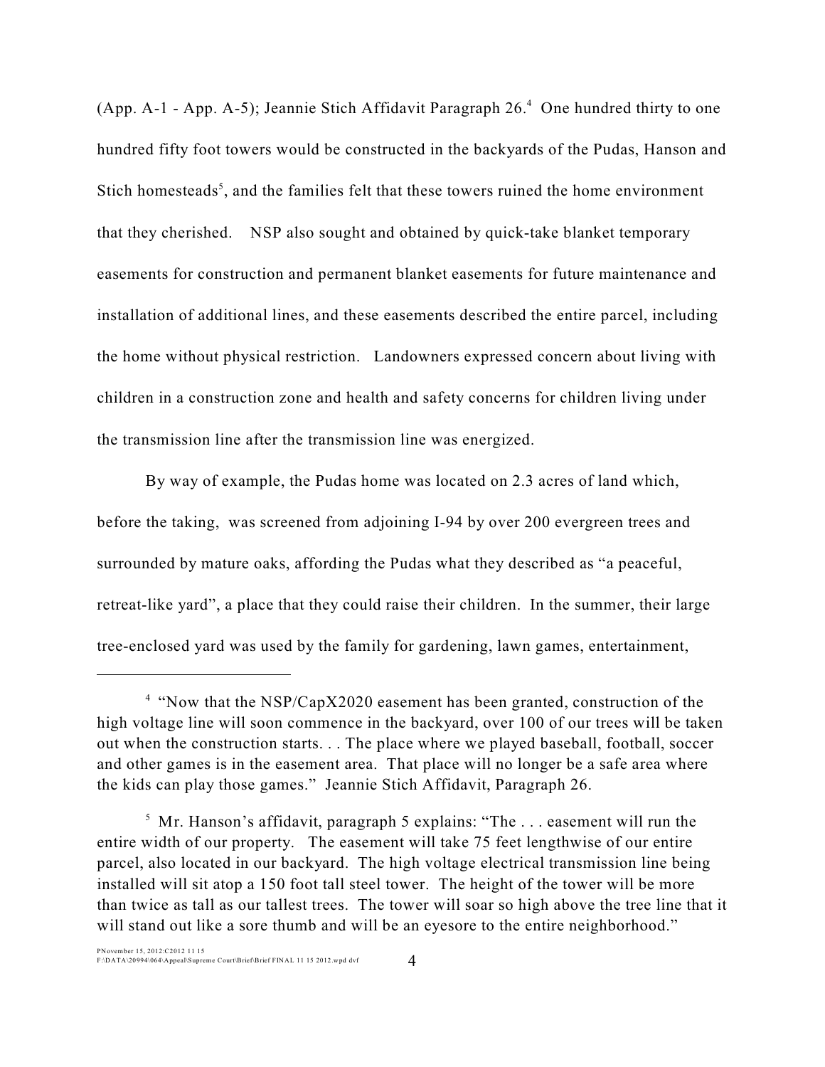(App. A-1 - App. A-5); Jeannie Stich Affidavit Paragraph 26.[4] One hundred thirty to one hundred fifty foot towers would be constructed in the backyards of the Pudas, Hanson and Stich homesteads[5], and the families felt that these towers ruined the home environment that they cherished. NSP also sought and obtained by quick-take blanket temporary easements for construction and permanent blanket easements for future maintenance and installation of additional lines, and these easements described the entire parcel, including the home without physical restriction. Landowners expressed concern about living with children in a construction zone and health and safety concerns for children living under the transmission line after the transmission line was energized.

By way of example, the Pudas home was located on 2.3 acres of land which, before the taking, was screened from adjoining I-94 by over 200 evergreen trees and surrounded by mature oaks, affording the Pudas what they described as "a peaceful, retreat-like yard", a place that they could raise their children. In the summer, their large tree-enclosed yard was used by the family for gardening, lawn games, entertainment,

---

[4] "Now that the NSP/CapX2020 easement has been granted, construction of the high voltage line will soon commence in the backyard, over 100 of our trees will be taken out when the construction starts. . . The place where we played baseball, football, soccer and other games is in the easement area. That place will no longer be a safe area where the kids can play those games." Jeannie Stich Affidavit, Paragraph 26.

[5] Mr. Hanson's affidavit, paragraph 5 explains: "The . . . easement will run the entire width of our property. The easement will take 75 feet lengthwise of our entire parcel, also located in our backyard. The high voltage electrical transmission line being installed will sit atop a 150 foot tall steel tower. The height of the tower will be more than twice as tall as our tallest trees. The tower will soar so high above the tree line that it will stand out like a sore thumb and will be an eyesore to the entire neighborhood."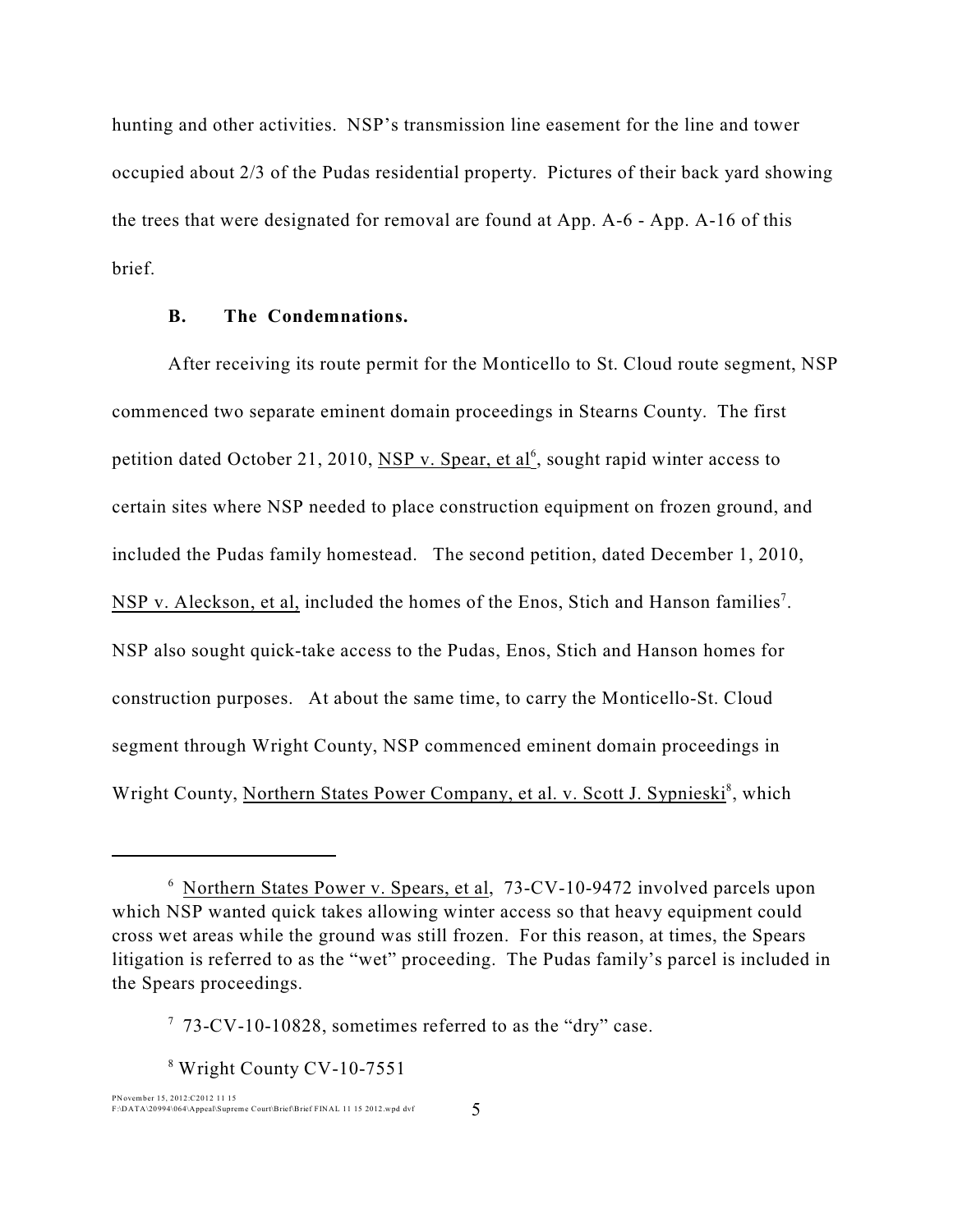hunting and other activities. NSP's transmission line easement for the line and tower occupied about 2/3 of the Pudas residential property. Pictures of their back yard showing the trees that were designated for removal are found at App. A-6 - App. A-16 of this brief.

### B. The Condemnations.

After receiving its route permit for the Monticello to St. Cloud route segment, NSP commenced two separate eminent domain proceedings in Stearns County. The first petition dated October 21, 2010, NSP v. Spear, et al[6], sought rapid winter access to certain sites where NSP needed to place construction equipment on frozen ground, and included the Pudas family homestead. The second petition, dated December 1, 2010, NSP v. Aleckson, et al, included the homes of the Enos, Stich and Hanson families[7]. NSP also sought quick-take access to the Pudas, Enos, Stich and Hanson homes for construction purposes. At about the same time, to carry the Monticello-St. Cloud segment through Wright County, NSP commenced eminent domain proceedings in Wright County, Northern States Power Company, et al. v. Scott J. Sypnieski[8], which

---

[6] Northern States Power v. Spears, et al, 73-CV-10-9472 involved parcels upon which NSP wanted quick takes allowing winter access so that heavy equipment could cross wet areas while the ground was still frozen. For this reason, at times, the Spears litigation is referred to as the "wet" proceeding. The Pudas family's parcel is included in the Spears proceedings.

[7] 73-CV-10-10828, sometimes referred to as the "dry" case.

[8] Wright County CV-10-7551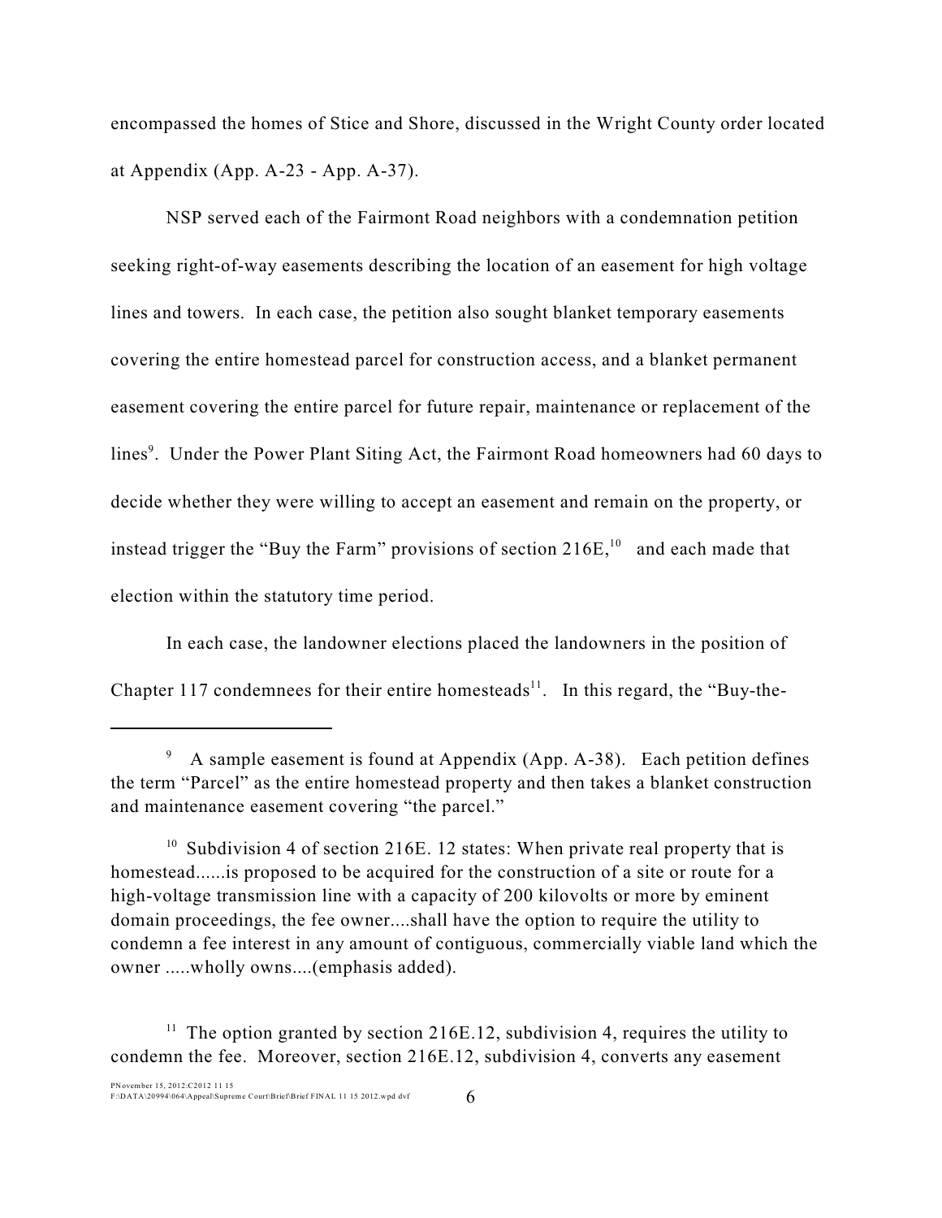encompassed the homes of Stice and Shore, discussed in the Wright County order located at Appendix (App. A-23 - App. A-37).

NSP served each of the Fairmont Road neighbors with a condemnation petition seeking right-of-way easements describing the location of an easement for high voltage lines and towers. In each case, the petition also sought blanket temporary easements covering the entire homestead parcel for construction access, and a blanket permanent easement covering the entire parcel for future repair, maintenance or replacement of the lines[9]. Under the Power Plant Siting Act, the Fairmont Road homeowners had 60 days to decide whether they were willing to accept an easement and remain on the property, or instead trigger the "Buy the Farm" provisions of section 216E,[10] and each made that election within the statutory time period.

In each case, the landowner elections placed the landowners in the position of Chapter 117 condemnees for their entire homesteads[11]. In this regard, the "Buy-the-

---

[9] A sample easement is found at Appendix (App. A-38). Each petition defines the term "Parcel" as the entire homestead property and then takes a blanket construction and maintenance easement covering "the parcel."

[10] Subdivision 4 of section 216E. 12 states: When private real property that is homestead......is proposed to be acquired for the construction of a site or route for a high-voltage transmission line with a capacity of 200 kilovolts or more by eminent domain proceedings, the fee owner....shall have the option to require the utility to condemn a fee interest in any amount of contiguous, commercially viable land which the owner .....wholly owns....(emphasis added).

[11] The option granted by section 216E.12, subdivision 4, requires the utility to condemn the fee. Moreover, section 216E.12, subdivision 4, converts any easement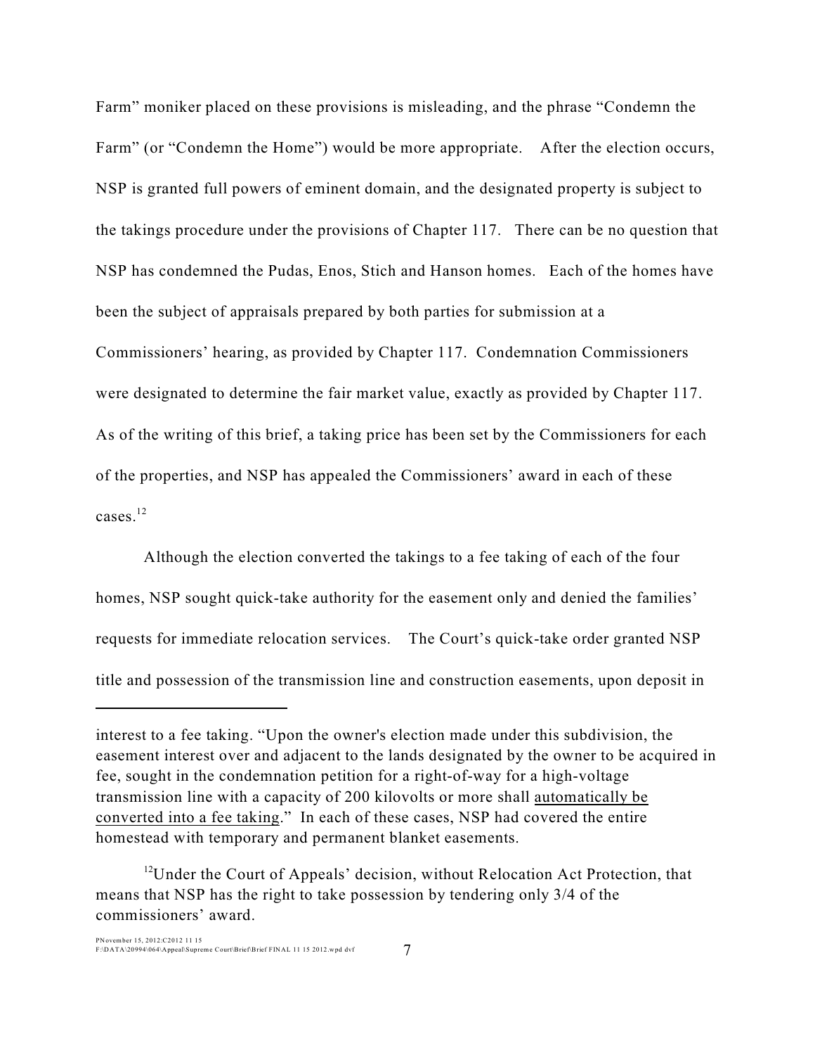Farm" moniker placed on these provisions is misleading, and the phrase "Condemn the Farm" (or "Condemn the Home") would be more appropriate. After the election occurs, NSP is granted full powers of eminent domain, and the designated property is subject to the takings procedure under the provisions of Chapter 117. There can be no question that NSP has condemned the Pudas, Enos, Stich and Hanson homes. Each of the homes have been the subject of appraisals prepared by both parties for submission at a Commissioners' hearing, as provided by Chapter 117. Condemnation Commissioners were designated to determine the fair market value, exactly as provided by Chapter 117. As of the writing of this brief, a taking price has been set by the Commissioners for each of the properties, and NSP has appealed the Commissioners' award in each of these cases.[12]

Although the election converted the takings to a fee taking of each of the four homes, NSP sought quick-take authority for the easement only and denied the families' requests for immediate relocation services. The Court's quick-take order granted NSP title and possession of the transmission line and construction easements, upon deposit in

---

interest to a fee taking. "Upon the owner's election made under this subdivision, the easement interest over and adjacent to the lands designated by the owner to be acquired in fee, sought in the condemnation petition for a right-of-way for a high-voltage transmission line with a capacity of 200 kilovolts or more shall <u>automatically be converted into a fee taking</u>." In each of these cases, NSP had covered the entire homestead with temporary and permanent blanket easements.

[12]Under the Court of Appeals' decision, without Relocation Act Protection, that means that NSP has the right to take possession by tendering only 3/4 of the commissioners' award.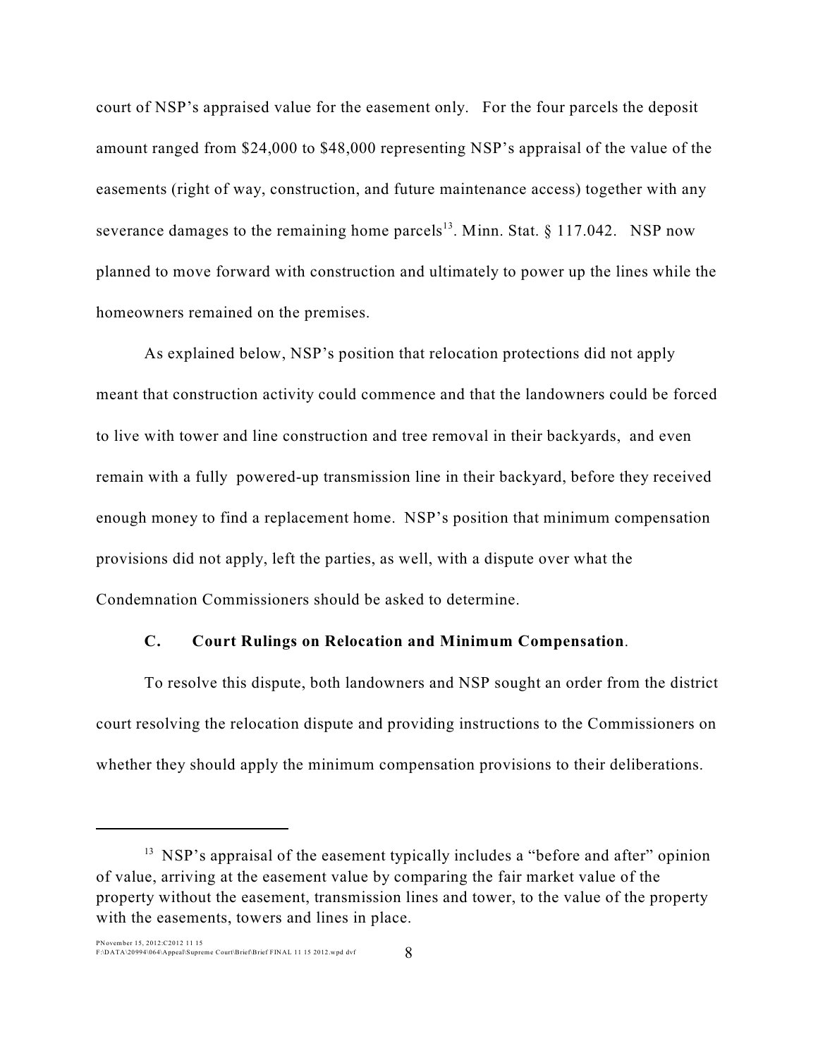court of NSP's appraised value for the easement only. For the four parcels the deposit amount ranged from $24,000 to $48,000 representing NSP's appraisal of the value of the easements (right of way, construction, and future maintenance access) together with any severance damages to the remaining home parcels[13]. Minn. Stat. § 117.042. NSP now planned to move forward with construction and ultimately to power up the lines while the homeowners remained on the premises.

As explained below, NSP's position that relocation protections did not apply meant that construction activity could commence and that the landowners could be forced to live with tower and line construction and tree removal in their backyards, and even remain with a fully powered-up transmission line in their backyard, before they received enough money to find a replacement home. NSP's position that minimum compensation provisions did not apply, left the parties, as well, with a dispute over what the Condemnation Commissioners should be asked to determine.

### C. Court Rulings on Relocation and Minimum Compensation.

To resolve this dispute, both landowners and NSP sought an order from the district court resolving the relocation dispute and providing instructions to the Commissioners on whether they should apply the minimum compensation provisions to their deliberations.

---

[13] NSP's appraisal of the easement typically includes a "before and after" opinion of value, arriving at the easement value by comparing the fair market value of the property without the easement, transmission lines and tower, to the value of the property with the easements, towers and lines in place.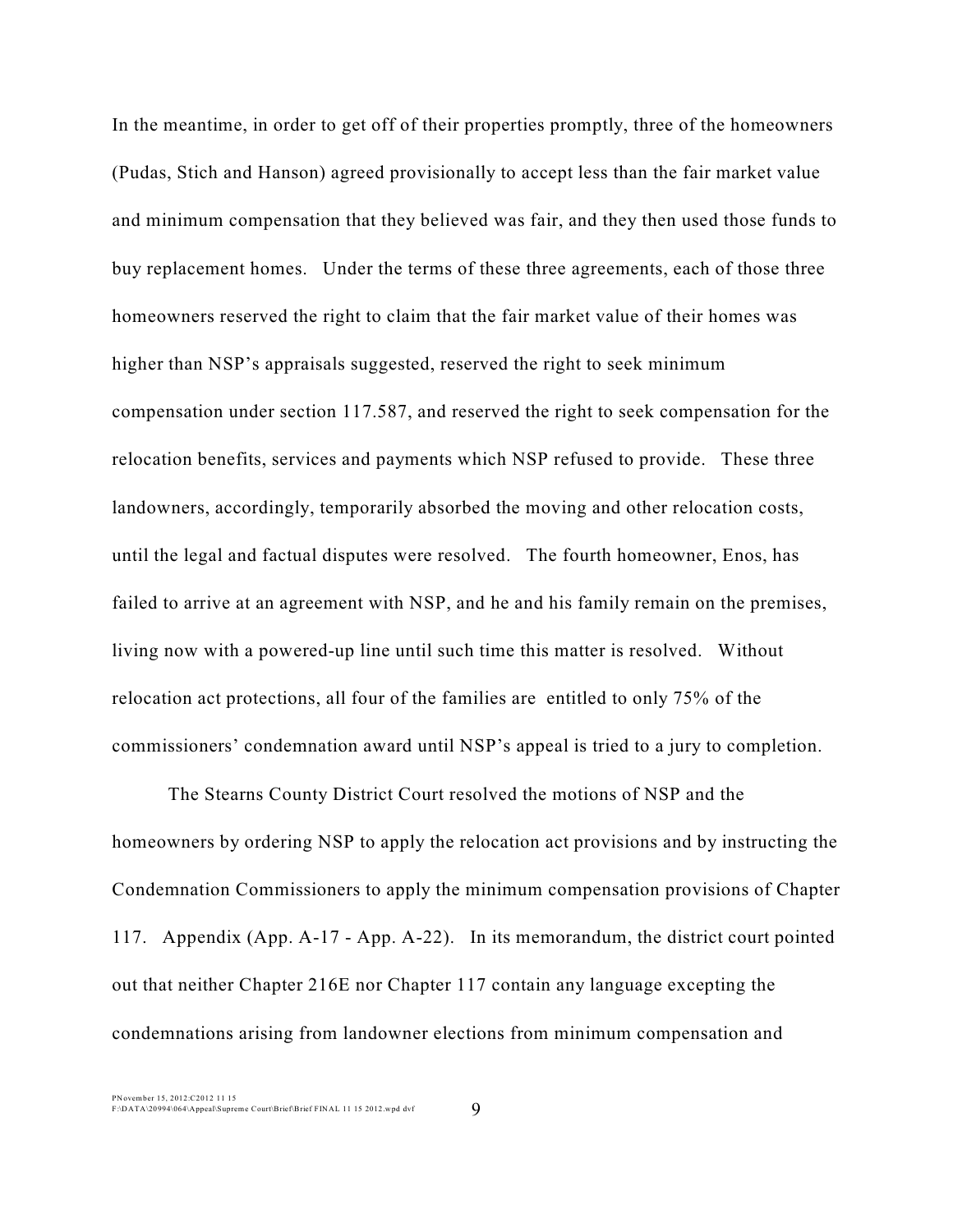In the meantime, in order to get off of their properties promptly, three of the homeowners (Pudas, Stich and Hanson) agreed provisionally to accept less than the fair market value and minimum compensation that they believed was fair, and they then used those funds to buy replacement homes. Under the terms of these three agreements, each of those three homeowners reserved the right to claim that the fair market value of their homes was higher than NSP's appraisals suggested, reserved the right to seek minimum compensation under section 117.587, and reserved the right to seek compensation for the relocation benefits, services and payments which NSP refused to provide. These three landowners, accordingly, temporarily absorbed the moving and other relocation costs, until the legal and factual disputes were resolved. The fourth homeowner, Enos, has failed to arrive at an agreement with NSP, and he and his family remain on the premises, living now with a powered-up line until such time this matter is resolved. Without relocation act protections, all four of the families are entitled to only 75% of the commissioners' condemnation award until NSP's appeal is tried to a jury to completion.

The Stearns County District Court resolved the motions of NSP and the homeowners by ordering NSP to apply the relocation act provisions and by instructing the Condemnation Commissioners to apply the minimum compensation provisions of Chapter 117. Appendix (App. A-17 - App. A-22). In its memorandum, the district court pointed out that neither Chapter 216E nor Chapter 117 contain any language excepting the condemnations arising from landowner elections from minimum compensation and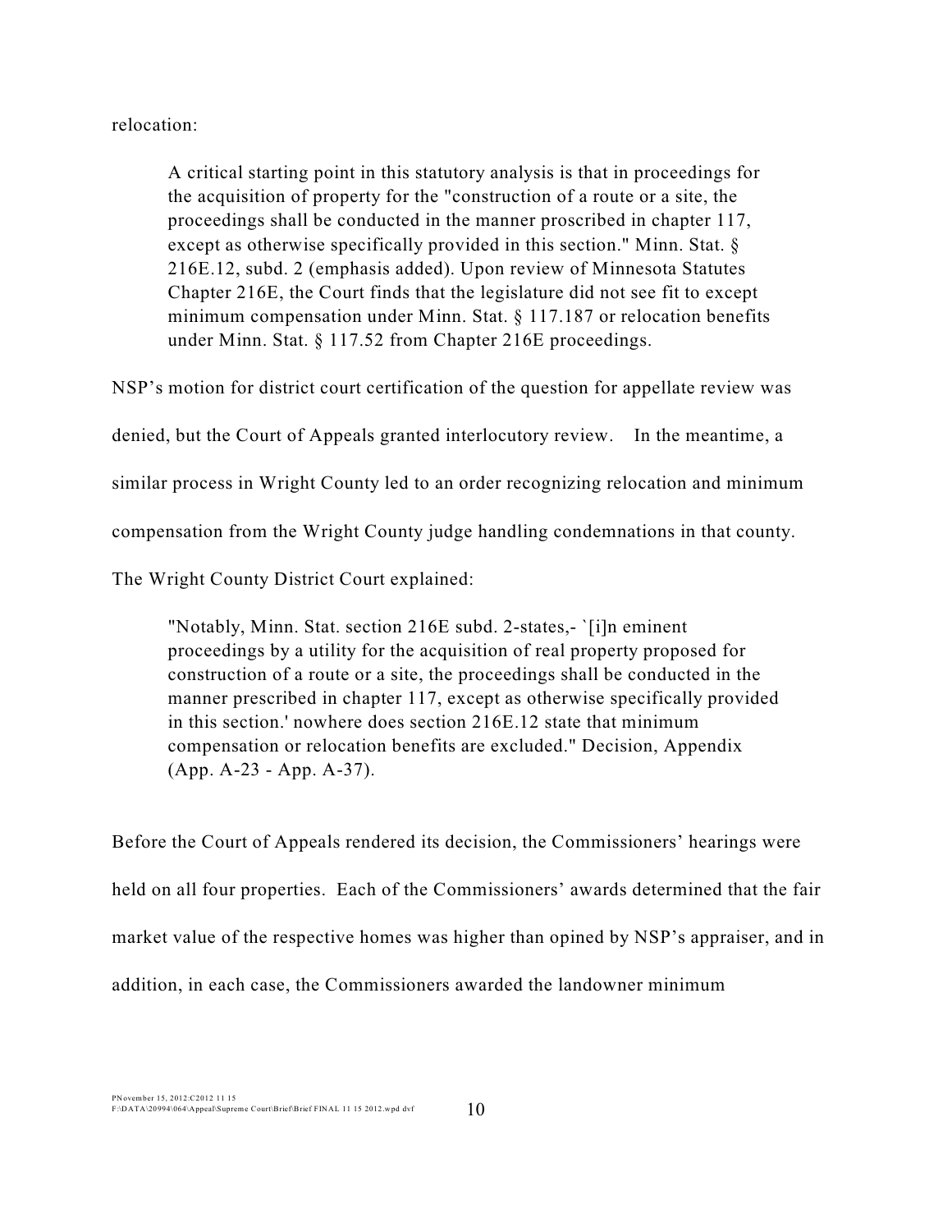relocation:

> A critical starting point in this statutory analysis is that in proceedings for the acquisition of property for the "construction of a route or a site, the proceedings shall be conducted in the manner proscribed in chapter 117, except as otherwise specifically provided in this section." Minn. Stat. § 216E.12, subd. 2 (emphasis added). Upon review of Minnesota Statutes Chapter 216E, the Court finds that the legislature did not see fit to except minimum compensation under Minn. Stat. § 117.187 or relocation benefits under Minn. Stat. § 117.52 from Chapter 216E proceedings.

NSP's motion for district court certification of the question for appellate review was denied, but the Court of Appeals granted interlocutory review. In the meantime, a similar process in Wright County led to an order recognizing relocation and minimum compensation from the Wright County judge handling condemnations in that county. The Wright County District Court explained:

> "Notably, Minn. Stat. section 216E subd. 2-states,- `[i]n eminent proceedings by a utility for the acquisition of real property proposed for construction of a route or a site, the proceedings shall be conducted in the manner prescribed in chapter 117, except as otherwise specifically provided in this section.' nowhere does section 216E.12 state that minimum compensation or relocation benefits are excluded." Decision, Appendix (App. A-23 - App. A-37).

Before the Court of Appeals rendered its decision, the Commissioners' hearings were held on all four properties. Each of the Commissioners' awards determined that the fair market value of the respective homes was higher than opined by NSP's appraiser, and in addition, in each case, the Commissioners awarded the landowner minimum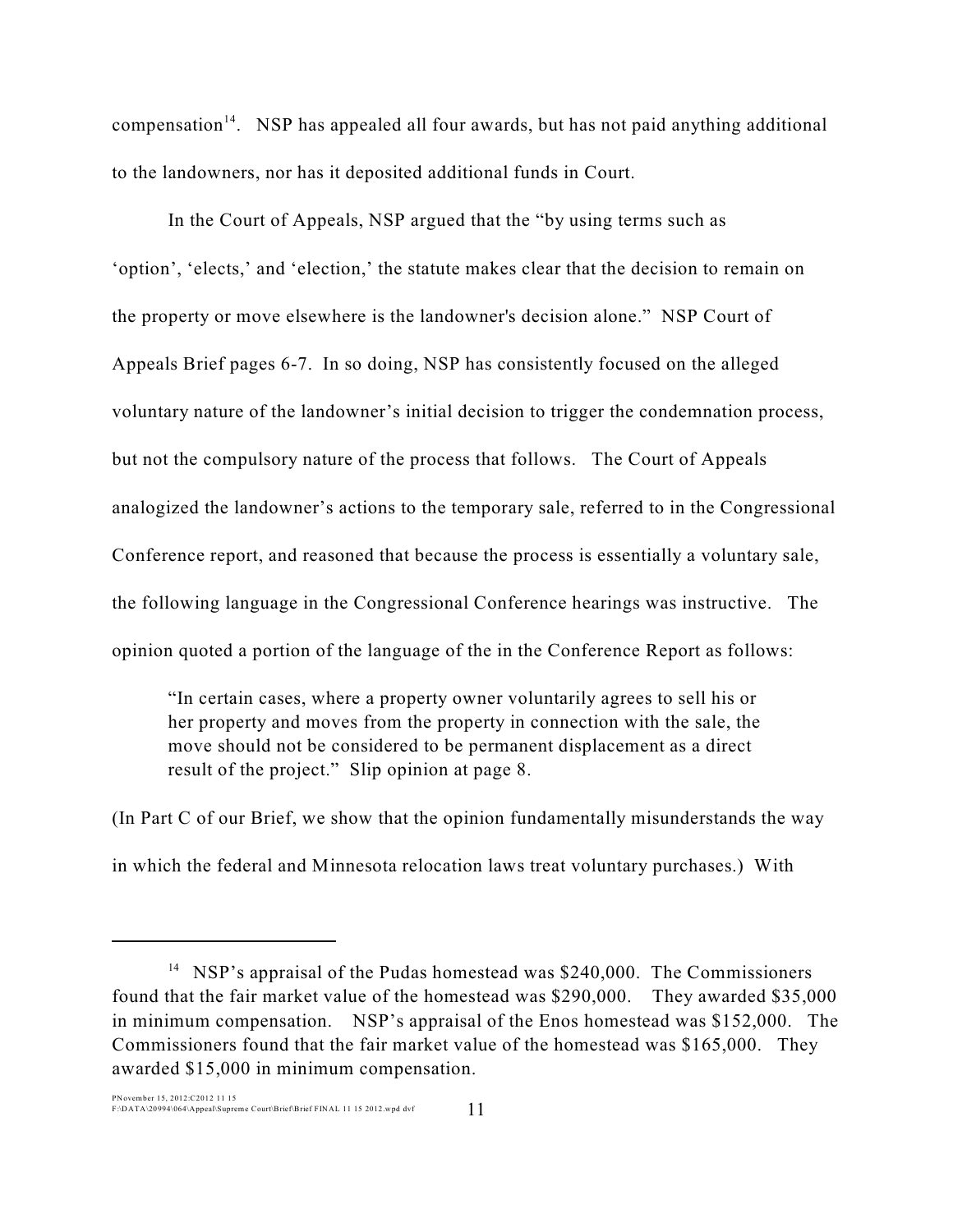compensation[14]. NSP has appealed all four awards, but has not paid anything additional to the landowners, nor has it deposited additional funds in Court.

In the Court of Appeals, NSP argued that the "by using terms such as 'option', 'elects,' and 'election,' the statute makes clear that the decision to remain on the property or move elsewhere is the landowner's decision alone." NSP Court of Appeals Brief pages 6-7. In so doing, NSP has consistently focused on the alleged voluntary nature of the landowner's initial decision to trigger the condemnation process, but not the compulsory nature of the process that follows. The Court of Appeals analogized the landowner's actions to the temporary sale, referred to in the Congressional Conference report, and reasoned that because the process is essentially a voluntary sale, the following language in the Congressional Conference hearings was instructive. The opinion quoted a portion of the language of the in the Conference Report as follows:

> "In certain cases, where a property owner voluntarily agrees to sell his or her property and moves from the property in connection with the sale, the move should not be considered to be permanent displacement as a direct result of the project." Slip opinion at page 8.

(In Part C of our Brief, we show that the opinion fundamentally misunderstands the way in which the federal and Minnesota relocation laws treat voluntary purchases.) With

---

[14] NSP's appraisal of the Pudas homestead was $240,000. The Commissioners found that the fair market value of the homestead was $290,000. They awarded $35,000 in minimum compensation. NSP's appraisal of the Enos homestead was $152,000. The Commissioners found that the fair market value of the homestead was $165,000. They awarded $15,000 in minimum compensation.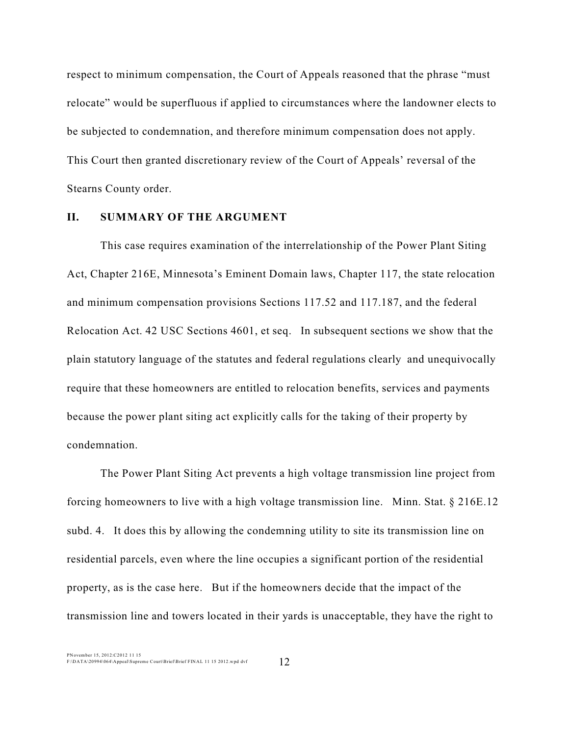respect to minimum compensation, the Court of Appeals reasoned that the phrase "must relocate" would be superfluous if applied to circumstances where the landowner elects to be subjected to condemnation, and therefore minimum compensation does not apply. This Court then granted discretionary review of the Court of Appeals' reversal of the Stearns County order.

## II. SUMMARY OF THE ARGUMENT

This case requires examination of the interrelationship of the Power Plant Siting Act, Chapter 216E, Minnesota's Eminent Domain laws, Chapter 117, the state relocation and minimum compensation provisions Sections 117.52 and 117.187, and the federal Relocation Act. 42 USC Sections 4601, et seq. In subsequent sections we show that the plain statutory language of the statutes and federal regulations clearly and unequivocally require that these homeowners are entitled to relocation benefits, services and payments because the power plant siting act explicitly calls for the taking of their property by condemnation.

The Power Plant Siting Act prevents a high voltage transmission line project from forcing homeowners to live with a high voltage transmission line. Minn. Stat. § 216E.12 subd. 4. It does this by allowing the condemning utility to site its transmission line on residential parcels, even where the line occupies a significant portion of the residential property, as is the case here. But if the homeowners decide that the impact of the transmission line and towers located in their yards is unacceptable, they have the right to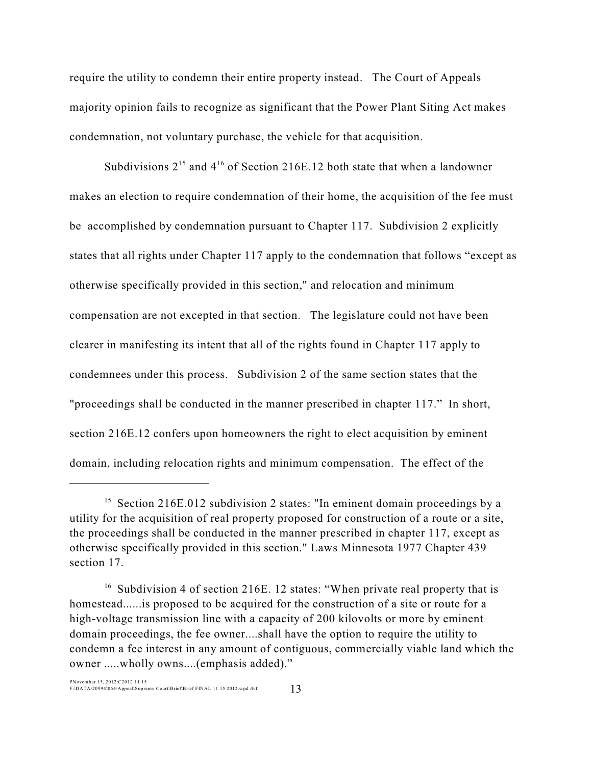require the utility to condemn their entire property instead. The Court of Appeals majority opinion fails to recognize as significant that the Power Plant Siting Act makes condemnation, not voluntary purchase, the vehicle for that acquisition.

Subdivisions 2[15] and 4[16] of Section 216E.12 both state that when a landowner makes an election to require condemnation of their home, the acquisition of the fee must be accomplished by condemnation pursuant to Chapter 117. Subdivision 2 explicitly states that all rights under Chapter 117 apply to the condemnation that follows "except as otherwise specifically provided in this section," and relocation and minimum compensation are not excepted in that section. The legislature could not have been clearer in manifesting its intent that all of the rights found in Chapter 117 apply to condemnees under this process. Subdivision 2 of the same section states that the "proceedings shall be conducted in the manner prescribed in chapter 117." In short, section 216E.12 confers upon homeowners the right to elect acquisition by eminent domain, including relocation rights and minimum compensation. The effect of the

---

[15] Section 216E.012 subdivision 2 states: "In eminent domain proceedings by a utility for the acquisition of real property proposed for construction of a route or a site, the proceedings shall be conducted in the manner prescribed in chapter 117, except as otherwise specifically provided in this section." Laws Minnesota 1977 Chapter 439 section 17.

[16] Subdivision 4 of section 216E. 12 states: "When private real property that is homestead......is proposed to be acquired for the construction of a site or route for a high-voltage transmission line with a capacity of 200 kilovolts or more by eminent domain proceedings, the fee owner....shall have the option to require the utility to condemn a fee interest in any amount of contiguous, commercially viable land which the owner .....wholly owns....(emphasis added)."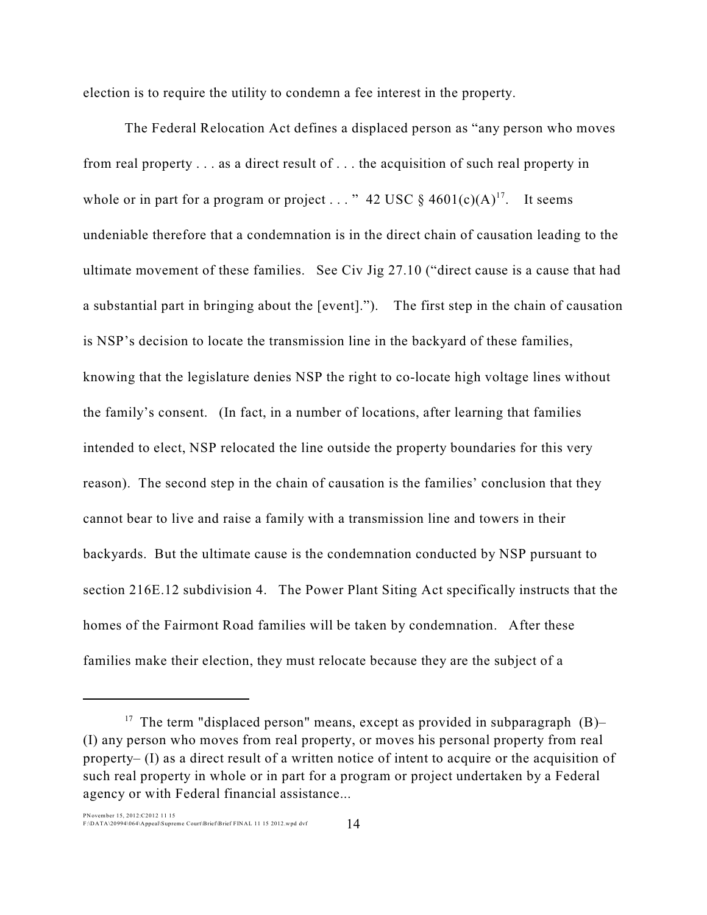election is to require the utility to condemn a fee interest in the property.

The Federal Relocation Act defines a displaced person as "any person who moves from real property . . . as a direct result of . . . the acquisition of such real property in whole or in part for a program or project . . . " 42 USC § 4601(c)(A)[17]. It seems undeniable therefore that a condemnation is in the direct chain of causation leading to the ultimate movement of these families. See Civ Jig 27.10 ("direct cause is a cause that had a substantial part in bringing about the [event]."). The first step in the chain of causation is NSP's decision to locate the transmission line in the backyard of these families, knowing that the legislature denies NSP the right to co-locate high voltage lines without the family's consent. (In fact, in a number of locations, after learning that families intended to elect, NSP relocated the line outside the property boundaries for this very reason). The second step in the chain of causation is the families' conclusion that they cannot bear to live and raise a family with a transmission line and towers in their backyards. But the ultimate cause is the condemnation conducted by NSP pursuant to section 216E.12 subdivision 4. The Power Plant Siting Act specifically instructs that the homes of the Fairmont Road families will be taken by condemnation. After these families make their election, they must relocate because they are the subject of a

---

[17] The term "displaced person" means, except as provided in subparagraph (B)– (I) any person who moves from real property, or moves his personal property from real property– (I) as a direct result of a written notice of intent to acquire or the acquisition of such real property in whole or in part for a program or project undertaken by a Federal agency or with Federal financial assistance...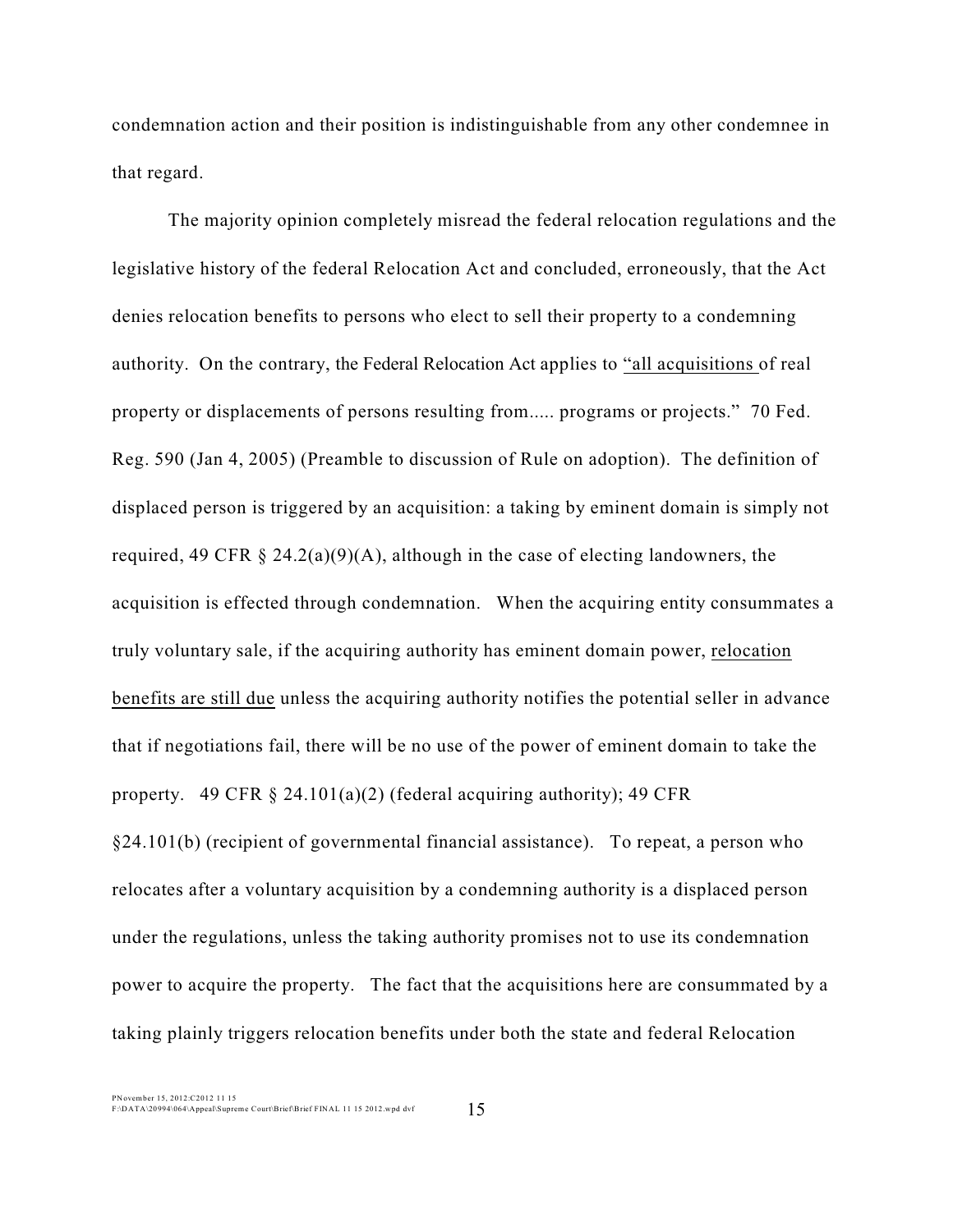condemnation action and their position is indistinguishable from any other condemnee in that regard.

The majority opinion completely misread the federal relocation regulations and the legislative history of the federal Relocation Act and concluded, erroneously, that the Act denies relocation benefits to persons who elect to sell their property to a condemning authority. On the contrary, the Federal Relocation Act applies to <u>"all acquisitions</u> of real property or displacements of persons resulting from..... programs or projects." 70 Fed. Reg. 590 (Jan 4, 2005) (Preamble to discussion of Rule on adoption). The definition of displaced person is triggered by an acquisition: a taking by eminent domain is simply not required, 49 CFR § 24.2(a)(9)(A), although in the case of electing landowners, the acquisition is effected through condemnation. When the acquiring entity consummates a truly voluntary sale, if the acquiring authority has eminent domain power, <u>relocation benefits are still due</u> unless the acquiring authority notifies the potential seller in advance that if negotiations fail, there will be no use of the power of eminent domain to take the property. 49 CFR § 24.101(a)(2) (federal acquiring authority); 49 CFR §24.101(b) (recipient of governmental financial assistance). To repeat, a person who relocates after a voluntary acquisition by a condemning authority is a displaced person under the regulations, unless the taking authority promises not to use its condemnation power to acquire the property. The fact that the acquisitions here are consummated by a taking plainly triggers relocation benefits under both the state and federal Relocation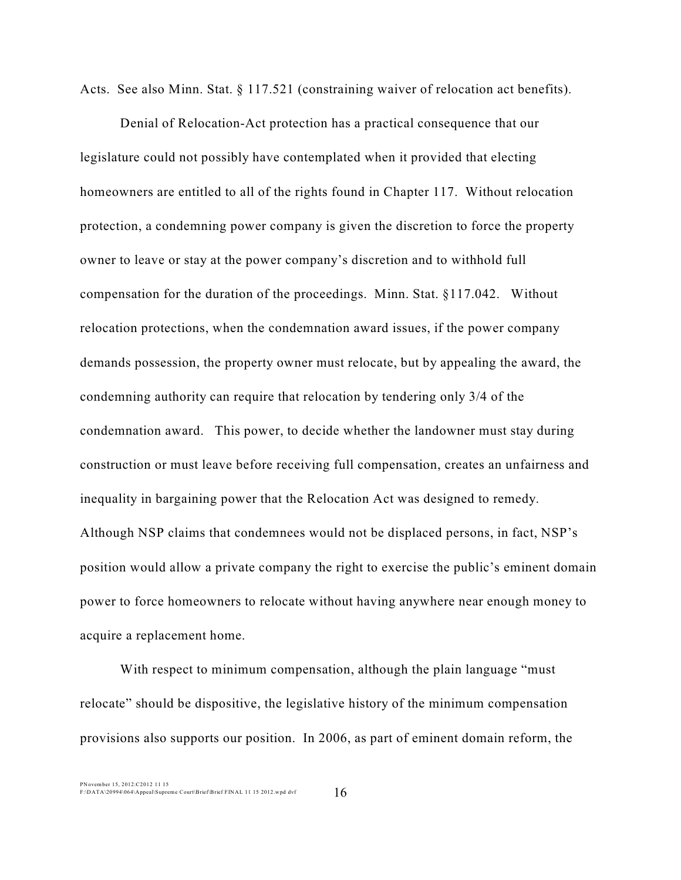Acts. See also Minn. Stat. § 117.521 (constraining waiver of relocation act benefits).

Denial of Relocation-Act protection has a practical consequence that our legislature could not possibly have contemplated when it provided that electing homeowners are entitled to all of the rights found in Chapter 117. Without relocation protection, a condemning power company is given the discretion to force the property owner to leave or stay at the power company's discretion and to withhold full compensation for the duration of the proceedings. Minn. Stat. §117.042. Without relocation protections, when the condemnation award issues, if the power company demands possession, the property owner must relocate, but by appealing the award, the condemning authority can require that relocation by tendering only 3/4 of the condemnation award. This power, to decide whether the landowner must stay during construction or must leave before receiving full compensation, creates an unfairness and inequality in bargaining power that the Relocation Act was designed to remedy. Although NSP claims that condemnees would not be displaced persons, in fact, NSP's position would allow a private company the right to exercise the public's eminent domain power to force homeowners to relocate without having anywhere near enough money to acquire a replacement home.

With respect to minimum compensation, although the plain language "must relocate" should be dispositive, the legislative history of the minimum compensation provisions also supports our position. In 2006, as part of eminent domain reform, the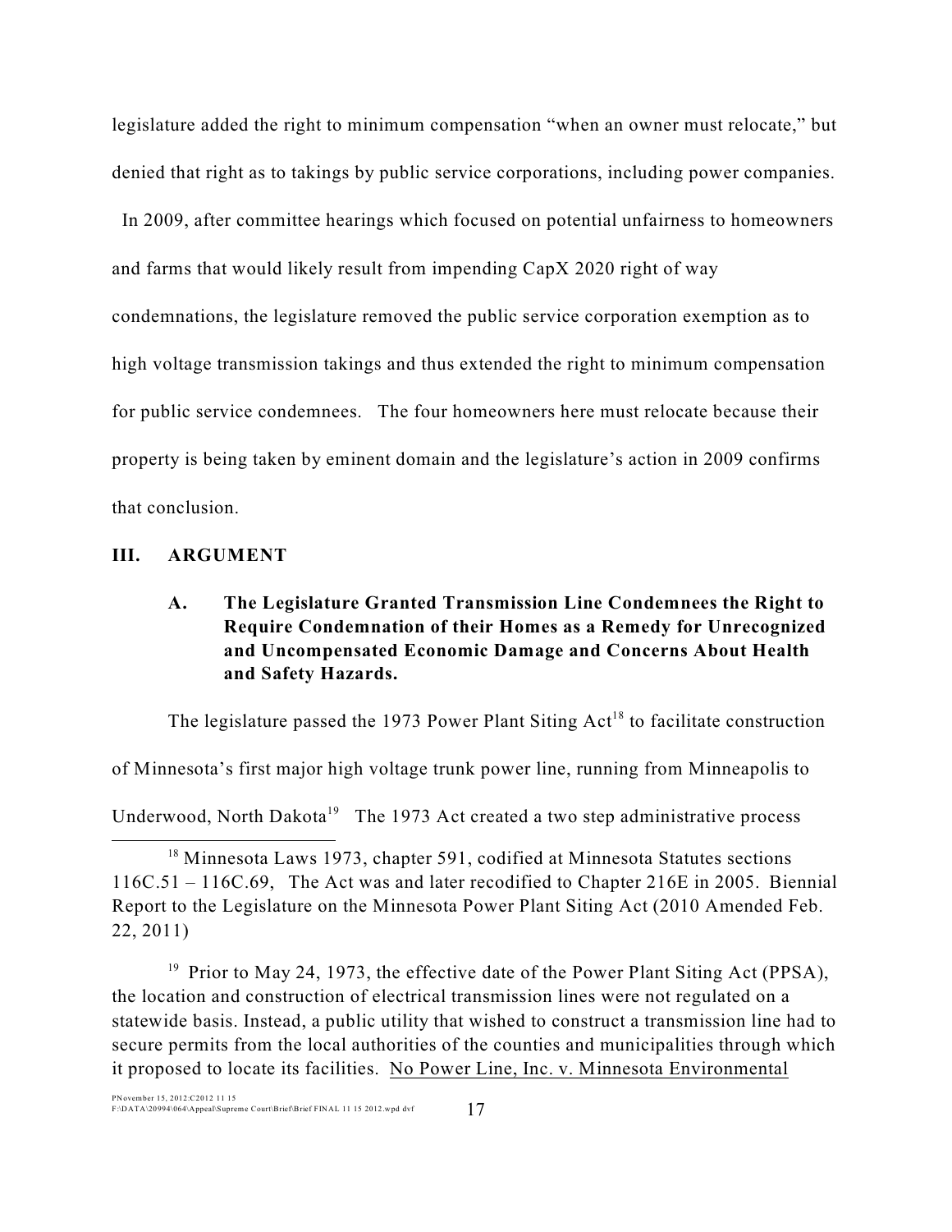legislature added the right to minimum compensation "when an owner must relocate," but denied that right as to takings by public service corporations, including power companies.

In 2009, after committee hearings which focused on potential unfairness to homeowners and farms that would likely result from impending CapX 2020 right of way condemnations, the legislature removed the public service corporation exemption as to high voltage transmission takings and thus extended the right to minimum compensation for public service condemnees. The four homeowners here must relocate because their property is being taken by eminent domain and the legislature's action in 2009 confirms that conclusion.

## III. ARGUMENT

### A. The Legislature Granted Transmission Line Condemnees the Right to Require Condemnation of their Homes as a Remedy for Unrecognized and Uncompensated Economic Damage and Concerns About Health and Safety Hazards.

The legislature passed the 1973 Power Plant Siting Act[18] to facilitate construction of Minnesota's first major high voltage trunk power line, running from Minneapolis to Underwood, North Dakota[19] The 1973 Act created a two step administrative process

---

[18] Minnesota Laws 1973, chapter 591, codified at Minnesota Statutes sections 116C.51 – 116C.69, The Act was and later recodified to Chapter 216E in 2005. Biennial Report to the Legislature on the Minnesota Power Plant Siting Act (2010 Amended Feb. 22, 2011)

[19] Prior to May 24, 1973, the effective date of the Power Plant Siting Act (PPSA), the location and construction of electrical transmission lines were not regulated on a statewide basis. Instead, a public utility that wished to construct a transmission line had to secure permits from the local authorities of the counties and municipalities through which it proposed to locate its facilities. No Power Line, Inc. v. Minnesota Environmental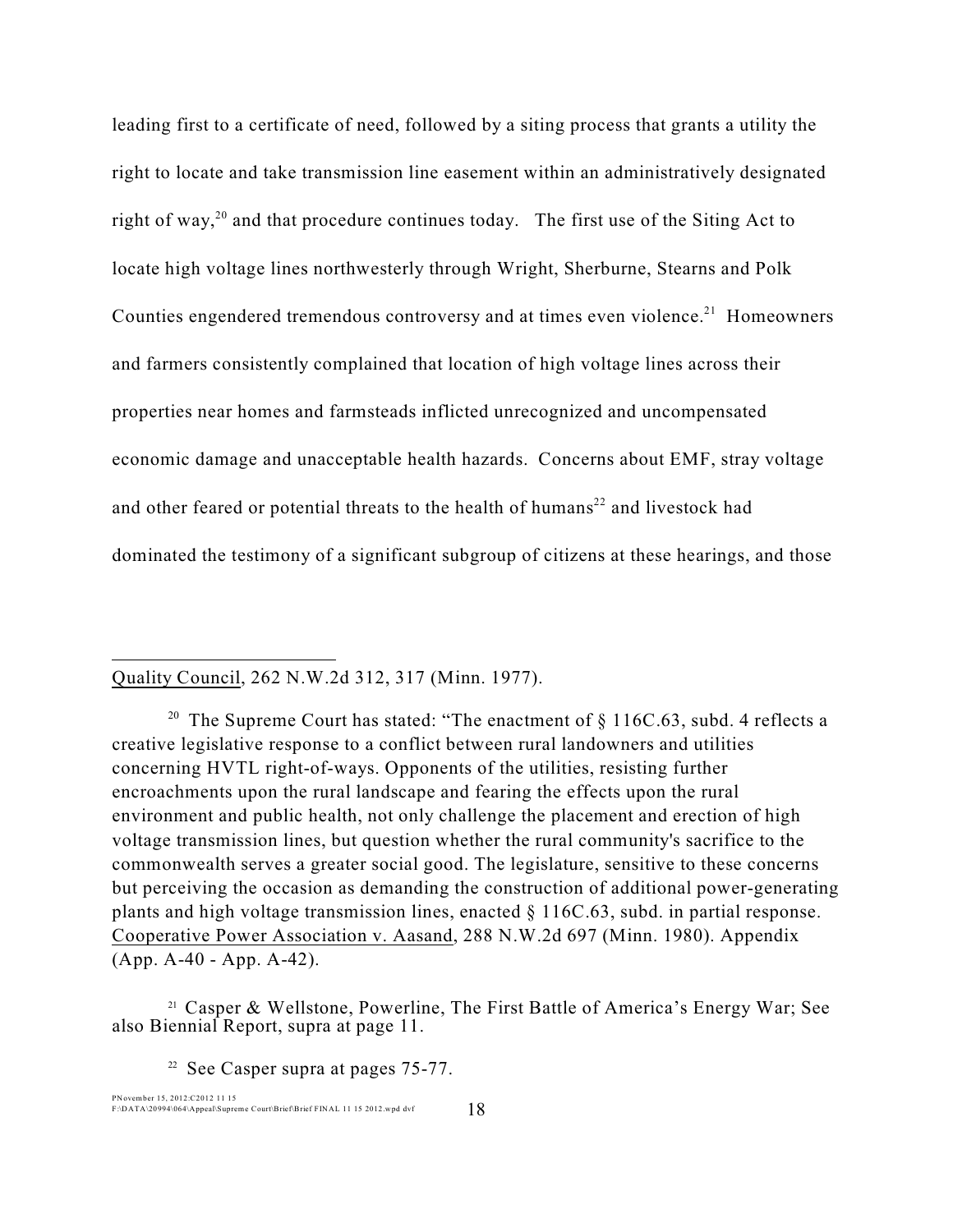leading first to a certificate of need, followed by a siting process that grants a utility the right to locate and take transmission line easement within an administratively designated right of way,[20] and that procedure continues today. The first use of the Siting Act to locate high voltage lines northwesterly through Wright, Sherburne, Stearns and Polk Counties engendered tremendous controversy and at times even violence.[21] Homeowners and farmers consistently complained that location of high voltage lines across their properties near homes and farmsteads inflicted unrecognized and uncompensated economic damage and unacceptable health hazards. Concerns about EMF, stray voltage and other feared or potential threats to the health of humans[22] and livestock had dominated the testimony of a significant subgroup of citizens at these hearings, and those

---

Quality Council, 262 N.W.2d 312, 317 (Minn. 1977).

[20] The Supreme Court has stated: "The enactment of § 116C.63, subd. 4 reflects a creative legislative response to a conflict between rural landowners and utilities concerning HVTL right-of-ways. Opponents of the utilities, resisting further encroachments upon the rural landscape and fearing the effects upon the rural environment and public health, not only challenge the placement and erection of high voltage transmission lines, but question whether the rural community's sacrifice to the commonwealth serves a greater social good. The legislature, sensitive to these concerns but perceiving the occasion as demanding the construction of additional power-generating plants and high voltage transmission lines, enacted § 116C.63, subd. in partial response. Cooperative Power Association v. Aasand, 288 N.W.2d 697 (Minn. 1980). Appendix (App. A-40 - App. A-42).

[21] Casper & Wellstone, Powerline, The First Battle of America's Energy War; See also Biennial Report, supra at page 11.

[22] See Casper supra at pages 75-77.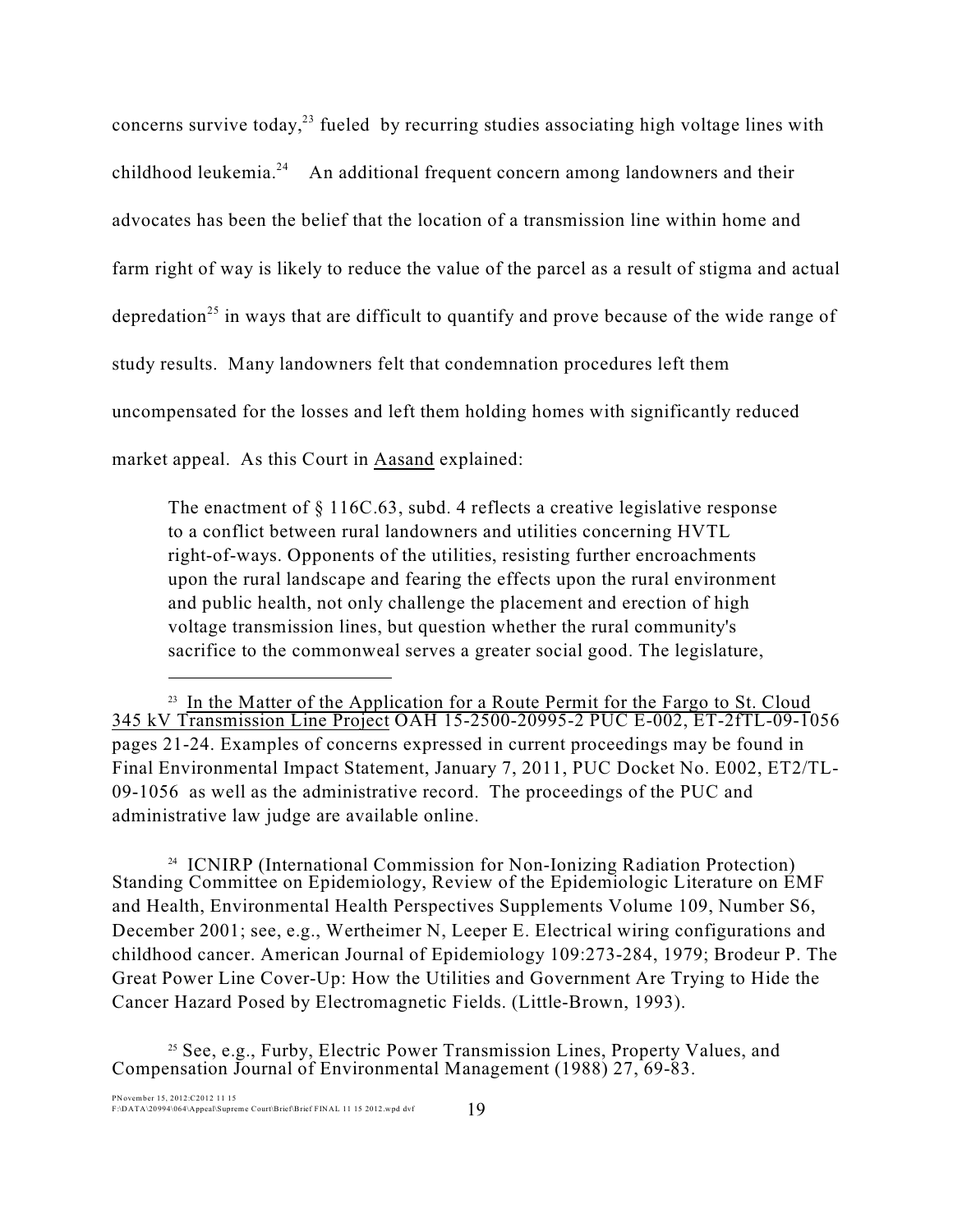concerns survive today,[23] fueled by recurring studies associating high voltage lines with childhood leukemia.[24] An additional frequent concern among landowners and their advocates has been the belief that the location of a transmission line within home and farm right of way is likely to reduce the value of the parcel as a result of stigma and actual depredation[25] in ways that are difficult to quantify and prove because of the wide range of study results. Many landowners felt that condemnation procedures left them uncompensated for the losses and left them holding homes with significantly reduced market appeal. As this Court in Aasand explained:

> The enactment of § 116C.63, subd. 4 reflects a creative legislative response to a conflict between rural landowners and utilities concerning HVTL right-of-ways. Opponents of the utilities, resisting further encroachments upon the rural landscape and fearing the effects upon the rural environment and public health, not only challenge the placement and erection of high voltage transmission lines, but question whether the rural community's sacrifice to the commonweal serves a greater social good. The legislature,

---

[23] In the Matter of the Application for a Route Permit for the Fargo to St. Cloud 345 kV Transmission Line Project OAH 15-2500-20995-2 PUC E-002, ET-2fTL-09-1056 pages 21-24. Examples of concerns expressed in current proceedings may be found in Final Environmental Impact Statement, January 7, 2011, PUC Docket No. E002, ET2/TL-09-1056 as well as the administrative record. The proceedings of the PUC and administrative law judge are available online.

[24] ICNIRP (International Commission for Non-Ionizing Radiation Protection) Standing Committee on Epidemiology, Review of the Epidemiologic Literature on EMF and Health, Environmental Health Perspectives Supplements Volume 109, Number S6, December 2001; see, e.g., Wertheimer N, Leeper E. Electrical wiring configurations and childhood cancer. American Journal of Epidemiology 109:273-284, 1979; Brodeur P. The Great Power Line Cover-Up: How the Utilities and Government Are Trying to Hide the Cancer Hazard Posed by Electromagnetic Fields. (Little-Brown, 1993).

[25] See, e.g., Furby, Electric Power Transmission Lines, Property Values, and Compensation Journal of Environmental Management (1988) 27, 69-83.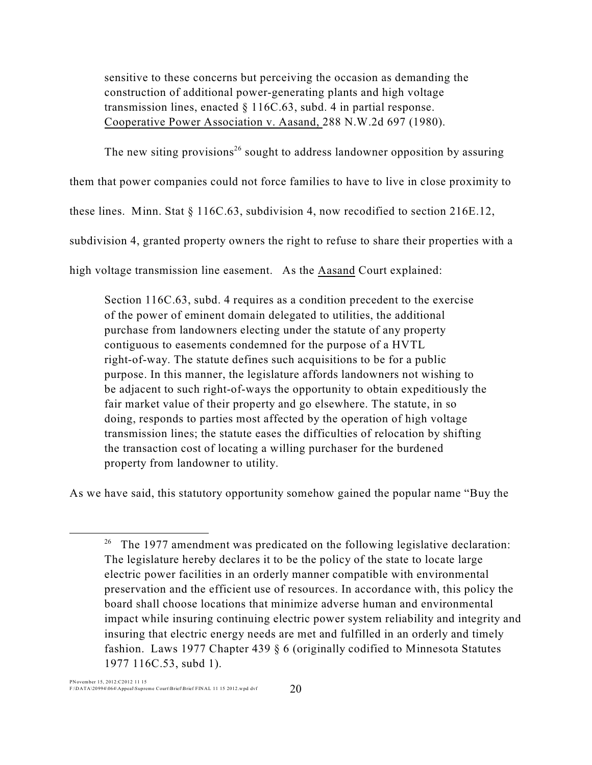> sensitive to these concerns but perceiving the occasion as demanding the construction of additional power-generating plants and high voltage transmission lines, enacted § 116C.63, subd. 4 in partial response. Cooperative Power Association v. Aasand, 288 N.W.2d 697 (1980).

The new siting provisions[26] sought to address landowner opposition by assuring them that power companies could not force families to have to live in close proximity to these lines. Minn. Stat § 116C.63, subdivision 4, now recodified to section 216E.12, subdivision 4, granted property owners the right to refuse to share their properties with a high voltage transmission line easement. As the Aasand Court explained:

> Section 116C.63, subd. 4 requires as a condition precedent to the exercise of the power of eminent domain delegated to utilities, the additional purchase from landowners electing under the statute of any property contiguous to easements condemned for the purpose of a HVTL right-of-way. The statute defines such acquisitions to be for a public purpose. In this manner, the legislature affords landowners not wishing to be adjacent to such right-of-ways the opportunity to obtain expeditiously the fair market value of their property and go elsewhere. The statute, in so doing, responds to parties most affected by the operation of high voltage transmission lines; the statute eases the difficulties of relocation by shifting the transaction cost of locating a willing purchaser for the burdened property from landowner to utility.

As we have said, this statutory opportunity somehow gained the popular name "Buy the

---

[26] The 1977 amendment was predicated on the following legislative declaration: The legislature hereby declares it to be the policy of the state to locate large electric power facilities in an orderly manner compatible with environmental preservation and the efficient use of resources. In accordance with, this policy the board shall choose locations that minimize adverse human and environmental impact while insuring continuing electric power system reliability and integrity and insuring that electric energy needs are met and fulfilled in an orderly and timely fashion. Laws 1977 Chapter 439 § 6 (originally codified to Minnesota Statutes 1977 116C.53, subd 1).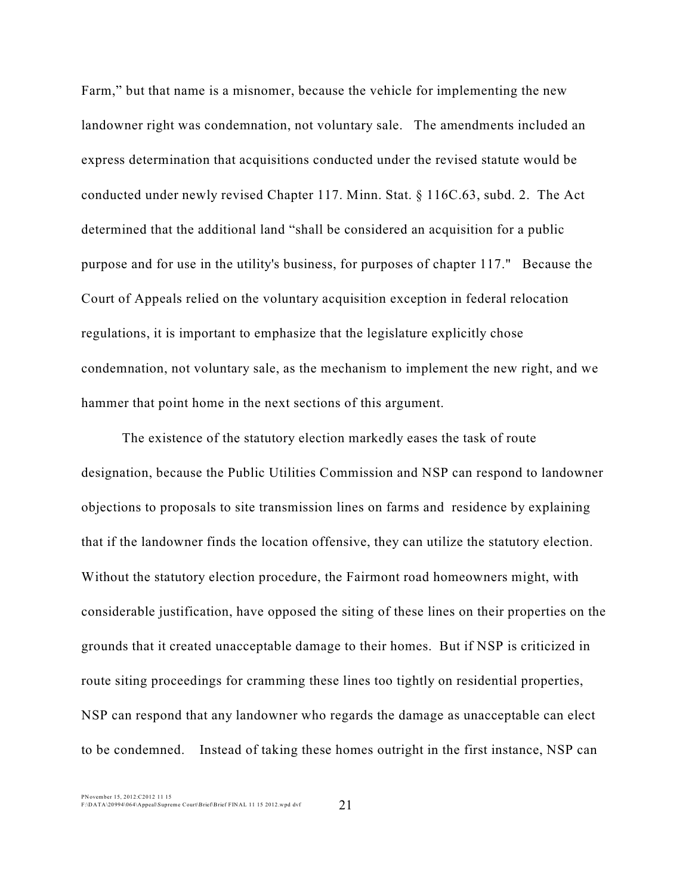Farm," but that name is a misnomer, because the vehicle for implementing the new landowner right was condemnation, not voluntary sale. The amendments included an express determination that acquisitions conducted under the revised statute would be conducted under newly revised Chapter 117. Minn. Stat. § 116C.63, subd. 2. The Act determined that the additional land "shall be considered an acquisition for a public purpose and for use in the utility's business, for purposes of chapter 117." Because the Court of Appeals relied on the voluntary acquisition exception in federal relocation regulations, it is important to emphasize that the legislature explicitly chose condemnation, not voluntary sale, as the mechanism to implement the new right, and we hammer that point home in the next sections of this argument.

The existence of the statutory election markedly eases the task of route designation, because the Public Utilities Commission and NSP can respond to landowner objections to proposals to site transmission lines on farms and residence by explaining that if the landowner finds the location offensive, they can utilize the statutory election. Without the statutory election procedure, the Fairmont road homeowners might, with considerable justification, have opposed the siting of these lines on their properties on the grounds that it created unacceptable damage to their homes. But if NSP is criticized in route siting proceedings for cramming these lines too tightly on residential properties, NSP can respond that any landowner who regards the damage as unacceptable can elect to be condemned. Instead of taking these homes outright in the first instance, NSP can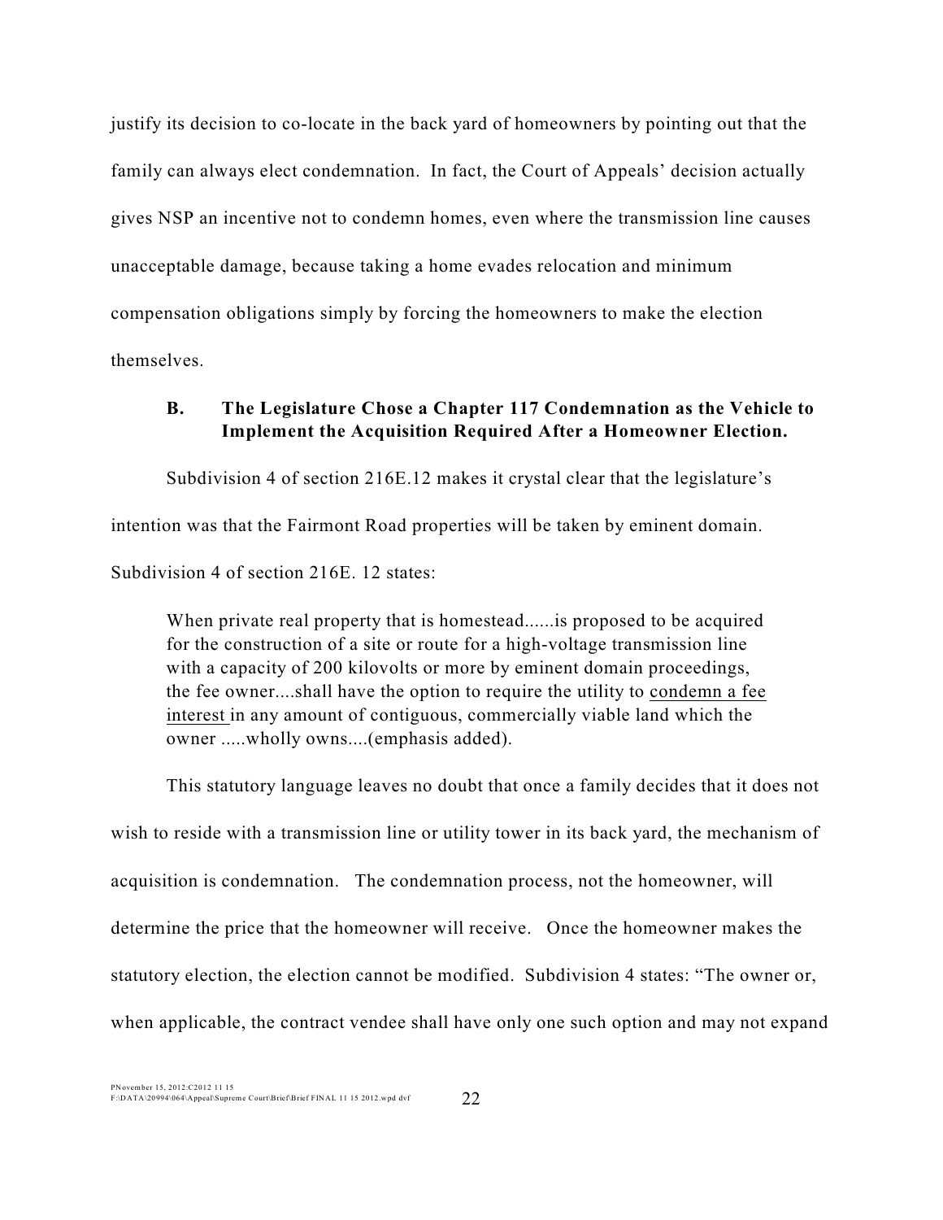justify its decision to co-locate in the back yard of homeowners by pointing out that the family can always elect condemnation. In fact, the Court of Appeals' decision actually gives NSP an incentive not to condemn homes, even where the transmission line causes unacceptable damage, because taking a home evades relocation and minimum compensation obligations simply by forcing the homeowners to make the election themselves.

### B. The Legislature Chose a Chapter 117 Condemnation as the Vehicle to Implement the Acquisition Required After a Homeowner Election.

Subdivision 4 of section 216E.12 makes it crystal clear that the legislature's intention was that the Fairmont Road properties will be taken by eminent domain. Subdivision 4 of section 216E. 12 states:

> When private real property that is homestead......is proposed to be acquired for the construction of a site or route for a high-voltage transmission line with a capacity of 200 kilovolts or more by eminent domain proceedings, the fee owner....shall have the option to require the utility to condemn a fee interest in any amount of contiguous, commercially viable land which the owner .....wholly owns....(emphasis added).

This statutory language leaves no doubt that once a family decides that it does not wish to reside with a transmission line or utility tower in its back yard, the mechanism of acquisition is condemnation. The condemnation process, not the homeowner, will determine the price that the homeowner will receive. Once the homeowner makes the statutory election, the election cannot be modified. Subdivision 4 states: "The owner or, when applicable, the contract vendee shall have only one such option and may not expand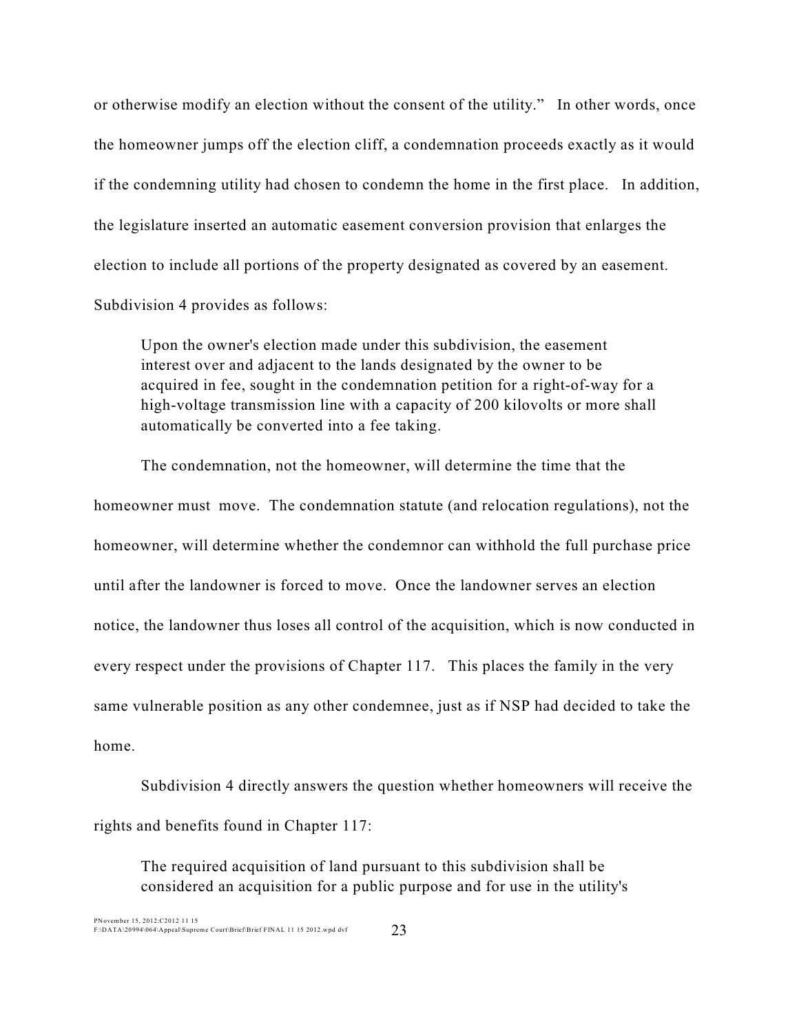or otherwise modify an election without the consent of the utility." In other words, once the homeowner jumps off the election cliff, a condemnation proceeds exactly as it would if the condemning utility had chosen to condemn the home in the first place. In addition, the legislature inserted an automatic easement conversion provision that enlarges the election to include all portions of the property designated as covered by an easement. Subdivision 4 provides as follows:

> Upon the owner's election made under this subdivision, the easement interest over and adjacent to the lands designated by the owner to be acquired in fee, sought in the condemnation petition for a right-of-way for a high-voltage transmission line with a capacity of 200 kilovolts or more shall automatically be converted into a fee taking.

The condemnation, not the homeowner, will determine the time that the homeowner must move. The condemnation statute (and relocation regulations), not the homeowner, will determine whether the condemnor can withhold the full purchase price until after the landowner is forced to move. Once the landowner serves an election notice, the landowner thus loses all control of the acquisition, which is now conducted in every respect under the provisions of Chapter 117. This places the family in the very same vulnerable position as any other condemnee, just as if NSP had decided to take the home.

Subdivision 4 directly answers the question whether homeowners will receive the rights and benefits found in Chapter 117:

> The required acquisition of land pursuant to this subdivision shall be considered an acquisition for a public purpose and for use in the utility's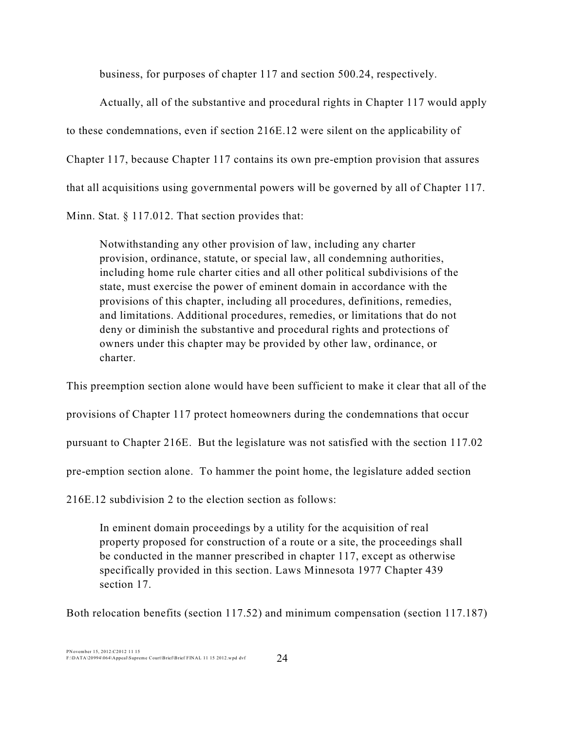business, for purposes of chapter 117 and section 500.24, respectively.

Actually, all of the substantive and procedural rights in Chapter 117 would apply to these condemnations, even if section 216E.12 were silent on the applicability of Chapter 117, because Chapter 117 contains its own pre-emption provision that assures that all acquisitions using governmental powers will be governed by all of Chapter 117. Minn. Stat. § 117.012. That section provides that:

> Notwithstanding any other provision of law, including any charter provision, ordinance, statute, or special law, all condemning authorities, including home rule charter cities and all other political subdivisions of the state, must exercise the power of eminent domain in accordance with the provisions of this chapter, including all procedures, definitions, remedies, and limitations. Additional procedures, remedies, or limitations that do not deny or diminish the substantive and procedural rights and protections of owners under this chapter may be provided by other law, ordinance, or charter.

This preemption section alone would have been sufficient to make it clear that all of the provisions of Chapter 117 protect homeowners during the condemnations that occur pursuant to Chapter 216E. But the legislature was not satisfied with the section 117.02 pre-emption section alone. To hammer the point home, the legislature added section 216E.12 subdivision 2 to the election section as follows:

> In eminent domain proceedings by a utility for the acquisition of real property proposed for construction of a route or a site, the proceedings shall be conducted in the manner prescribed in chapter 117, except as otherwise specifically provided in this section. Laws Minnesota 1977 Chapter 439 section 17.

Both relocation benefits (section 117.52) and minimum compensation (section 117.187)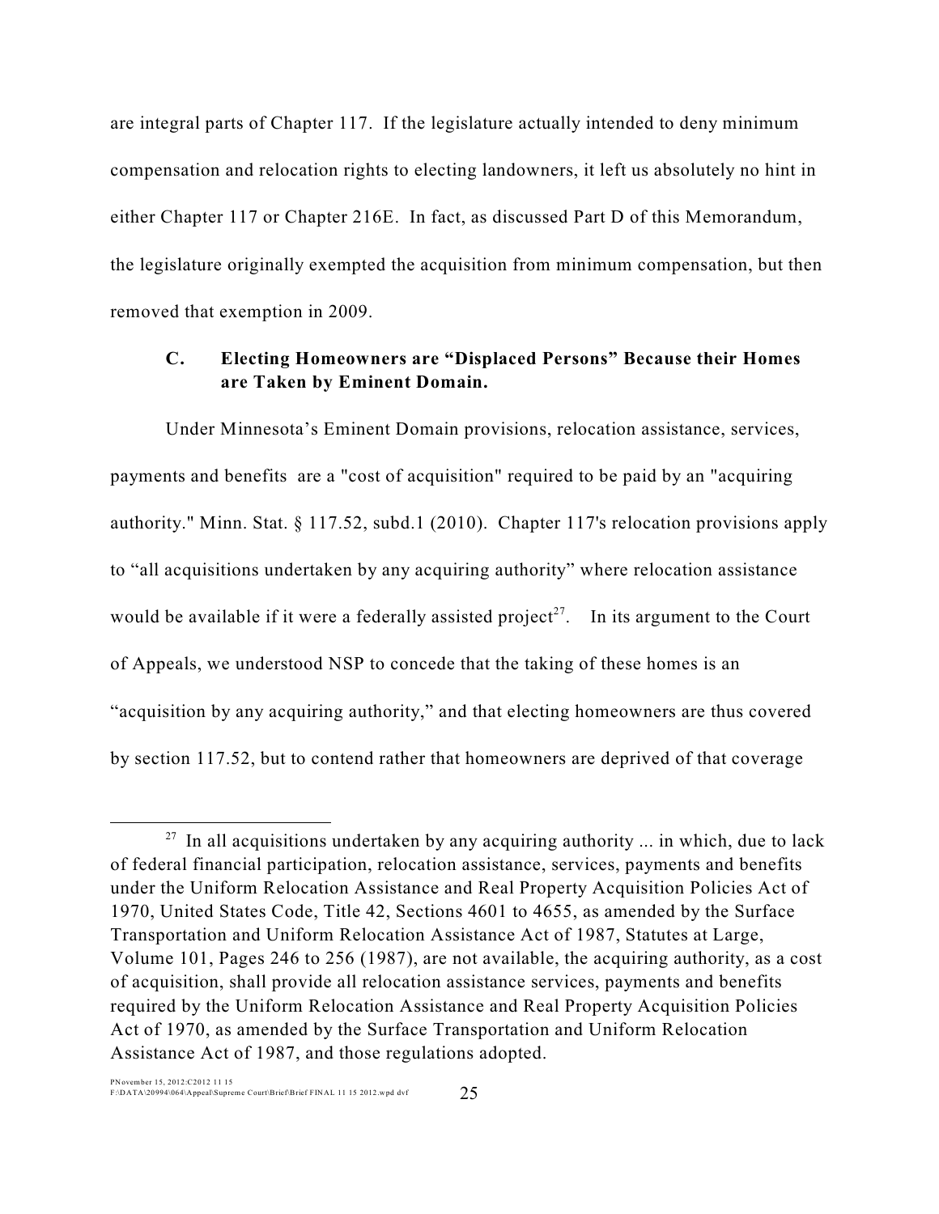are integral parts of Chapter 117. If the legislature actually intended to deny minimum compensation and relocation rights to electing landowners, it left us absolutely no hint in either Chapter 117 or Chapter 216E. In fact, as discussed Part D of this Memorandum, the legislature originally exempted the acquisition from minimum compensation, but then removed that exemption in 2009.

### C. Electing Homeowners are "Displaced Persons" Because their Homes are Taken by Eminent Domain.

Under Minnesota's Eminent Domain provisions, relocation assistance, services, payments and benefits are a "cost of acquisition" required to be paid by an "acquiring authority." Minn. Stat. § 117.52, subd.1 (2010). Chapter 117's relocation provisions apply to "all acquisitions undertaken by any acquiring authority" where relocation assistance would be available if it were a federally assisted project[27]. In its argument to the Court of Appeals, we understood NSP to concede that the taking of these homes is an "acquisition by any acquiring authority," and that electing homeowners are thus covered by section 117.52, but to contend rather that homeowners are deprived of that coverage

---

[27] In all acquisitions undertaken by any acquiring authority ... in which, due to lack of federal financial participation, relocation assistance, services, payments and benefits under the Uniform Relocation Assistance and Real Property Acquisition Policies Act of 1970, United States Code, Title 42, Sections 4601 to 4655, as amended by the Surface Transportation and Uniform Relocation Assistance Act of 1987, Statutes at Large, Volume 101, Pages 246 to 256 (1987), are not available, the acquiring authority, as a cost of acquisition, shall provide all relocation assistance services, payments and benefits required by the Uniform Relocation Assistance and Real Property Acquisition Policies Act of 1970, as amended by the Surface Transportation and Uniform Relocation Assistance Act of 1987, and those regulations adopted.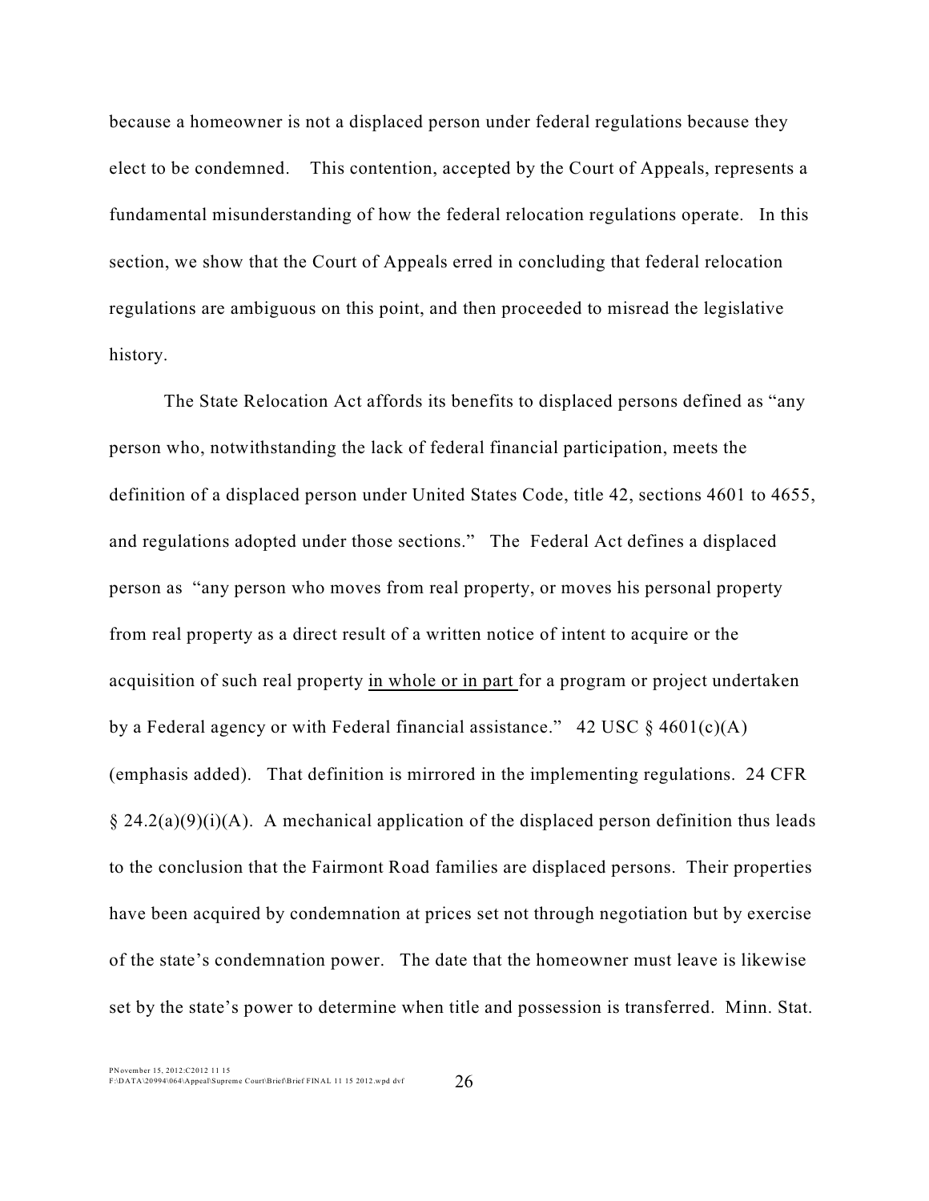because a homeowner is not a displaced person under federal regulations because they elect to be condemned. This contention, accepted by the Court of Appeals, represents a fundamental misunderstanding of how the federal relocation regulations operate. In this section, we show that the Court of Appeals erred in concluding that federal relocation regulations are ambiguous on this point, and then proceeded to misread the legislative history.

The State Relocation Act affords its benefits to displaced persons defined as "any person who, notwithstanding the lack of federal financial participation, meets the definition of a displaced person under United States Code, title 42, sections 4601 to 4655, and regulations adopted under those sections." The Federal Act defines a displaced person as "any person who moves from real property, or moves his personal property from real property as a direct result of a written notice of intent to acquire or the acquisition of such real property <u>in whole or in part</u> for a program or project undertaken by a Federal agency or with Federal financial assistance." 42 USC § 4601(c)(A) (emphasis added). That definition is mirrored in the implementing regulations. 24 CFR § 24.2(a)(9)(i)(A). A mechanical application of the displaced person definition thus leads to the conclusion that the Fairmont Road families are displaced persons. Their properties have been acquired by condemnation at prices set not through negotiation but by exercise of the state's condemnation power. The date that the homeowner must leave is likewise set by the state's power to determine when title and possession is transferred. Minn. Stat.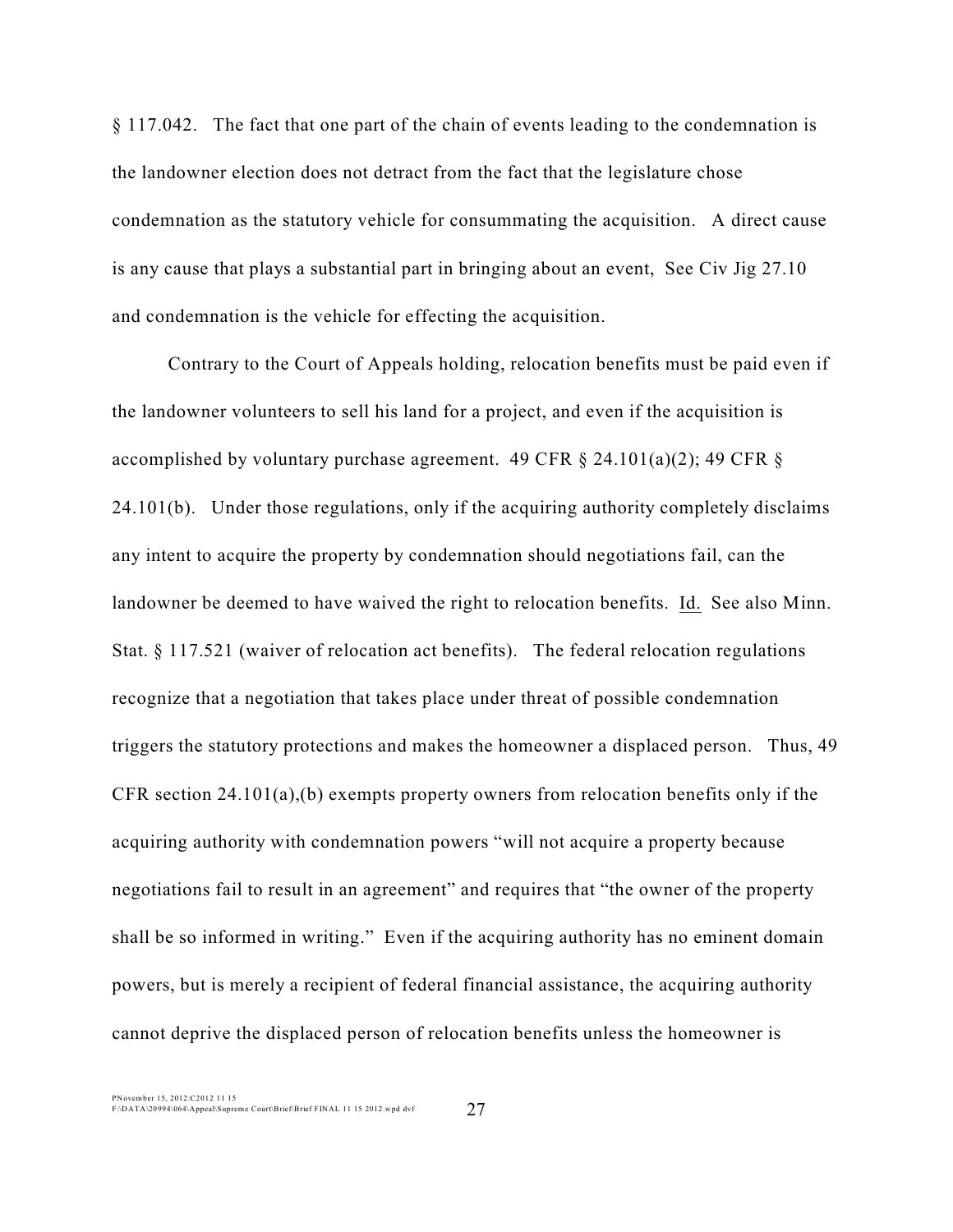§ 117.042. The fact that one part of the chain of events leading to the condemnation is the landowner election does not detract from the fact that the legislature chose condemnation as the statutory vehicle for consummating the acquisition. A direct cause is any cause that plays a substantial part in bringing about an event, See Civ Jig 27.10 and condemnation is the vehicle for effecting the acquisition.

Contrary to the Court of Appeals holding, relocation benefits must be paid even if the landowner volunteers to sell his land for a project, and even if the acquisition is accomplished by voluntary purchase agreement. 49 CFR § 24.101(a)(2); 49 CFR § 24.101(b). Under those regulations, only if the acquiring authority completely disclaims any intent to acquire the property by condemnation should negotiations fail, can the landowner be deemed to have waived the right to relocation benefits. Id. See also Minn. Stat. § 117.521 (waiver of relocation act benefits). The federal relocation regulations recognize that a negotiation that takes place under threat of possible condemnation triggers the statutory protections and makes the homeowner a displaced person. Thus, 49 CFR section 24.101(a),(b) exempts property owners from relocation benefits only if the acquiring authority with condemnation powers "will not acquire a property because negotiations fail to result in an agreement" and requires that "the owner of the property shall be so informed in writing." Even if the acquiring authority has no eminent domain powers, but is merely a recipient of federal financial assistance, the acquiring authority cannot deprive the displaced person of relocation benefits unless the homeowner is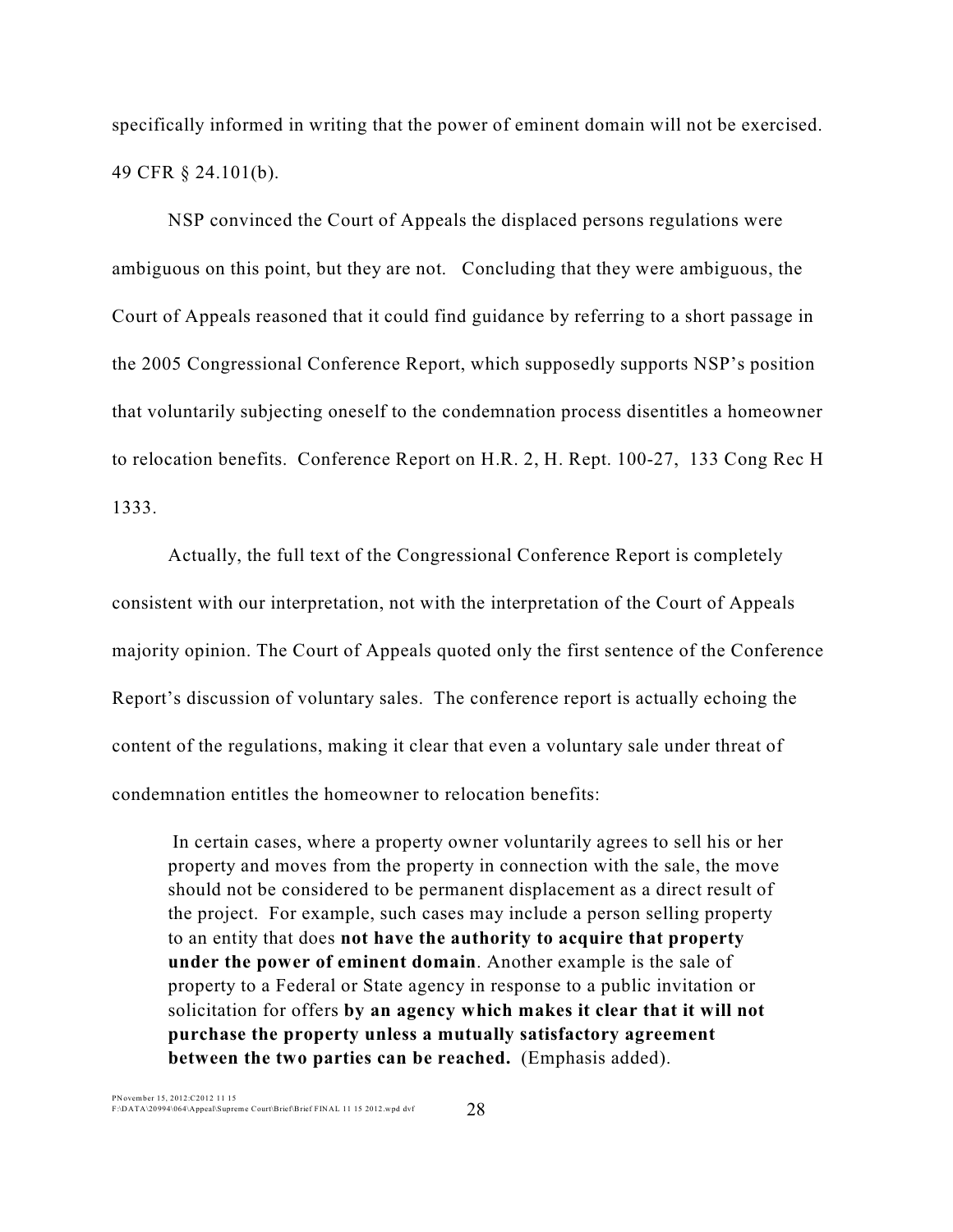specifically informed in writing that the power of eminent domain will not be exercised. 49 CFR § 24.101(b).

NSP convinced the Court of Appeals the displaced persons regulations were ambiguous on this point, but they are not. Concluding that they were ambiguous, the Court of Appeals reasoned that it could find guidance by referring to a short passage in the 2005 Congressional Conference Report, which supposedly supports NSP's position that voluntarily subjecting oneself to the condemnation process disentitles a homeowner to relocation benefits. Conference Report on H.R. 2, H. Rept. 100-27, 133 Cong Rec H 1333.

Actually, the full text of the Congressional Conference Report is completely consistent with our interpretation, not with the interpretation of the Court of Appeals majority opinion. The Court of Appeals quoted only the first sentence of the Conference Report's discussion of voluntary sales. The conference report is actually echoing the content of the regulations, making it clear that even a voluntary sale under threat of condemnation entitles the homeowner to relocation benefits:

> In certain cases, where a property owner voluntarily agrees to sell his or her property and moves from the property in connection with the sale, the move should not be considered to be permanent displacement as a direct result of the project. For example, such cases may include a person selling property to an entity that does **not have the authority to acquire that property under the power of eminent domain**. Another example is the sale of property to a Federal or State agency in response to a public invitation or solicitation for offers **by an agency which makes it clear that it will not purchase the property unless a mutually satisfactory agreement between the two parties can be reached.** (Emphasis added).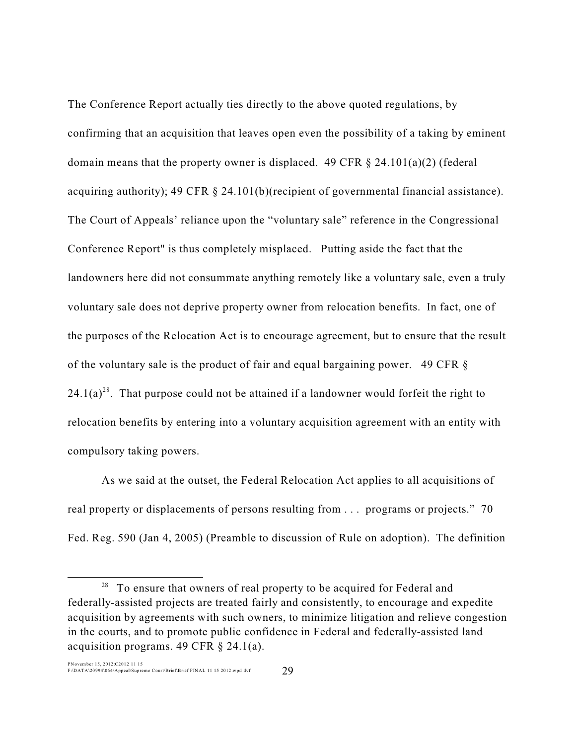The Conference Report actually ties directly to the above quoted regulations, by confirming that an acquisition that leaves open even the possibility of a taking by eminent domain means that the property owner is displaced. 49 CFR § 24.101(a)(2) (federal acquiring authority); 49 CFR § 24.101(b)(recipient of governmental financial assistance). The Court of Appeals' reliance upon the "voluntary sale" reference in the Congressional Conference Report" is thus completely misplaced. Putting aside the fact that the landowners here did not consummate anything remotely like a voluntary sale, even a truly voluntary sale does not deprive property owner from relocation benefits. In fact, one of the purposes of the Relocation Act is to encourage agreement, but to ensure that the result of the voluntary sale is the product of fair and equal bargaining power. 49 CFR § 24.1(a)[28]. That purpose could not be attained if a landowner would forfeit the right to relocation benefits by entering into a voluntary acquisition agreement with an entity with compulsory taking powers.

As we said at the outset, the Federal Relocation Act applies to <u>all acquisitions</u> of real property or displacements of persons resulting from . . . programs or projects." 70 Fed. Reg. 590 (Jan 4, 2005) (Preamble to discussion of Rule on adoption). The definition

---

[28] To ensure that owners of real property to be acquired for Federal and federally-assisted projects are treated fairly and consistently, to encourage and expedite acquisition by agreements with such owners, to minimize litigation and relieve congestion in the courts, and to promote public confidence in Federal and federally-assisted land acquisition programs. 49 CFR § 24.1(a).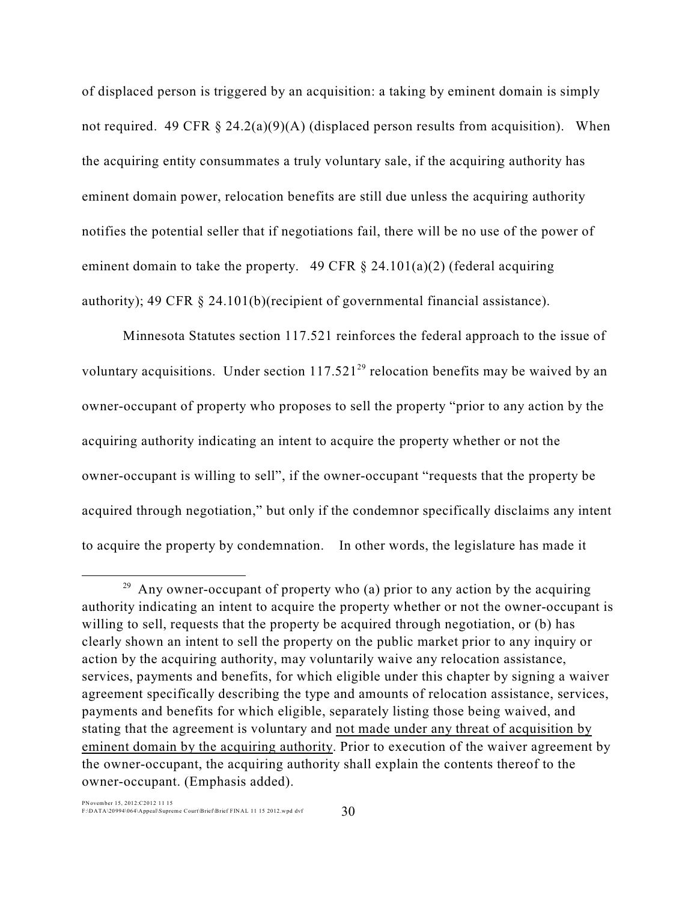of displaced person is triggered by an acquisition: a taking by eminent domain is simply not required. 49 CFR § 24.2(a)(9)(A) (displaced person results from acquisition). When the acquiring entity consummates a truly voluntary sale, if the acquiring authority has eminent domain power, relocation benefits are still due unless the acquiring authority notifies the potential seller that if negotiations fail, there will be no use of the power of eminent domain to take the property. 49 CFR § 24.101(a)(2) (federal acquiring authority); 49 CFR § 24.101(b)(recipient of governmental financial assistance).

Minnesota Statutes section 117.521 reinforces the federal approach to the issue of voluntary acquisitions. Under section 117.521[29] relocation benefits may be waived by an owner-occupant of property who proposes to sell the property "prior to any action by the acquiring authority indicating an intent to acquire the property whether or not the owner-occupant is willing to sell", if the owner-occupant "requests that the property be acquired through negotiation," but only if the condemnor specifically disclaims any intent to acquire the property by condemnation. In other words, the legislature has made it

[29] Any owner-occupant of property who (a) prior to any action by the acquiring authority indicating an intent to acquire the property whether or not the owner-occupant is willing to sell, requests that the property be acquired through negotiation, or (b) has clearly shown an intent to sell the property on the public market prior to any inquiry or action by the acquiring authority, may voluntarily waive any relocation assistance, services, payments and benefits, for which eligible under this chapter by signing a waiver agreement specifically describing the type and amounts of relocation assistance, services, payments and benefits for which eligible, separately listing those being waived, and stating that the agreement is voluntary and <u>not made under any threat of acquisition by eminent domain by the acquiring authority</u>. Prior to execution of the waiver agreement by the owner-occupant, the acquiring authority shall explain the contents thereof to the owner-occupant. (Emphasis added).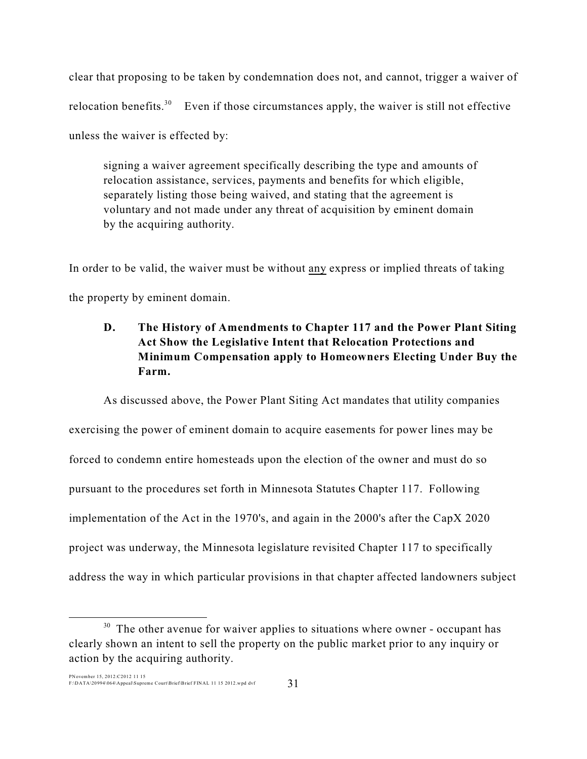clear that proposing to be taken by condemnation does not, and cannot, trigger a waiver of relocation benefits.[30] Even if those circumstances apply, the waiver is still not effective unless the waiver is effected by:

> signing a waiver agreement specifically describing the type and amounts of relocation assistance, services, payments and benefits for which eligible, separately listing those being waived, and stating that the agreement is voluntary and not made under any threat of acquisition by eminent domain by the acquiring authority.

In order to be valid, the waiver must be without <u>any</u> express or implied threats of taking the property by eminent domain.

### D. The History of Amendments to Chapter 117 and the Power Plant Siting Act Show the Legislative Intent that Relocation Protections and Minimum Compensation apply to Homeowners Electing Under Buy the Farm.

As discussed above, the Power Plant Siting Act mandates that utility companies exercising the power of eminent domain to acquire easements for power lines may be forced to condemn entire homesteads upon the election of the owner and must do so pursuant to the procedures set forth in Minnesota Statutes Chapter 117. Following implementation of the Act in the 1970's, and again in the 2000's after the CapX 2020 project was underway, the Minnesota legislature revisited Chapter 117 to specifically address the way in which particular provisions in that chapter affected landowners subject

---

[30] The other avenue for waiver applies to situations where owner - occupant has clearly shown an intent to sell the property on the public market prior to any inquiry or action by the acquiring authority.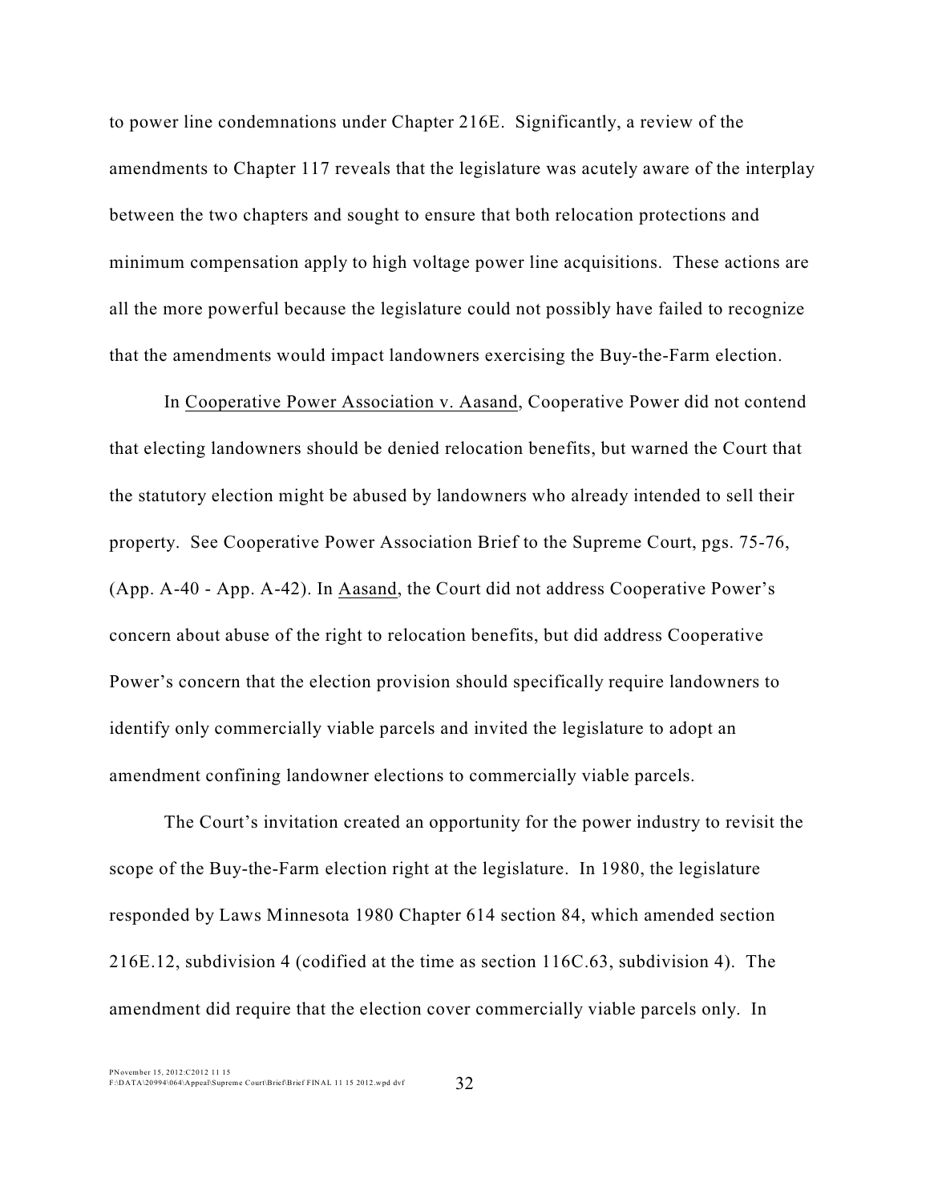to power line condemnations under Chapter 216E. Significantly, a review of the amendments to Chapter 117 reveals that the legislature was acutely aware of the interplay between the two chapters and sought to ensure that both relocation protections and minimum compensation apply to high voltage power line acquisitions. These actions are all the more powerful because the legislature could not possibly have failed to recognize that the amendments would impact landowners exercising the Buy-the-Farm election.

In Cooperative Power Association v. Aasand, Cooperative Power did not contend that electing landowners should be denied relocation benefits, but warned the Court that the statutory election might be abused by landowners who already intended to sell their property. See Cooperative Power Association Brief to the Supreme Court, pgs. 75-76, (App. A-40 - App. A-42). In Aasand, the Court did not address Cooperative Power's concern about abuse of the right to relocation benefits, but did address Cooperative Power's concern that the election provision should specifically require landowners to identify only commercially viable parcels and invited the legislature to adopt an amendment confining landowner elections to commercially viable parcels.

The Court's invitation created an opportunity for the power industry to revisit the scope of the Buy-the-Farm election right at the legislature. In 1980, the legislature responded by Laws Minnesota 1980 Chapter 614 section 84, which amended section 216E.12, subdivision 4 (codified at the time as section 116C.63, subdivision 4). The amendment did require that the election cover commercially viable parcels only. In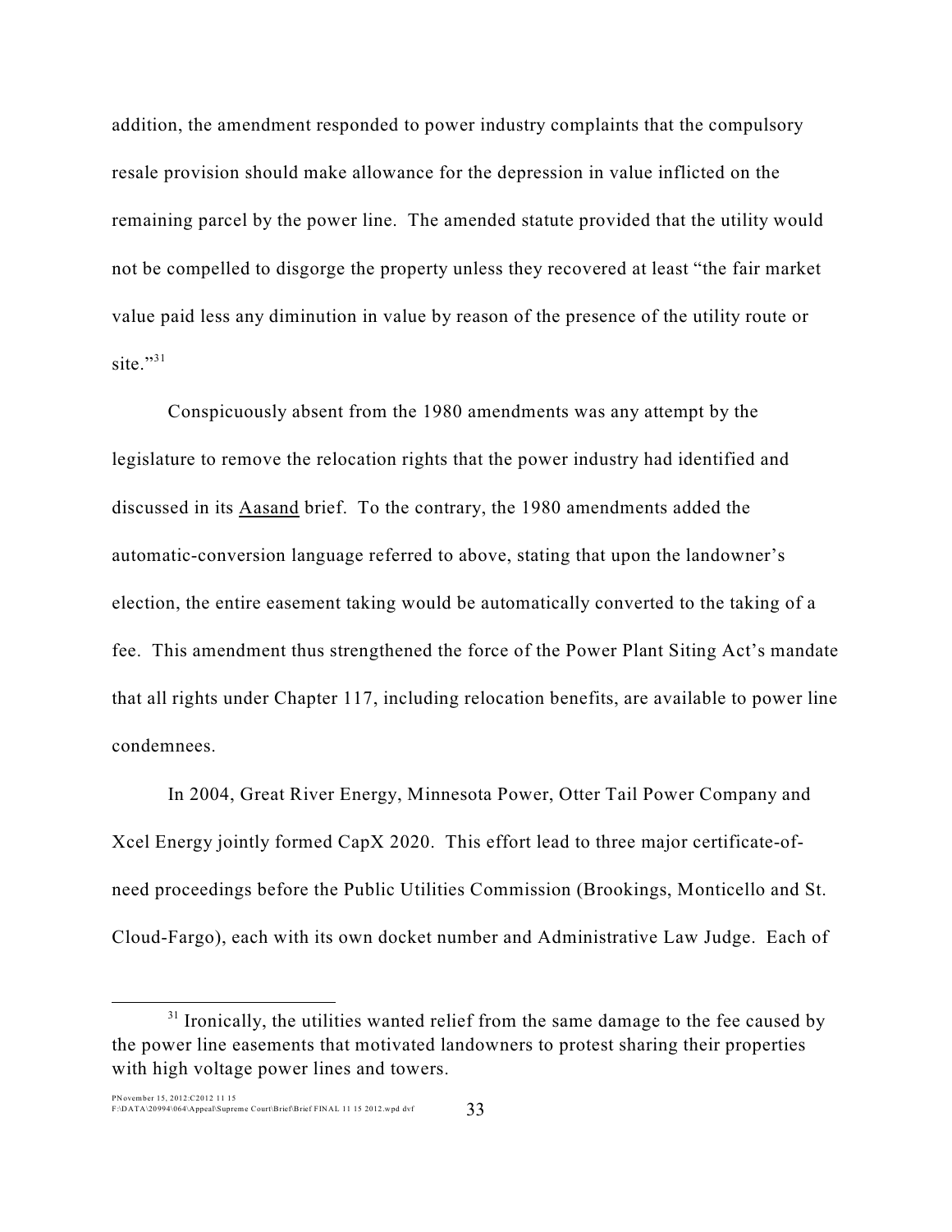addition, the amendment responded to power industry complaints that the compulsory resale provision should make allowance for the depression in value inflicted on the remaining parcel by the power line. The amended statute provided that the utility would not be compelled to disgorge the property unless they recovered at least "the fair market value paid less any diminution in value by reason of the presence of the utility route or site."[31]

Conspicuously absent from the 1980 amendments was any attempt by the legislature to remove the relocation rights that the power industry had identified and discussed in its Aasand brief. To the contrary, the 1980 amendments added the automatic-conversion language referred to above, stating that upon the landowner's election, the entire easement taking would be automatically converted to the taking of a fee. This amendment thus strengthened the force of the Power Plant Siting Act's mandate that all rights under Chapter 117, including relocation benefits, are available to power line condemnees.

In 2004, Great River Energy, Minnesota Power, Otter Tail Power Company and Xcel Energy jointly formed CapX 2020. This effort lead to three major certificate-of-need proceedings before the Public Utilities Commission (Brookings, Monticello and St. Cloud-Fargo), each with its own docket number and Administrative Law Judge. Each of

---

[31] Ironically, the utilities wanted relief from the same damage to the fee caused by the power line easements that motivated landowners to protest sharing their properties with high voltage power lines and towers.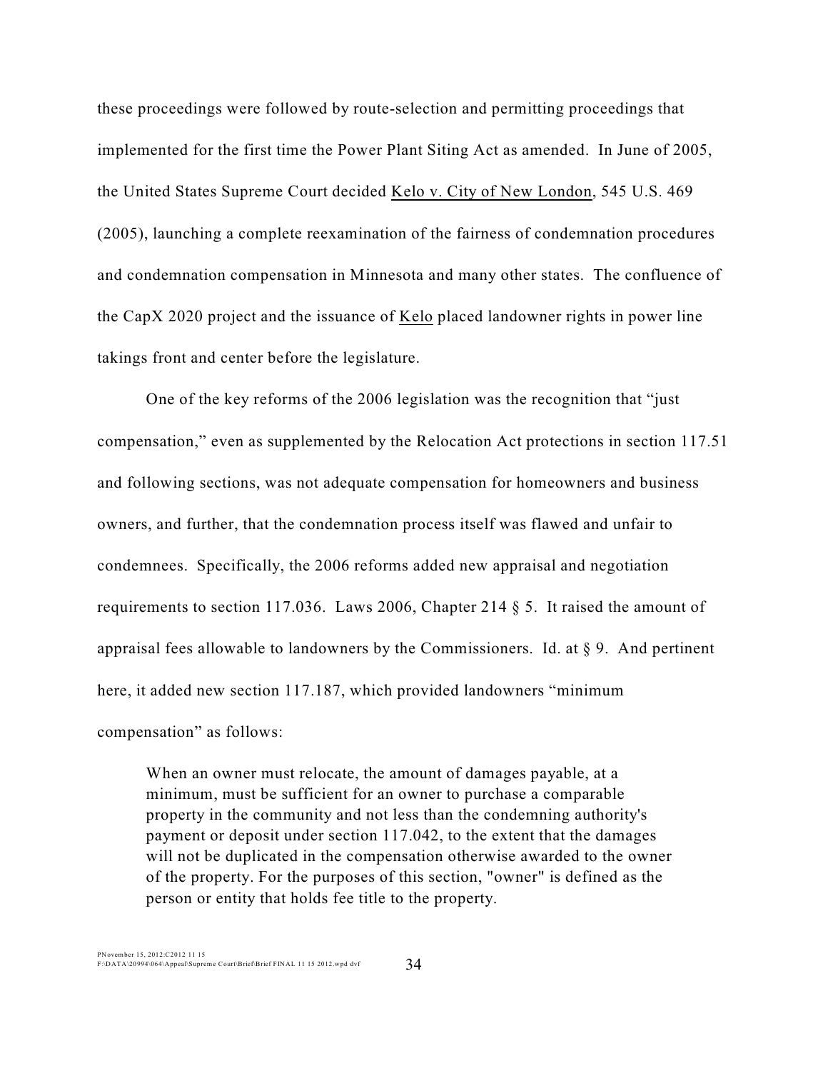these proceedings were followed by route-selection and permitting proceedings that implemented for the first time the Power Plant Siting Act as amended. In June of 2005, the United States Supreme Court decided Kelo v. City of New London, 545 U.S. 469 (2005), launching a complete reexamination of the fairness of condemnation procedures and condemnation compensation in Minnesota and many other states. The confluence of the CapX 2020 project and the issuance of Kelo placed landowner rights in power line takings front and center before the legislature.

One of the key reforms of the 2006 legislation was the recognition that "just compensation," even as supplemented by the Relocation Act protections in section 117.51 and following sections, was not adequate compensation for homeowners and business owners, and further, that the condemnation process itself was flawed and unfair to condemnees. Specifically, the 2006 reforms added new appraisal and negotiation requirements to section 117.036. Laws 2006, Chapter 214 § 5. It raised the amount of appraisal fees allowable to landowners by the Commissioners. Id. at § 9. And pertinent here, it added new section 117.187, which provided landowners "minimum compensation" as follows:

> When an owner must relocate, the amount of damages payable, at a minimum, must be sufficient for an owner to purchase a comparable property in the community and not less than the condemning authority's payment or deposit under section 117.042, to the extent that the damages will not be duplicated in the compensation otherwise awarded to the owner of the property. For the purposes of this section, "owner" is defined as the person or entity that holds fee title to the property.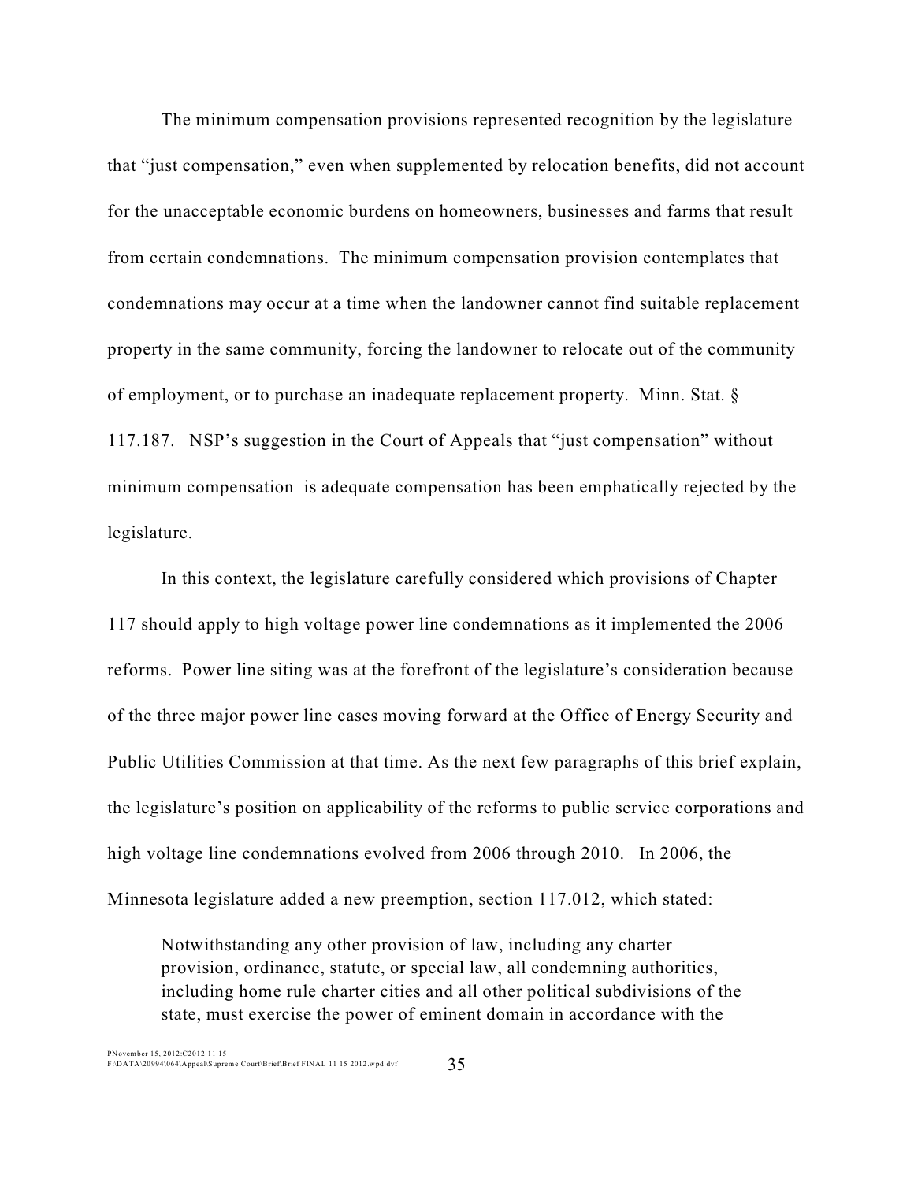The minimum compensation provisions represented recognition by the legislature that "just compensation," even when supplemented by relocation benefits, did not account for the unacceptable economic burdens on homeowners, businesses and farms that result from certain condemnations. The minimum compensation provision contemplates that condemnations may occur at a time when the landowner cannot find suitable replacement property in the same community, forcing the landowner to relocate out of the community of employment, or to purchase an inadequate replacement property. Minn. Stat. § 117.187. NSP's suggestion in the Court of Appeals that "just compensation" without minimum compensation is adequate compensation has been emphatically rejected by the legislature.

In this context, the legislature carefully considered which provisions of Chapter 117 should apply to high voltage power line condemnations as it implemented the 2006 reforms. Power line siting was at the forefront of the legislature's consideration because of the three major power line cases moving forward at the Office of Energy Security and Public Utilities Commission at that time. As the next few paragraphs of this brief explain, the legislature's position on applicability of the reforms to public service corporations and high voltage line condemnations evolved from 2006 through 2010. In 2006, the Minnesota legislature added a new preemption, section 117.012, which stated:

> Notwithstanding any other provision of law, including any charter provision, ordinance, statute, or special law, all condemning authorities, including home rule charter cities and all other political subdivisions of the state, must exercise the power of eminent domain in accordance with the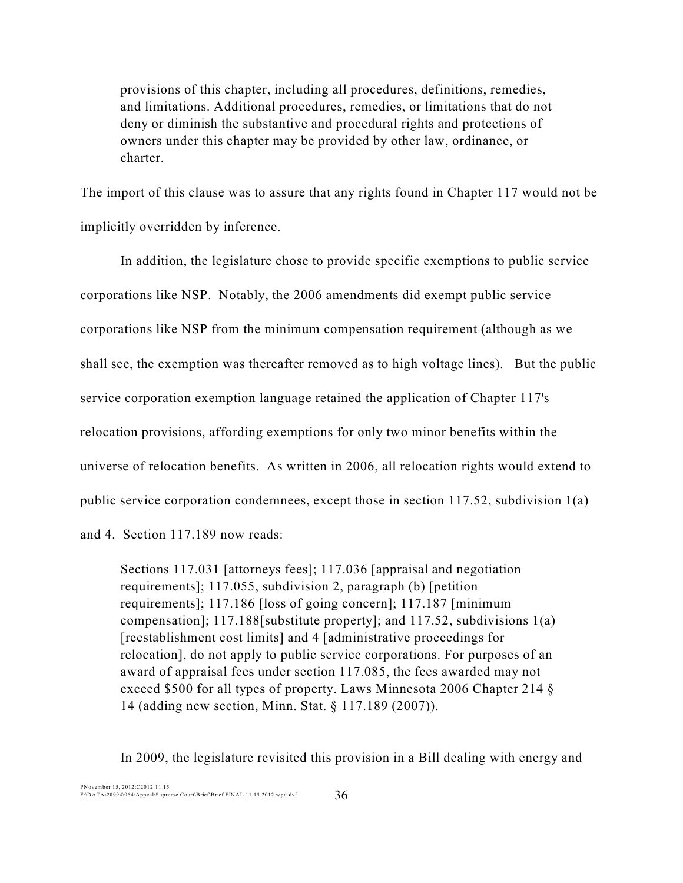> provisions of this chapter, including all procedures, definitions, remedies, and limitations. Additional procedures, remedies, or limitations that do not deny or diminish the substantive and procedural rights and protections of owners under this chapter may be provided by other law, ordinance, or charter.

The import of this clause was to assure that any rights found in Chapter 117 would not be implicitly overridden by inference.

In addition, the legislature chose to provide specific exemptions to public service corporations like NSP. Notably, the 2006 amendments did exempt public service corporations like NSP from the minimum compensation requirement (although as we shall see, the exemption was thereafter removed as to high voltage lines). But the public service corporation exemption language retained the application of Chapter 117's relocation provisions, affording exemptions for only two minor benefits within the universe of relocation benefits. As written in 2006, all relocation rights would extend to public service corporation condemnees, except those in section 117.52, subdivision 1(a) and 4. Section 117.189 now reads:

> Sections 117.031 [attorneys fees]; 117.036 [appraisal and negotiation requirements]; 117.055, subdivision 2, paragraph (b) [petition requirements]; 117.186 [loss of going concern]; 117.187 [minimum compensation]; 117.188[substitute property]; and 117.52, subdivisions 1(a) [reestablishment cost limits] and 4 [administrative proceedings for relocation], do not apply to public service corporations. For purposes of an award of appraisal fees under section 117.085, the fees awarded may not exceed $500 for all types of property. Laws Minnesota 2006 Chapter 214 § 14 (adding new section, Minn. Stat. § 117.189 (2007)).

In 2009, the legislature revisited this provision in a Bill dealing with energy and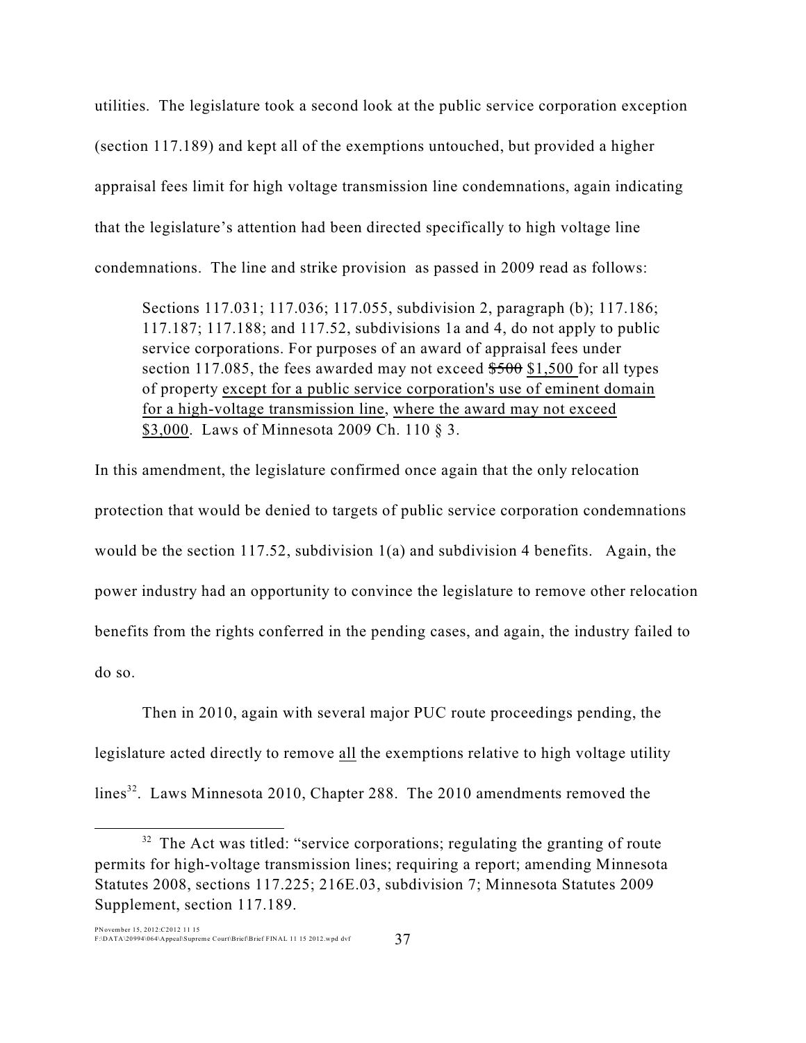utilities. The legislature took a second look at the public service corporation exception (section 117.189) and kept all of the exemptions untouched, but provided a higher appraisal fees limit for high voltage transmission line condemnations, again indicating that the legislature's attention had been directed specifically to high voltage line condemnations. The line and strike provision as passed in 2009 read as follows:

> Sections 117.031; 117.036; 117.055, subdivision 2, paragraph (b); 117.186; 117.187; 117.188; and 117.52, subdivisions 1a and 4, do not apply to public service corporations. For purposes of an award of appraisal fees under section 117.085, the fees awarded may not exceed ~~$500~~ <u>$1,500</u> for all types of property <u>except for a public service corporation's use of eminent domain for a high-voltage transmission line</u>, <u>where the award may not exceed $3,000</u>. Laws of Minnesota 2009 Ch. 110 § 3.

In this amendment, the legislature confirmed once again that the only relocation protection that would be denied to targets of public service corporation condemnations would be the section 117.52, subdivision 1(a) and subdivision 4 benefits. Again, the power industry had an opportunity to convince the legislature to remove other relocation benefits from the rights conferred in the pending cases, and again, the industry failed to do so.

Then in 2010, again with several major PUC route proceedings pending, the legislature acted directly to remove <u>all</u> the exemptions relative to high voltage utility lines[32]. Laws Minnesota 2010, Chapter 288. The 2010 amendments removed the

[32] The Act was titled: "service corporations; regulating the granting of route permits for high-voltage transmission lines; requiring a report; amending Minnesota Statutes 2008, sections 117.225; 216E.03, subdivision 7; Minnesota Statutes 2009 Supplement, section 117.189.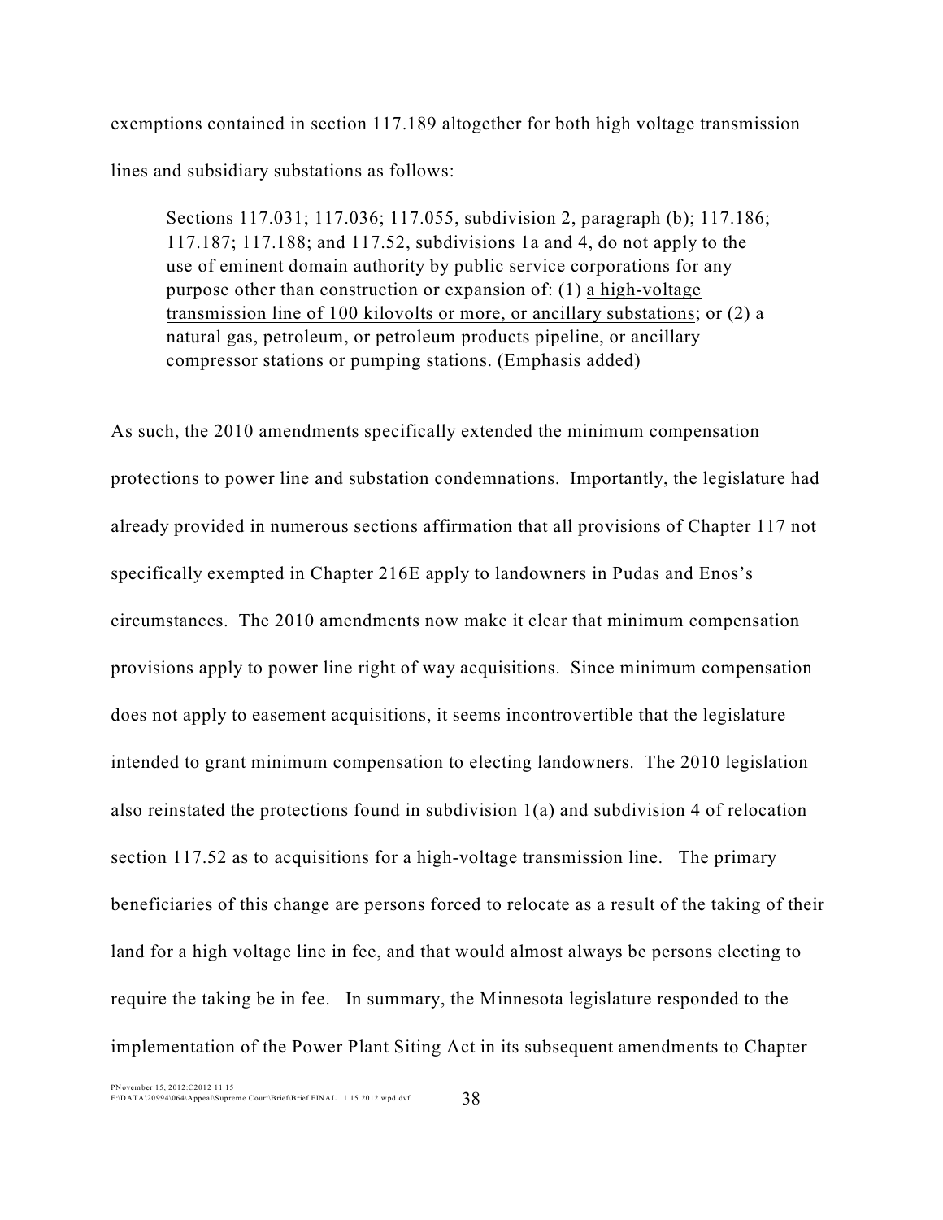exemptions contained in section 117.189 altogether for both high voltage transmission lines and subsidiary substations as follows:

> Sections 117.031; 117.036; 117.055, subdivision 2, paragraph (b); 117.186; 117.187; 117.188; and 117.52, subdivisions 1a and 4, do not apply to the use of eminent domain authority by public service corporations for any purpose other than construction or expansion of: (1) <u>a high-voltage transmission line of 100 kilovolts or more, or ancillary substations</u>; or (2) a natural gas, petroleum, or petroleum products pipeline, or ancillary compressor stations or pumping stations. (Emphasis added)

As such, the 2010 amendments specifically extended the minimum compensation protections to power line and substation condemnations. Importantly, the legislature had already provided in numerous sections affirmation that all provisions of Chapter 117 not specifically exempted in Chapter 216E apply to landowners in Pudas and Enos's circumstances. The 2010 amendments now make it clear that minimum compensation provisions apply to power line right of way acquisitions. Since minimum compensation does not apply to easement acquisitions, it seems incontrovertible that the legislature intended to grant minimum compensation to electing landowners. The 2010 legislation also reinstated the protections found in subdivision 1(a) and subdivision 4 of relocation section 117.52 as to acquisitions for a high-voltage transmission line. The primary beneficiaries of this change are persons forced to relocate as a result of the taking of their land for a high voltage line in fee, and that would almost always be persons electing to require the taking be in fee. In summary, the Minnesota legislature responded to the implementation of the Power Plant Siting Act in its subsequent amendments to Chapter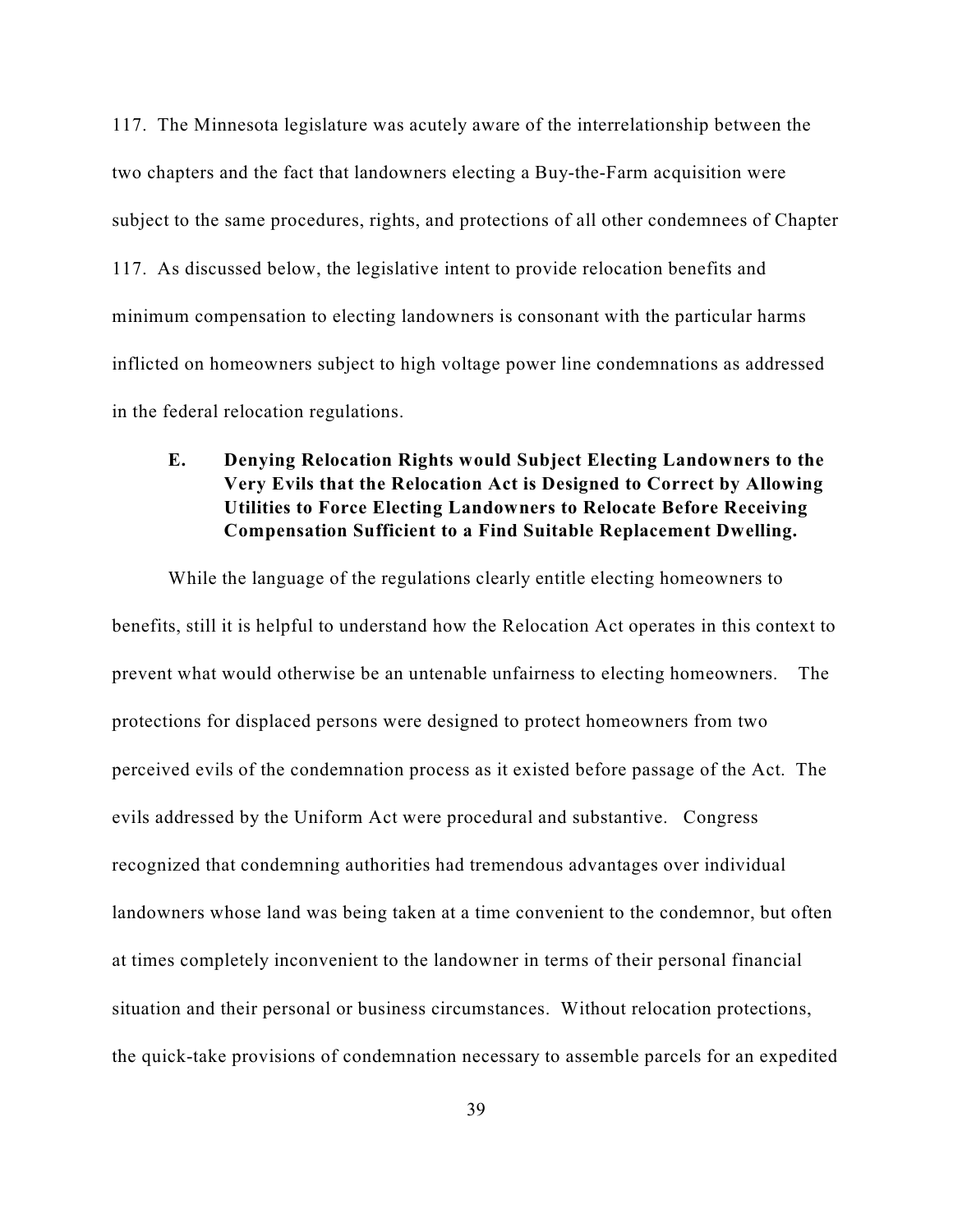117. The Minnesota legislature was acutely aware of the interrelationship between the two chapters and the fact that landowners electing a Buy-the-Farm acquisition were subject to the same procedures, rights, and protections of all other condemnees of Chapter 117. As discussed below, the legislative intent to provide relocation benefits and minimum compensation to electing landowners is consonant with the particular harms inflicted on homeowners subject to high voltage power line condemnations as addressed in the federal relocation regulations.

### E. Denying Relocation Rights would Subject Electing Landowners to the Very Evils that the Relocation Act is Designed to Correct by Allowing Utilities to Force Electing Landowners to Relocate Before Receiving Compensation Sufficient to a Find Suitable Replacement Dwelling.

While the language of the regulations clearly entitle electing homeowners to benefits, still it is helpful to understand how the Relocation Act operates in this context to prevent what would otherwise be an untenable unfairness to electing homeowners. The protections for displaced persons were designed to protect homeowners from two perceived evils of the condemnation process as it existed before passage of the Act. The evils addressed by the Uniform Act were procedural and substantive. Congress recognized that condemning authorities had tremendous advantages over individual landowners whose land was being taken at a time convenient to the condemnor, but often at times completely inconvenient to the landowner in terms of their personal financial situation and their personal or business circumstances. Without relocation protections, the quick-take provisions of condemnation necessary to assemble parcels for an expedited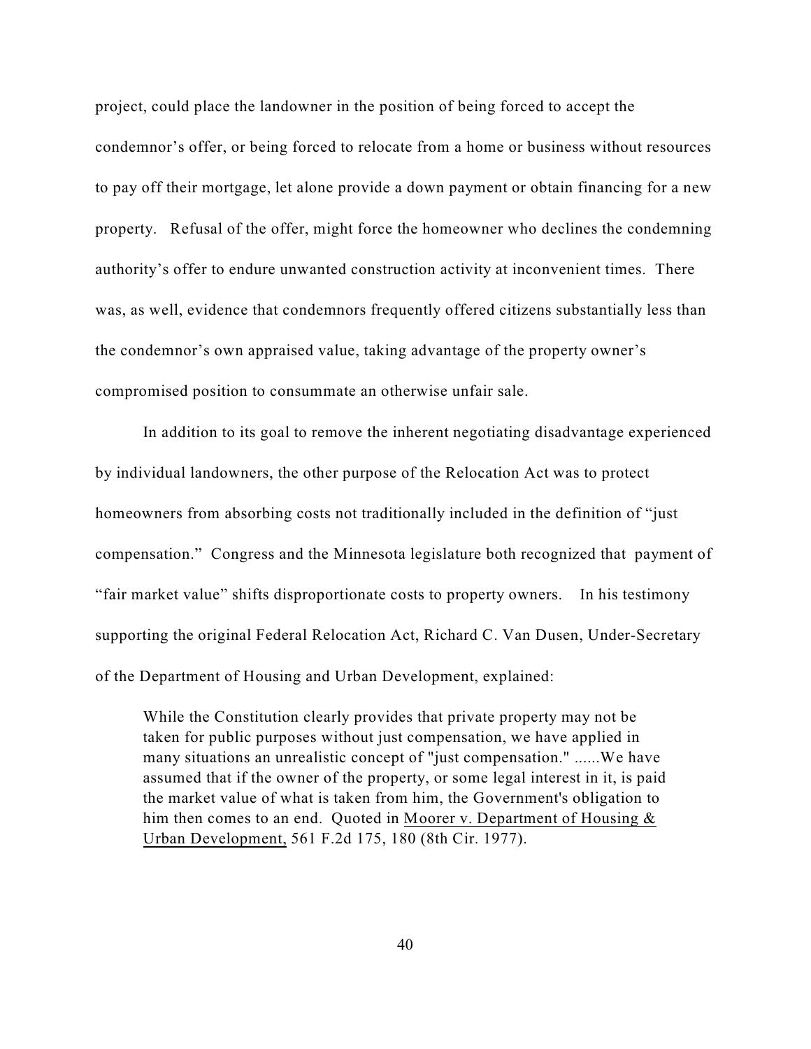project, could place the landowner in the position of being forced to accept the condemnor's offer, or being forced to relocate from a home or business without resources to pay off their mortgage, let alone provide a down payment or obtain financing for a new property. Refusal of the offer, might force the homeowner who declines the condemning authority's offer to endure unwanted construction activity at inconvenient times. There was, as well, evidence that condemnors frequently offered citizens substantially less than the condemnor's own appraised value, taking advantage of the property owner's compromised position to consummate an otherwise unfair sale.

In addition to its goal to remove the inherent negotiating disadvantage experienced by individual landowners, the other purpose of the Relocation Act was to protect homeowners from absorbing costs not traditionally included in the definition of "just compensation." Congress and the Minnesota legislature both recognized that payment of "fair market value" shifts disproportionate costs to property owners. In his testimony supporting the original Federal Relocation Act, Richard C. Van Dusen, Under-Secretary of the Department of Housing and Urban Development, explained:

> While the Constitution clearly provides that private property may not be taken for public purposes without just compensation, we have applied in many situations an unrealistic concept of "just compensation." ......We have assumed that if the owner of the property, or some legal interest in it, is paid the market value of what is taken from him, the Government's obligation to him then comes to an end. Quoted in Moorer v. Department of Housing & Urban Development, 561 F.2d 175, 180 (8th Cir. 1977).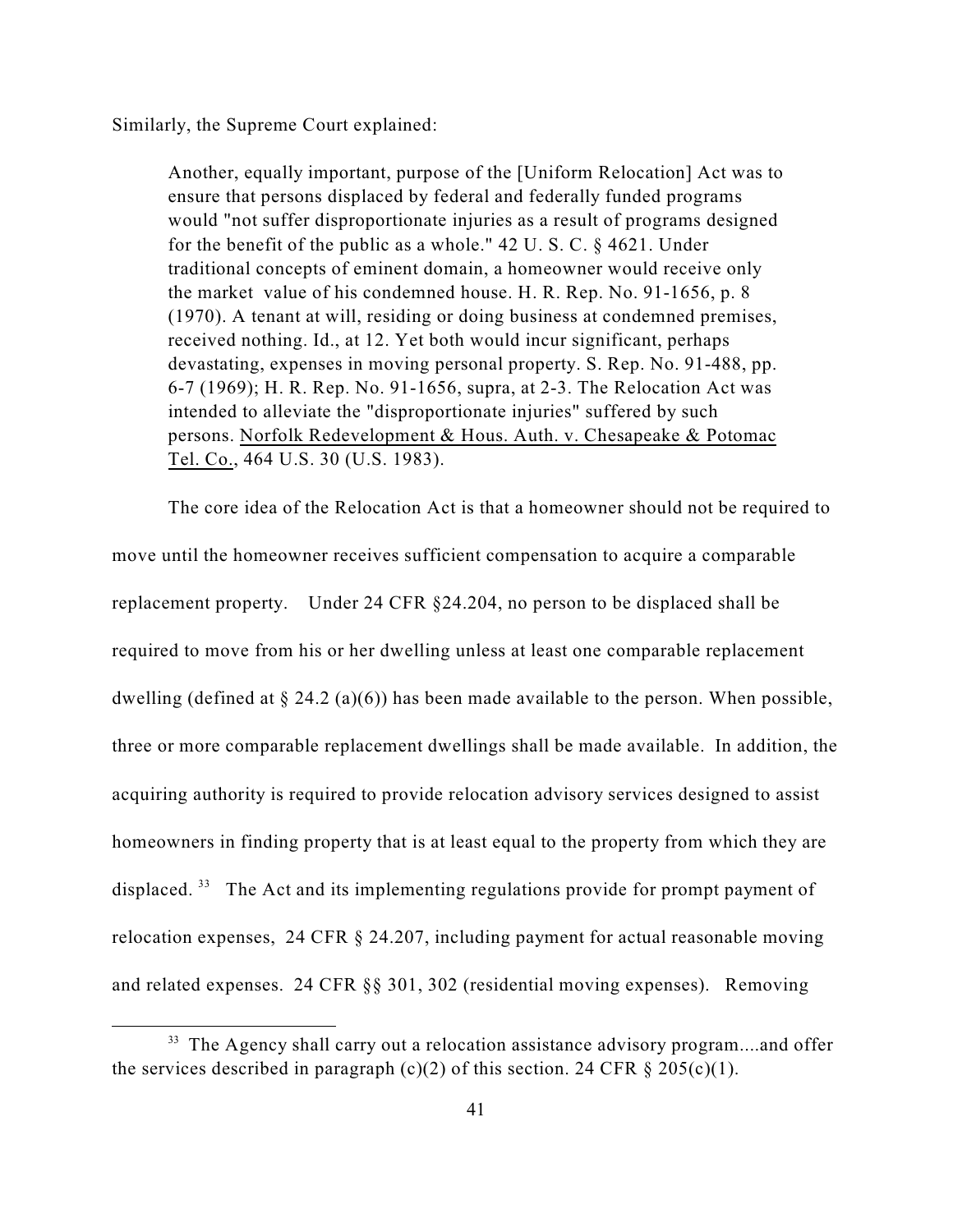Similarly, the Supreme Court explained:

> Another, equally important, purpose of the [Uniform Relocation] Act was to ensure that persons displaced by federal and federally funded programs would "not suffer disproportionate injuries as a result of programs designed for the benefit of the public as a whole." 42 U. S. C. § 4621. Under traditional concepts of eminent domain, a homeowner would receive only the market value of his condemned house. H. R. Rep. No. 91-1656, p. 8 (1970). A tenant at will, residing or doing business at condemned premises, received nothing. Id., at 12. Yet both would incur significant, perhaps devastating, expenses in moving personal property. S. Rep. No. 91-488, pp. 6-7 (1969); H. R. Rep. No. 91-1656, supra, at 2-3. The Relocation Act was intended to alleviate the "disproportionate injuries" suffered by such persons. Norfolk Redevelopment & Hous. Auth. v. Chesapeake & Potomac Tel. Co., 464 U.S. 30 (U.S. 1983).

The core idea of the Relocation Act is that a homeowner should not be required to move until the homeowner receives sufficient compensation to acquire a comparable replacement property. Under 24 CFR §24.204, no person to be displaced shall be required to move from his or her dwelling unless at least one comparable replacement dwelling (defined at § 24.2 (a)(6)) has been made available to the person. When possible, three or more comparable replacement dwellings shall be made available. In addition, the acquiring authority is required to provide relocation advisory services designed to assist homeowners in finding property that is at least equal to the property from which they are displaced.[33] The Act and its implementing regulations provide for prompt payment of relocation expenses, 24 CFR § 24.207, including payment for actual reasonable moving and related expenses. 24 CFR §§ 301, 302 (residential moving expenses). Removing

[33] The Agency shall carry out a relocation assistance advisory program....and offer the services described in paragraph (c)(2) of this section. 24 CFR § 205(c)(1).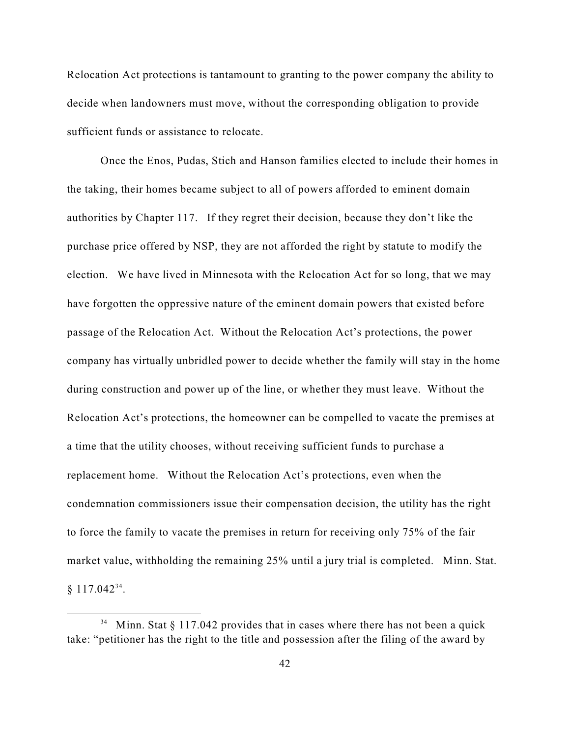Relocation Act protections is tantamount to granting to the power company the ability to decide when landowners must move, without the corresponding obligation to provide sufficient funds or assistance to relocate.

Once the Enos, Pudas, Stich and Hanson families elected to include their homes in the taking, their homes became subject to all of powers afforded to eminent domain authorities by Chapter 117. If they regret their decision, because they don't like the purchase price offered by NSP, they are not afforded the right by statute to modify the election. We have lived in Minnesota with the Relocation Act for so long, that we may have forgotten the oppressive nature of the eminent domain powers that existed before passage of the Relocation Act. Without the Relocation Act's protections, the power company has virtually unbridled power to decide whether the family will stay in the home during construction and power up of the line, or whether they must leave. Without the Relocation Act's protections, the homeowner can be compelled to vacate the premises at a time that the utility chooses, without receiving sufficient funds to purchase a replacement home. Without the Relocation Act's protections, even when the condemnation commissioners issue their compensation decision, the utility has the right to force the family to vacate the premises in return for receiving only 75% of the fair market value, withholding the remaining 25% until a jury trial is completed. Minn. Stat. § 117.042[34].

[34] Minn. Stat § 117.042 provides that in cases where there has not been a quick take: "petitioner has the right to the title and possession after the filing of the award by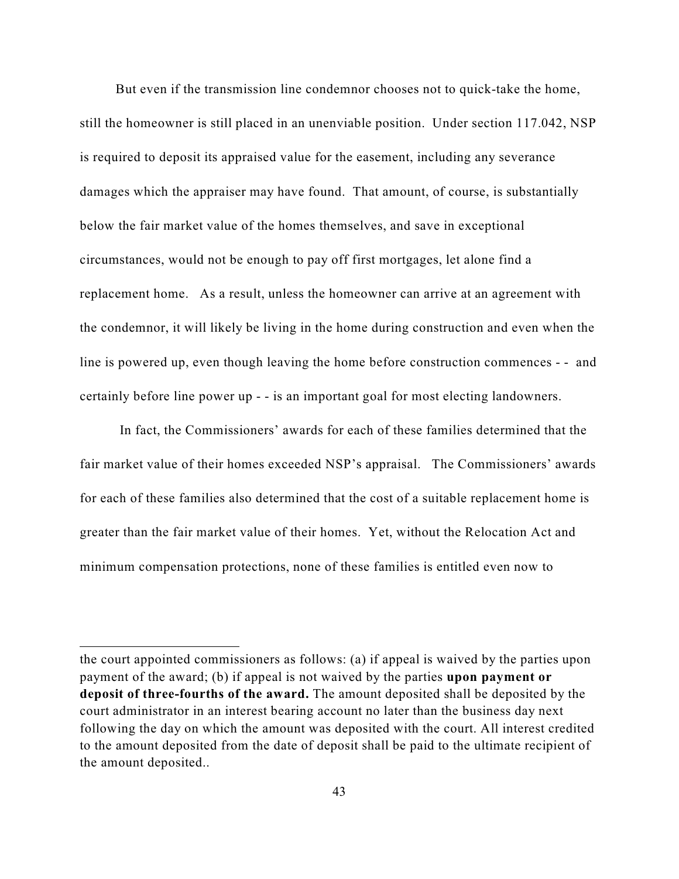But even if the transmission line condemnor chooses not to quick-take the home, still the homeowner is still placed in an unenviable position. Under section 117.042, NSP is required to deposit its appraised value for the easement, including any severance damages which the appraiser may have found. That amount, of course, is substantially below the fair market value of the homes themselves, and save in exceptional circumstances, would not be enough to pay off first mortgages, let alone find a replacement home. As a result, unless the homeowner can arrive at an agreement with the condemnor, it will likely be living in the home during construction and even when the line is powered up, even though leaving the home before construction commences - - and certainly before line power up - - is an important goal for most electing landowners.

In fact, the Commissioners' awards for each of these families determined that the fair market value of their homes exceeded NSP's appraisal. The Commissioners' awards for each of these families also determined that the cost of a suitable replacement home is greater than the fair market value of their homes. Yet, without the Relocation Act and minimum compensation protections, none of these families is entitled even now to

---

the court appointed commissioners as follows: (a) if appeal is waived by the parties upon payment of the award; (b) if appeal is not waived by the parties **upon payment or deposit of three-fourths of the award.** The amount deposited shall be deposited by the court administrator in an interest bearing account no later than the business day next following the day on which the amount was deposited with the court. All interest credited to the amount deposited from the date of deposit shall be paid to the ultimate recipient of the amount deposited..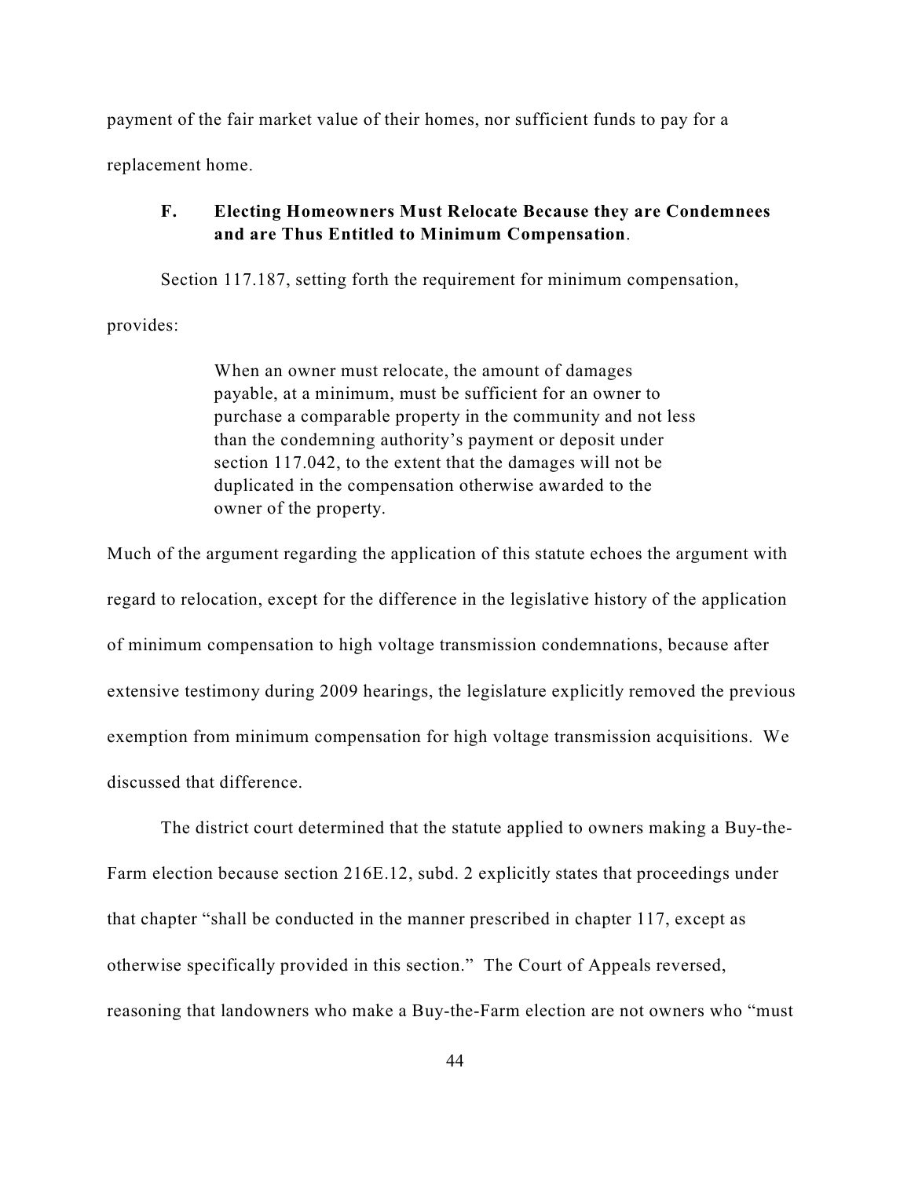payment of the fair market value of their homes, nor sufficient funds to pay for a replacement home.

### F. Electing Homeowners Must Relocate Because they are Condemnees and are Thus Entitled to Minimum Compensation.

Section 117.187, setting forth the requirement for minimum compensation, provides:

> When an owner must relocate, the amount of damages payable, at a minimum, must be sufficient for an owner to purchase a comparable property in the community and not less than the condemning authority's payment or deposit under section 117.042, to the extent that the damages will not be duplicated in the compensation otherwise awarded to the owner of the property.

Much of the argument regarding the application of this statute echoes the argument with regard to relocation, except for the difference in the legislative history of the application of minimum compensation to high voltage transmission condemnations, because after extensive testimony during 2009 hearings, the legislature explicitly removed the previous exemption from minimum compensation for high voltage transmission acquisitions. We discussed that difference.

The district court determined that the statute applied to owners making a Buy-the-Farm election because section 216E.12, subd. 2 explicitly states that proceedings under that chapter "shall be conducted in the manner prescribed in chapter 117, except as otherwise specifically provided in this section." The Court of Appeals reversed, reasoning that landowners who make a Buy-the-Farm election are not owners who "must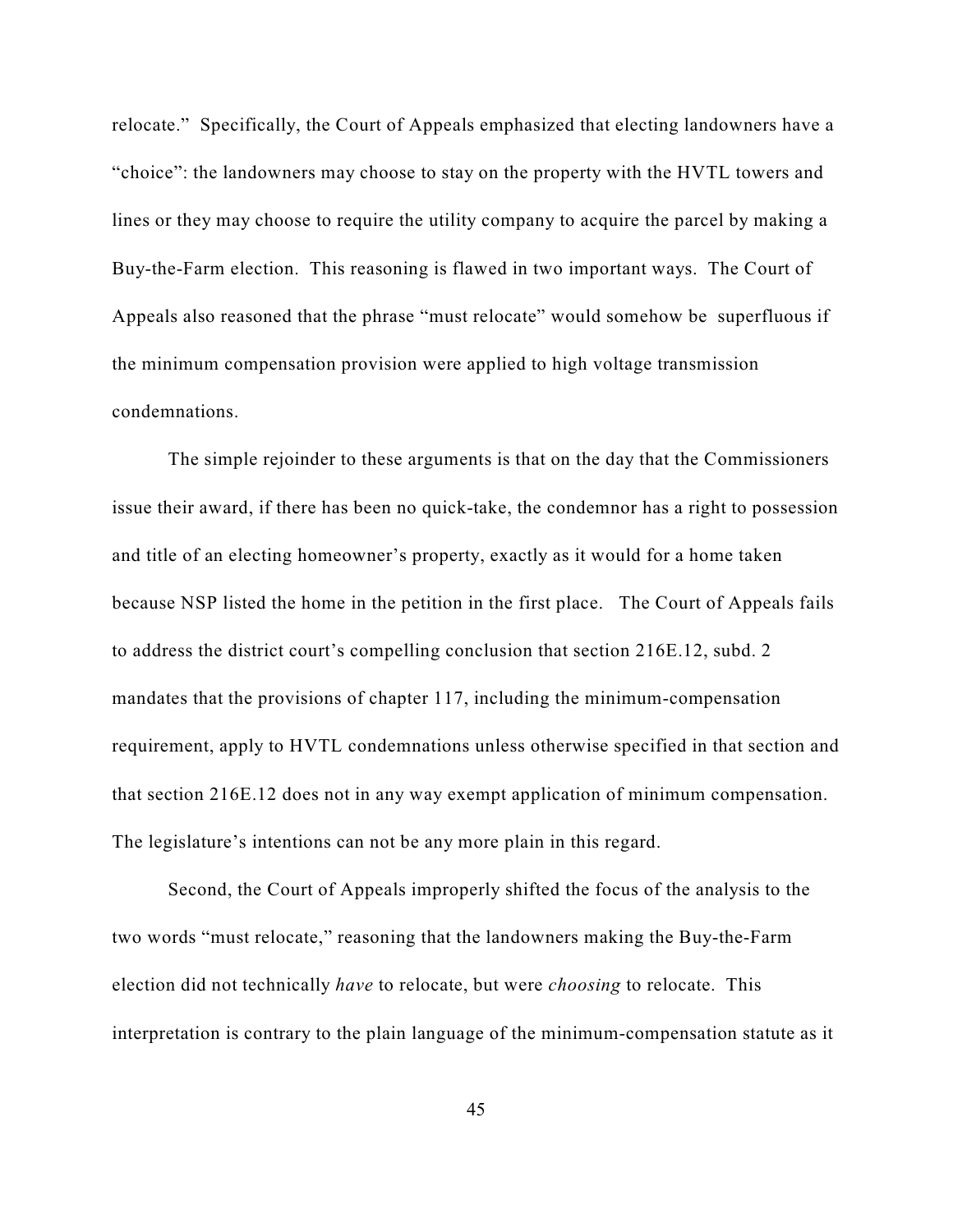relocate." Specifically, the Court of Appeals emphasized that electing landowners have a "choice": the landowners may choose to stay on the property with the HVTL towers and lines or they may choose to require the utility company to acquire the parcel by making a Buy-the-Farm election. This reasoning is flawed in two important ways. The Court of Appeals also reasoned that the phrase "must relocate" would somehow be superfluous if the minimum compensation provision were applied to high voltage transmission condemnations.

The simple rejoinder to these arguments is that on the day that the Commissioners issue their award, if there has been no quick-take, the condemnor has a right to possession and title of an electing homeowner's property, exactly as it would for a home taken because NSP listed the home in the petition in the first place. The Court of Appeals fails to address the district court's compelling conclusion that section 216E.12, subd. 2 mandates that the provisions of chapter 117, including the minimum-compensation requirement, apply to HVTL condemnations unless otherwise specified in that section and that section 216E.12 does not in any way exempt application of minimum compensation. The legislature's intentions can not be any more plain in this regard.

Second, the Court of Appeals improperly shifted the focus of the analysis to the two words "must relocate," reasoning that the landowners making the Buy-the-Farm election did not technically *have* to relocate, but were *choosing* to relocate. This interpretation is contrary to the plain language of the minimum-compensation statute as it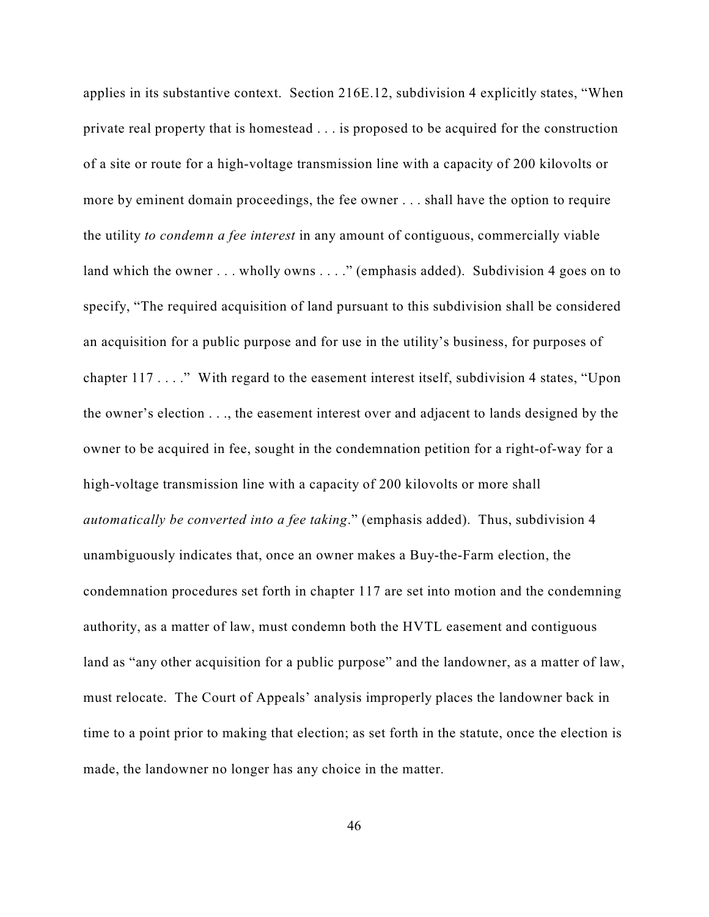applies in its substantive context. Section 216E.12, subdivision 4 explicitly states, "When private real property that is homestead . . . is proposed to be acquired for the construction of a site or route for a high-voltage transmission line with a capacity of 200 kilovolts or more by eminent domain proceedings, the fee owner . . . shall have the option to require the utility *to condemn a fee interest* in any amount of contiguous, commercially viable land which the owner . . . wholly owns . . . ." (emphasis added). Subdivision 4 goes on to specify, "The required acquisition of land pursuant to this subdivision shall be considered an acquisition for a public purpose and for use in the utility's business, for purposes of chapter 117 . . . ." With regard to the easement interest itself, subdivision 4 states, "Upon the owner's election . . ., the easement interest over and adjacent to lands designed by the owner to be acquired in fee, sought in the condemnation petition for a right-of-way for a high-voltage transmission line with a capacity of 200 kilovolts or more shall *automatically be converted into a fee taking*." (emphasis added). Thus, subdivision 4 unambiguously indicates that, once an owner makes a Buy-the-Farm election, the condemnation procedures set forth in chapter 117 are set into motion and the condemning authority, as a matter of law, must condemn both the HVTL easement and contiguous land as "any other acquisition for a public purpose" and the landowner, as a matter of law, must relocate. The Court of Appeals' analysis improperly places the landowner back in time to a point prior to making that election; as set forth in the statute, once the election is made, the landowner no longer has any choice in the matter.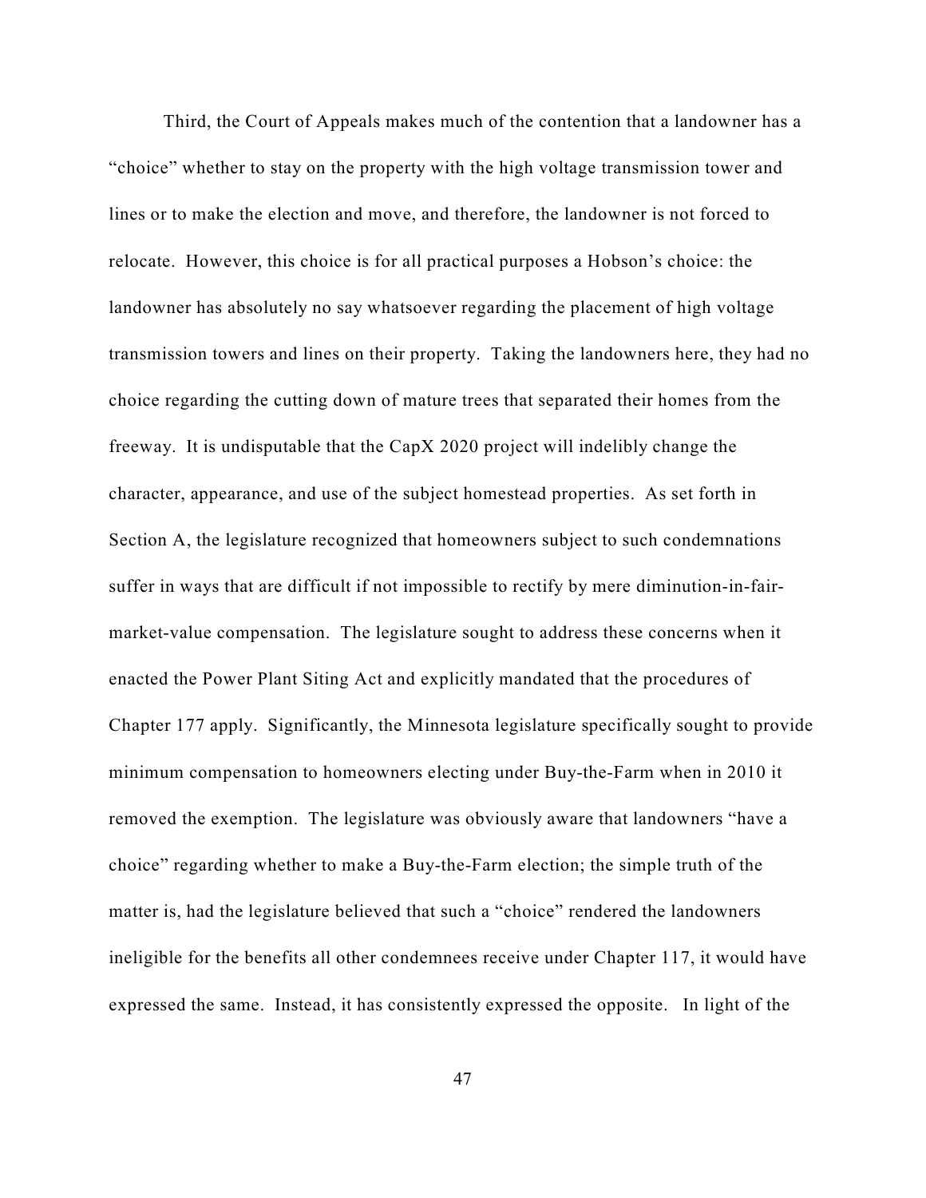Third, the Court of Appeals makes much of the contention that a landowner has a "choice" whether to stay on the property with the high voltage transmission tower and lines or to make the election and move, and therefore, the landowner is not forced to relocate. However, this choice is for all practical purposes a Hobson's choice: the landowner has absolutely no say whatsoever regarding the placement of high voltage transmission towers and lines on their property. Taking the landowners here, they had no choice regarding the cutting down of mature trees that separated their homes from the freeway. It is undisputable that the CapX 2020 project will indelibly change the character, appearance, and use of the subject homestead properties. As set forth in Section A, the legislature recognized that homeowners subject to such condemnations suffer in ways that are difficult if not impossible to rectify by mere diminution-in-fair-market-value compensation. The legislature sought to address these concerns when it enacted the Power Plant Siting Act and explicitly mandated that the procedures of Chapter 177 apply. Significantly, the Minnesota legislature specifically sought to provide minimum compensation to homeowners electing under Buy-the-Farm when in 2010 it removed the exemption. The legislature was obviously aware that landowners "have a choice" regarding whether to make a Buy-the-Farm election; the simple truth of the matter is, had the legislature believed that such a "choice" rendered the landowners ineligible for the benefits all other condemnees receive under Chapter 117, it would have expressed the same. Instead, it has consistently expressed the opposite. In light of the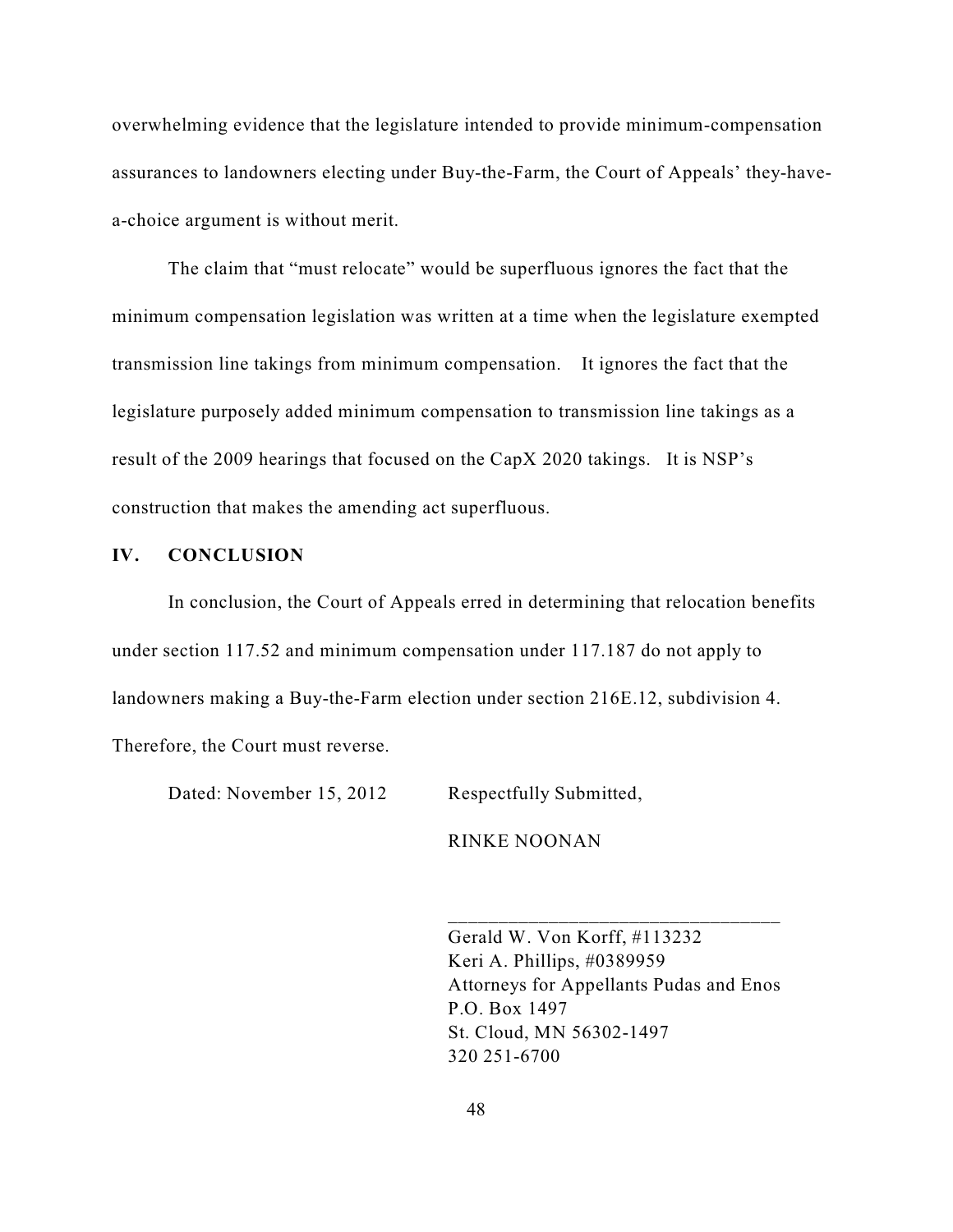overwhelming evidence that the legislature intended to provide minimum-compensation assurances to landowners electing under Buy-the-Farm, the Court of Appeals' they-have-a-choice argument is without merit.

The claim that "must relocate" would be superfluous ignores the fact that the minimum compensation legislation was written at a time when the legislature exempted transmission line takings from minimum compensation. It ignores the fact that the legislature purposely added minimum compensation to transmission line takings as a result of the 2009 hearings that focused on the CapX 2020 takings. It is NSP's construction that makes the amending act superfluous.

## IV. CONCLUSION

In conclusion, the Court of Appeals erred in determining that relocation benefits under section 117.52 and minimum compensation under 117.187 do not apply to landowners making a Buy-the-Farm election under section 216E.12, subdivision 4. Therefore, the Court must reverse.

Dated: November 15, 2012

Respectfully Submitted,

RINKE NOONAN

\_\_\_\_\_\_\_\_\_\_\_\_\_\_\_\_\_\_\_\_\_\_\_\_\_\_\_\_\_\_\_\_\_\_

Gerald W. Von Korff, #113232
Keri A. Phillips, #0389959
Attorneys for Appellants Pudas and Enos
P.O. Box 1497
St. Cloud, MN 56302-1497
320 251-6700